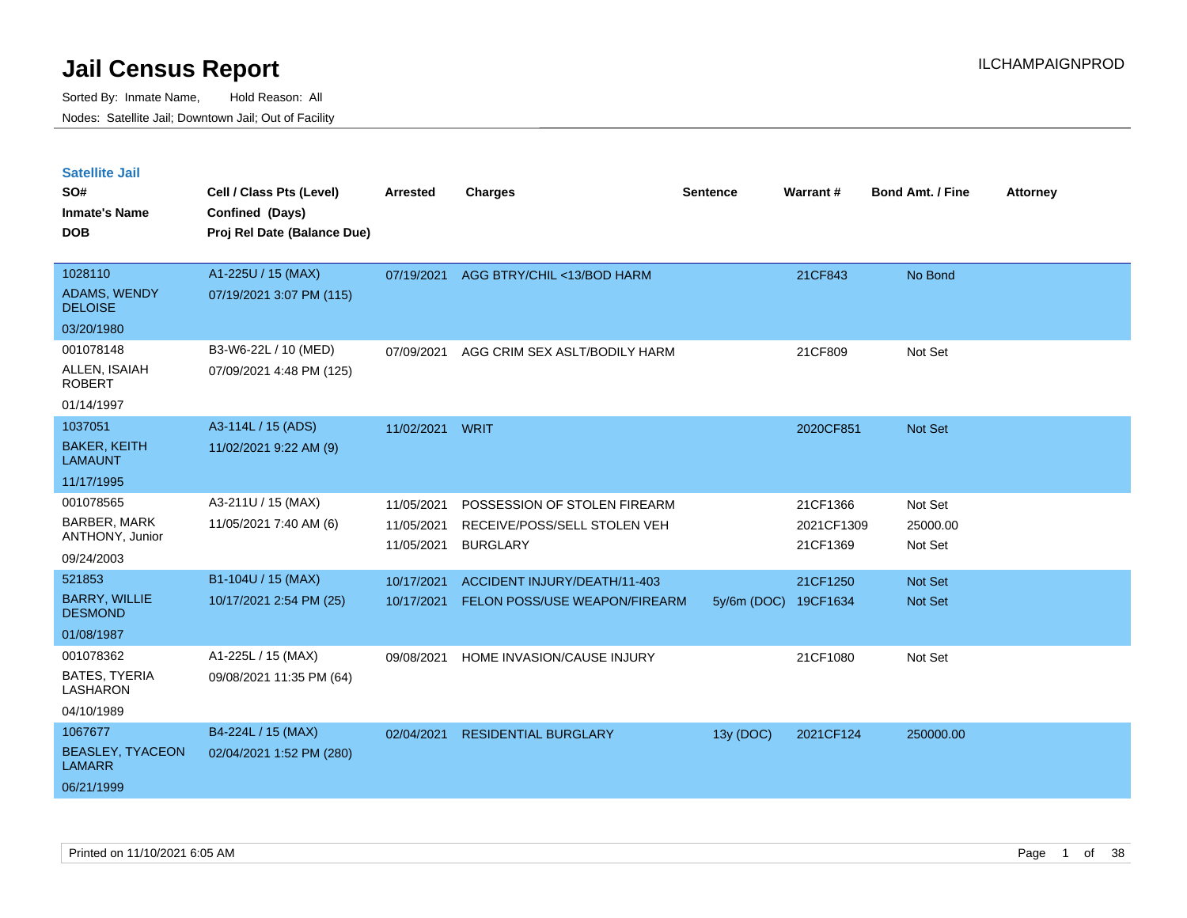# Jail Census Report

ILCHAMPAIGNPROD

Sorted By: Inmate Name, Hold Reason: All

Nodes: Satellite Jail; Downtown Jail; Out of Facility

## Satellite Jail

| SO# / Inmate's Name / DOB | Cell / Class Pts (Level) / Confined (Days) / Proj Rel Date (Balance Due) | Arrested | Charges | Sentence | Warrant # | Bond Amt. / Fine | Attorney |
|---|---|---|---|---|---|---|---|
| 1028110<br>ADAMS, WENDY DELOISE<br>03/20/1980 | A1-225U / 15 (MAX)<br>07/19/2021 3:07 PM (115) | 07/19/2021 | AGG BTRY/CHIL <13/BOD HARM | | 21CF843 | No Bond | |
| 001078148<br>ALLEN, ISAIAH ROBERT<br>01/14/1997 | B3-W6-22L / 10 (MED)<br>07/09/2021 4:48 PM (125) | 07/09/2021 | AGG CRIM SEX ASLT/BODILY HARM | | 21CF809 | Not Set | |
| 1037051<br>BAKER, KEITH LAMAUNT<br>11/17/1995 | A3-114L / 15 (ADS)<br>11/02/2021 9:22 AM (9) | 11/02/2021 | WRIT | | 2020CF851 | Not Set | |
| 001078565<br>BARBER, MARK ANTHONY, Junior<br>09/24/2003 | A3-211U / 15 (MAX)<br>11/05/2021 7:40 AM (6) | 11/05/2021<br>11/05/2021<br>11/05/2021 | POSSESSION OF STOLEN FIREARM<br>RECEIVE/POSS/SELL STOLEN VEH<br>BURGLARY | | 21CF1366<br>2021CF1309<br>21CF1369 | Not Set<br>25000.00<br>Not Set | |
| 521853<br>BARRY, WILLIE DESMOND<br>01/08/1987 | B1-104U / 15 (MAX)<br>10/17/2021 2:54 PM (25) | 10/17/2021<br>10/17/2021 | ACCIDENT INJURY/DEATH/11-403<br>FELON POSS/USE WEAPON/FIREARM | <br>5y/6m (DOC) | 21CF1250<br>19CF1634 | Not Set<br>Not Set | |
| 001078362<br>BATES, TYERIA LASHARON<br>04/10/1989 | A1-225L / 15 (MAX)<br>09/08/2021 11:35 PM (64) | 09/08/2021 | HOME INVASION/CAUSE INJURY | | 21CF1080 | Not Set | |
| 1067677<br>BEASLEY, TYACEON LAMARR<br>06/21/1999 | B4-224L / 15 (MAX)<br>02/04/2021 1:52 PM (280) | 02/04/2021 | RESIDENTIAL BURGLARY | 13y (DOC) | 2021CF124 | 250000.00 | |

Printed on 11/10/2021 6:05 AM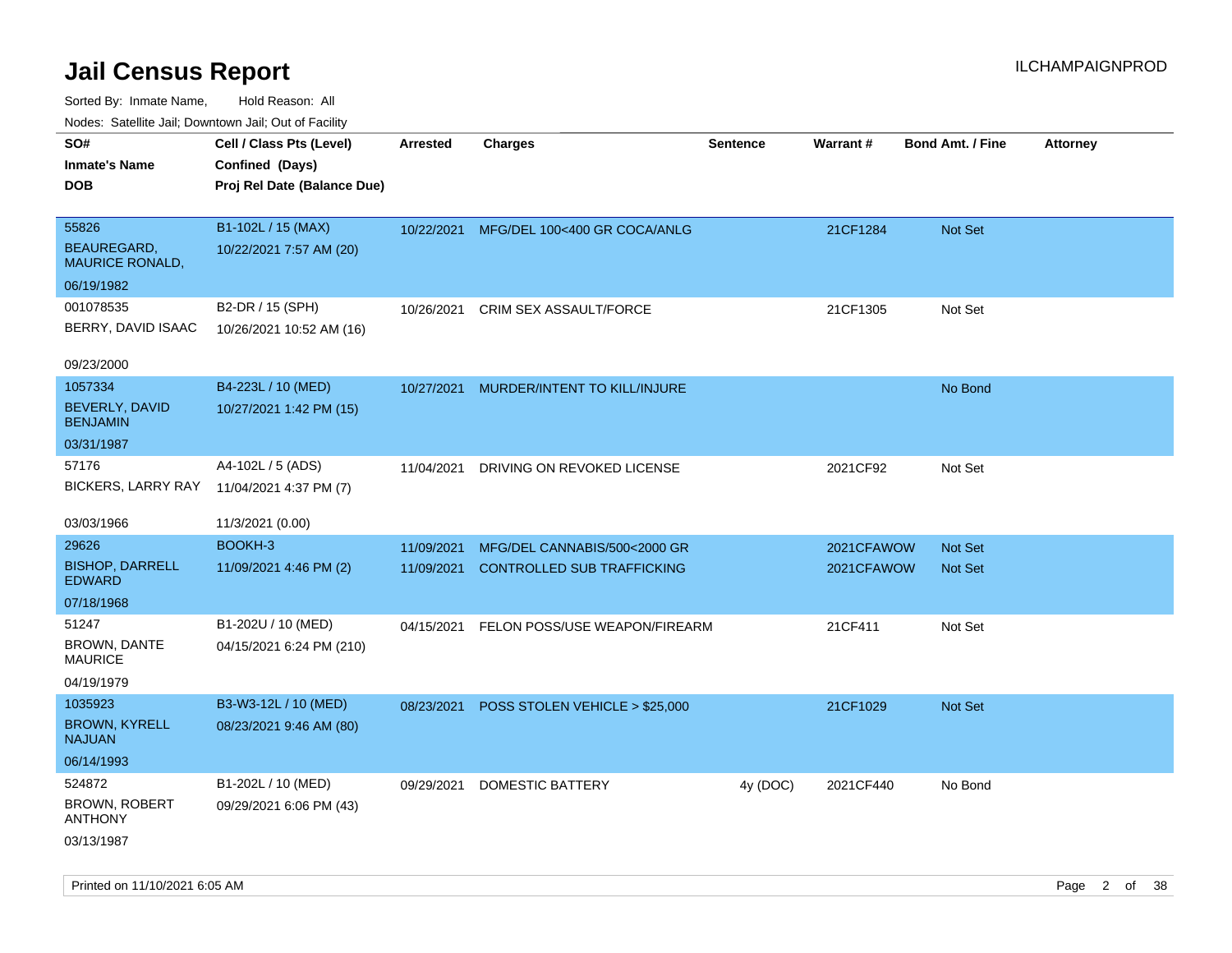# Jail Census Report

Sorted By: Inmate Name, Hold Reason: All

Nodes: Satellite Jail; Downtown Jail; Out of Facility

| SO# / Inmate's Name / DOB | Cell / Class Pts (Level) / Confined (Days) / Proj Rel Date (Balance Due) | Arrested | Charges | Sentence | Warrant # | Bond Amt. / Fine | Attorney |
|---|---|---|---|---|---|---|---|
| 55826<br>BEAUREGARD, MAURICE RONALD,<br>06/19/1982 | B1-102L / 15 (MAX)<br>10/22/2021 7:57 AM (20) | 10/22/2021 | MFG/DEL 100<400 GR COCA/ANLG | | 21CF1284 | Not Set | |
| 001078535<br>BERRY, DAVID ISAAC<br>09/23/2000 | B2-DR / 15 (SPH)<br>10/26/2021 10:52 AM (16) | 10/26/2021 | CRIM SEX ASSAULT/FORCE | | 21CF1305 | Not Set | |
| 1057334<br>BEVERLY, DAVID BENJAMIN<br>03/31/1987 | B4-223L / 10 (MED)<br>10/27/2021 1:42 PM (15) | 10/27/2021 | MURDER/INTENT TO KILL/INJURE | | | No Bond | |
| 57176<br>BICKERS, LARRY RAY<br>03/03/1966 | A4-102L / 5 (ADS)<br>11/04/2021 4:37 PM (7)<br>11/3/2021 (0.00) | 11/04/2021 | DRIVING ON REVOKED LICENSE | | 2021CF92 | Not Set | |
| 29626<br>BISHOP, DARRELL EDWARD<br>07/18/1968 | BOOKH-3<br>11/09/2021 4:46 PM (2) | 11/09/2021 | MFG/DEL CANNABIS/500<2000 GR | | 2021CFAWOW | Not Set | |
| | | 11/09/2021 | CONTROLLED SUB TRAFFICKING | | 2021CFAWOW | Not Set | |
| 51247<br>BROWN, DANTE MAURICE<br>04/19/1979 | B1-202U / 10 (MED)<br>04/15/2021 6:24 PM (210) | 04/15/2021 | FELON POSS/USE WEAPON/FIREARM | | 21CF411 | Not Set | |
| 1035923<br>BROWN, KYRELL NAJUAN<br>06/14/1993 | B3-W3-12L / 10 (MED)<br>08/23/2021 9:46 AM (80) | 08/23/2021 | POSS STOLEN VEHICLE > $25,000 | | 21CF1029 | Not Set | |
| 524872<br>BROWN, ROBERT ANTHONY<br>03/13/1987 | B1-202L / 10 (MED)<br>09/29/2021 6:06 PM (43) | 09/29/2021 | DOMESTIC BATTERY | 4y (DOC) | 2021CF440 | No Bond | |

Printed on 11/10/2021 6:05 AM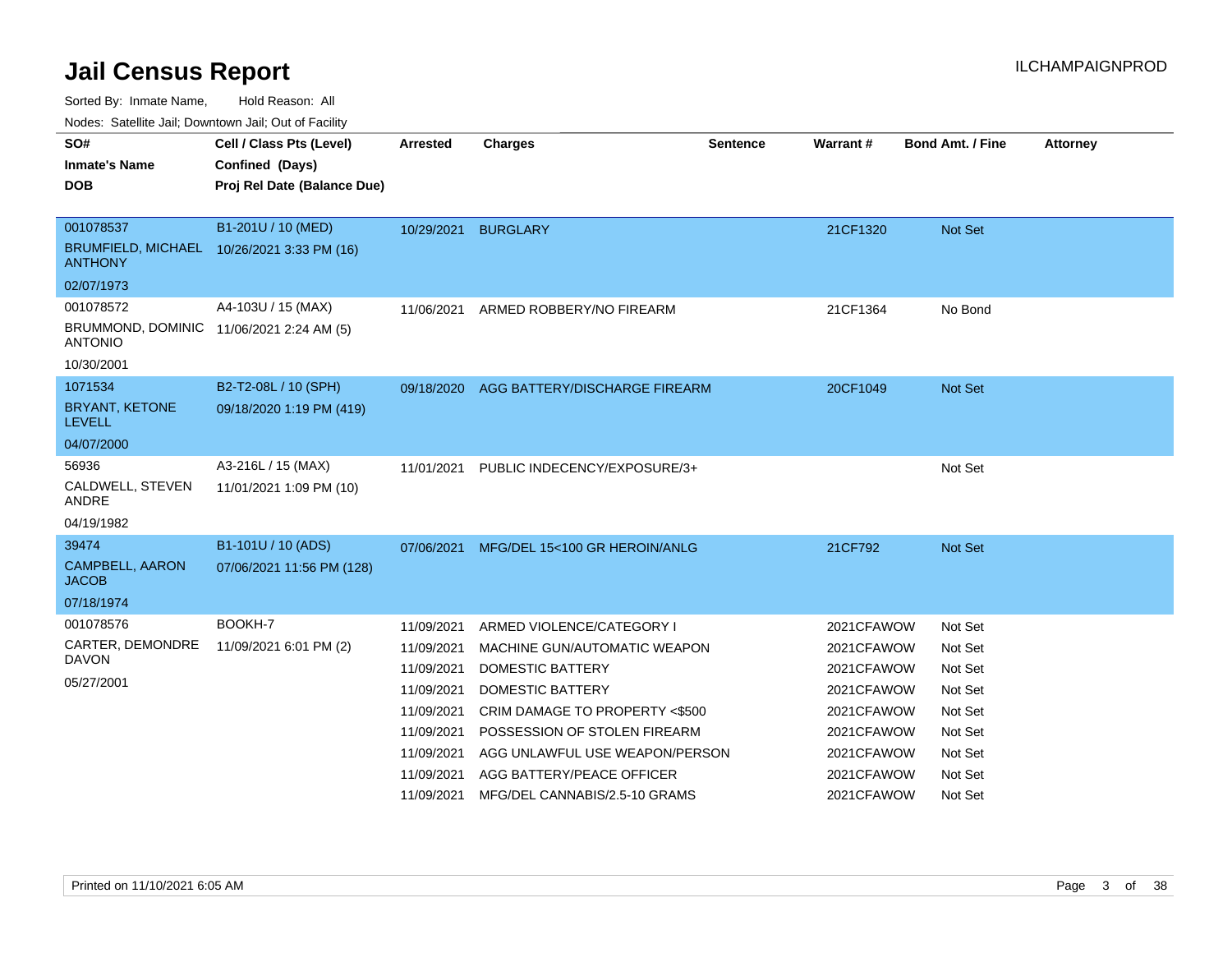# Jail Census Report

ILCHAMPAIGNPROD

Sorted By: Inmate Name, Hold Reason: All

Nodes: Satellite Jail; Downtown Jail; Out of Facility

| SO# / Inmate's Name / DOB | Cell / Class Pts (Level) / Confined (Days) / Proj Rel Date (Balance Due) | Arrested | Charges | Sentence | Warrant # | Bond Amt. / Fine | Attorney |
|---|---|---|---|---|---|---|---|
| 001078537 BRUMFIELD, MICHAEL ANTHONY 02/07/1973 | B1-201U / 10 (MED) 10/26/2021 3:33 PM (16) | 10/29/2021 | BURGLARY | | 21CF1320 | Not Set | |
| 001078572 BRUMMOND, DOMINIC ANTONIO 10/30/2001 | A4-103U / 15 (MAX) 11/06/2021 2:24 AM (5) | 11/06/2021 | ARMED ROBBERY/NO FIREARM | | 21CF1364 | No Bond | |
| 1071534 BRYANT, KETONE LEVELL 04/07/2000 | B2-T2-08L / 10 (SPH) 09/18/2020 1:19 PM (419) | 09/18/2020 | AGG BATTERY/DISCHARGE FIREARM | | 20CF1049 | Not Set | |
| 56936 CALDWELL, STEVEN ANDRE 04/19/1982 | A3-216L / 15 (MAX) 11/01/2021 1:09 PM (10) | 11/01/2021 | PUBLIC INDECENCY/EXPOSURE/3+ | | | Not Set | |
| 39474 CAMPBELL, AARON JACOB 07/18/1974 | B1-101U / 10 (ADS) 07/06/2021 11:56 PM (128) | 07/06/2021 | MFG/DEL 15<100 GR HEROIN/ANLG | | 21CF792 | Not Set | |
| 001078576 CARTER, DEMONDRE DAVON 05/27/2001 | BOOKH-7 11/09/2021 6:01 PM (2) | 11/09/2021 | ARMED VIOLENCE/CATEGORY I | | 2021CFAWOW | Not Set | |
| | | 11/09/2021 | MACHINE GUN/AUTOMATIC WEAPON | | 2021CFAWOW | Not Set | |
| | | 11/09/2021 | DOMESTIC BATTERY | | 2021CFAWOW | Not Set | |
| | | 11/09/2021 | DOMESTIC BATTERY | | 2021CFAWOW | Not Set | |
| | | 11/09/2021 | CRIM DAMAGE TO PROPERTY <$500 | | 2021CFAWOW | Not Set | |
| | | 11/09/2021 | POSSESSION OF STOLEN FIREARM | | 2021CFAWOW | Not Set | |
| | | 11/09/2021 | AGG UNLAWFUL USE WEAPON/PERSON | | 2021CFAWOW | Not Set | |
| | | 11/09/2021 | AGG BATTERY/PEACE OFFICER | | 2021CFAWOW | Not Set | |
| | | 11/09/2021 | MFG/DEL CANNABIS/2.5-10 GRAMS | | 2021CFAWOW | Not Set | |

Printed on 11/10/2021 6:05 AM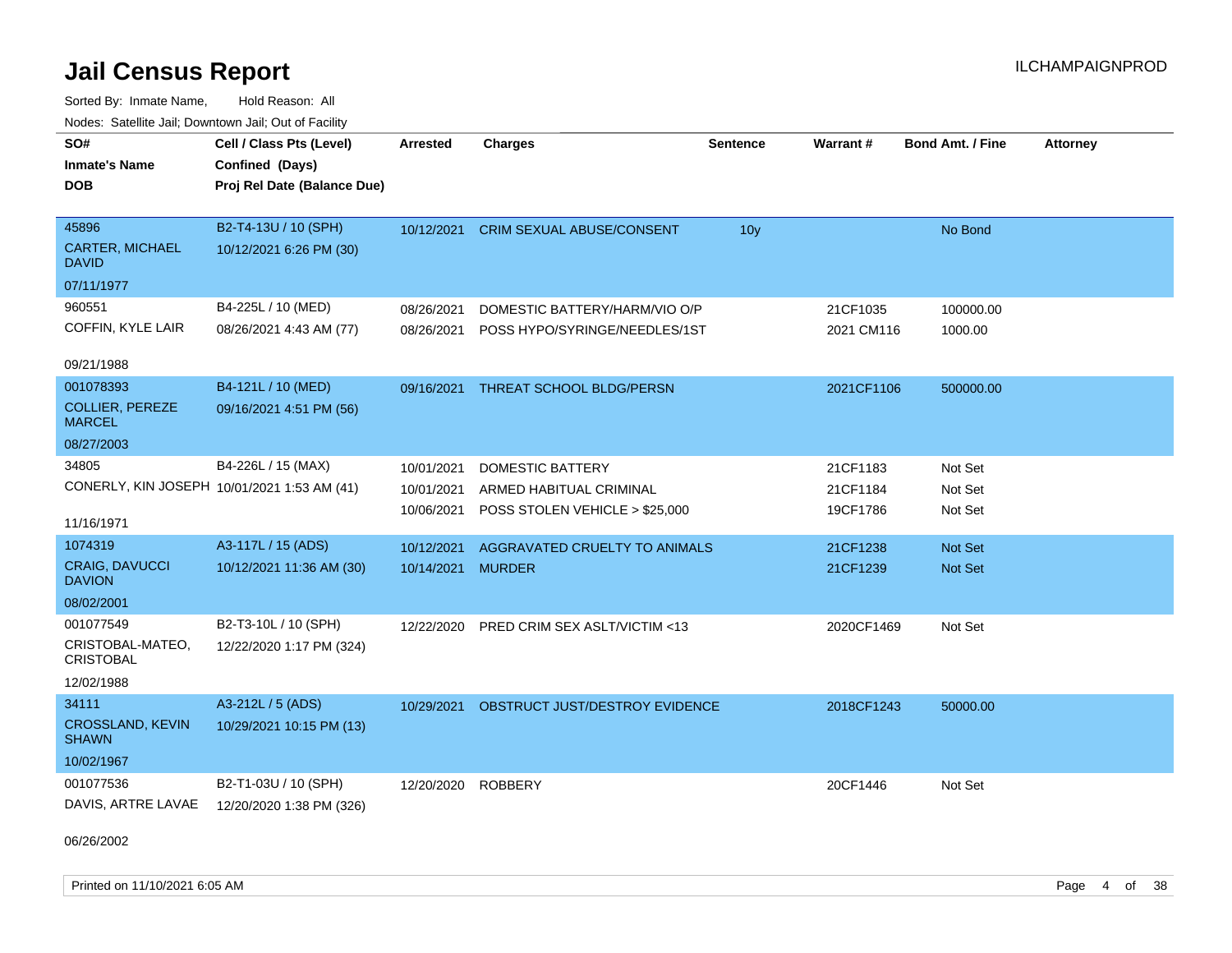# Jail Census Report

ILCHAMPAIGNPROD

Sorted By: Inmate Name, Hold Reason: All

Nodes: Satellite Jail; Downtown Jail; Out of Facility

| SO#<br>Inmate's Name<br>DOB | Cell / Class Pts (Level)<br>Confined (Days)<br>Proj Rel Date (Balance Due) | Arrested | Charges | Sentence | Warrant # | Bond Amt. / Fine | Attorney |
|---|---|---|---|---|---|---|---|
| 45896<br>CARTER, MICHAEL DAVID<br>07/11/1977 | B2-T4-13U / 10 (SPH)<br>10/12/2021 6:26 PM (30) | 10/12/2021 | CRIM SEXUAL ABUSE/CONSENT | 10y | | No Bond | |
| 960551<br>COFFIN, KYLE LAIR<br>09/21/1988 | B4-225L / 10 (MED)<br>08/26/2021 4:43 AM (77) | 08/26/2021<br>08/26/2021 | DOMESTIC BATTERY/HARM/VIO O/P<br>POSS HYPO/SYRINGE/NEEDLES/1ST | | 21CF1035<br>2021 CM116 | 100000.00<br>1000.00 | |
| 001078393<br>COLLIER, PEREZE MARCEL<br>08/27/2003 | B4-121L / 10 (MED)<br>09/16/2021 4:51 PM (56) | 09/16/2021 | THREAT SCHOOL BLDG/PERSN | | 2021CF1106 | 500000.00 | |
| 34805<br>CONERLY, KIN JOSEPH<br>11/16/1971 | B4-226L / 15 (MAX)<br>10/01/2021 1:53 AM (41) | 10/01/2021<br>10/01/2021<br>10/06/2021 | DOMESTIC BATTERY<br>ARMED HABITUAL CRIMINAL<br>POSS STOLEN VEHICLE > $25,000 | | 21CF1183<br>21CF1184<br>19CF1786 | Not Set<br>Not Set<br>Not Set | |
| 1074319<br>CRAIG, DAVUCCI DAVION<br>08/02/2001 | A3-117L / 15 (ADS)<br>10/12/2021 11:36 AM (30) | 10/12/2021<br>10/14/2021 | AGGRAVATED CRUELTY TO ANIMALS<br>MURDER | | 21CF1238<br>21CF1239 | Not Set<br>Not Set | |
| 001077549<br>CRISTOBAL-MATEO, CRISTOBAL<br>12/02/1988 | B2-T3-10L / 10 (SPH)<br>12/22/2020 1:17 PM (324) | 12/22/2020 | PRED CRIM SEX ASLT/VICTIM <13 | | 2020CF1469 | Not Set | |
| 34111<br>CROSSLAND, KEVIN SHAWN<br>10/02/1967 | A3-212L / 5 (ADS)<br>10/29/2021 10:15 PM (13) | 10/29/2021 | OBSTRUCT JUST/DESTROY EVIDENCE | | 2018CF1243 | 50000.00 | |
| 001077536<br>DAVIS, ARTRE LAVAE<br>06/26/2002 | B2-T1-03U / 10 (SPH)<br>12/20/2020 1:38 PM (326) | 12/20/2020 | ROBBERY | | 20CF1446 | Not Set | |

Printed on 11/10/2021 6:05 AM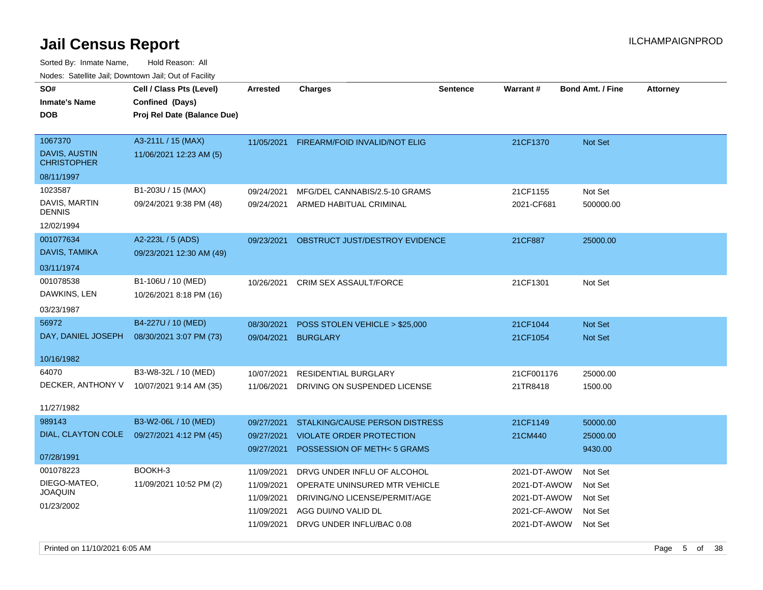# Jail Census Report

ILCHAMPAIGNPROD

Sorted By: Inmate Name, Hold Reason: All

Nodes: Satellite Jail; Downtown Jail; Out of Facility

| SO# / Inmate's Name / DOB | Cell / Class Pts (Level) / Confined (Days) / Proj Rel Date (Balance Due) | Arrested | Charges | Sentence | Warrant # | Bond Amt. / Fine | Attorney |
|---|---|---|---|---|---|---|---|
| 1067370 DAVIS, AUSTIN CHRISTOPHER 08/11/1997 | A3-211L / 15 (MAX) 11/06/2021 12:23 AM (5) | 11/05/2021 | FIREARM/FOID INVALID/NOT ELIG | | 21CF1370 | Not Set | |
| 1023587 DAVIS, MARTIN DENNIS 12/02/1994 | B1-203U / 15 (MAX) 09/24/2021 9:38 PM (48) | 09/24/2021 | MFG/DEL CANNABIS/2.5-10 GRAMS | | 21CF1155 | Not Set | |
| | | 09/24/2021 | ARMED HABITUAL CRIMINAL | | 2021-CF681 | 500000.00 | |
| 001077634 DAVIS, TAMIKA 03/11/1974 | A2-223L / 5 (ADS) 09/23/2021 12:30 AM (49) | 09/23/2021 | OBSTRUCT JUST/DESTROY EVIDENCE | | 21CF887 | 25000.00 | |
| 001078538 DAWKINS, LEN 03/23/1987 | B1-106U / 10 (MED) 10/26/2021 8:18 PM (16) | 10/26/2021 | CRIM SEX ASSAULT/FORCE | | 21CF1301 | Not Set | |
| 56972 DAY, DANIEL JOSEPH 10/16/1982 | B4-227U / 10 (MED) 08/30/2021 3:07 PM (73) | 08/30/2021 | POSS STOLEN VEHICLE > $25,000 | | 21CF1044 | Not Set | |
| | | 09/04/2021 | BURGLARY | | 21CF1054 | Not Set | |
| 64070 DECKER, ANTHONY V 11/27/1982 | B3-W8-32L / 10 (MED) 10/07/2021 9:14 AM (35) | 10/07/2021 | RESIDENTIAL BURGLARY | | 21CF001176 | 25000.00 | |
| | | 11/06/2021 | DRIVING ON SUSPENDED LICENSE | | 21TR8418 | 1500.00 | |
| 989143 DIAL, CLAYTON COLE 07/28/1991 | B3-W2-06L / 10 (MED) 09/27/2021 4:12 PM (45) | 09/27/2021 | STALKING/CAUSE PERSON DISTRESS | | 21CF1149 | 50000.00 | |
| | | 09/27/2021 | VIOLATE ORDER PROTECTION | | 21CM440 | 25000.00 | |
| | | 09/27/2021 | POSSESSION OF METH< 5 GRAMS | | | 9430.00 | |
| 001078223 DIEGO-MATEO, JOAQUIN 01/23/2002 | BOOKH-3 11/09/2021 10:52 PM (2) | 11/09/2021 | DRVG UNDER INFLU OF ALCOHOL | | 2021-DT-AWOW | Not Set | |
| | | 11/09/2021 | OPERATE UNINSURED MTR VEHICLE | | 2021-DT-AWOW | Not Set | |
| | | 11/09/2021 | DRIVING/NO LICENSE/PERMIT/AGE | | 2021-DT-AWOW | Not Set | |
| | | 11/09/2021 | AGG DUI/NO VALID DL | | 2021-CF-AWOW | Not Set | |
| | | 11/09/2021 | DRVG UNDER INFLU/BAC 0.08 | | 2021-DT-AWOW | Not Set | |

Printed on 11/10/2021 6:05 AM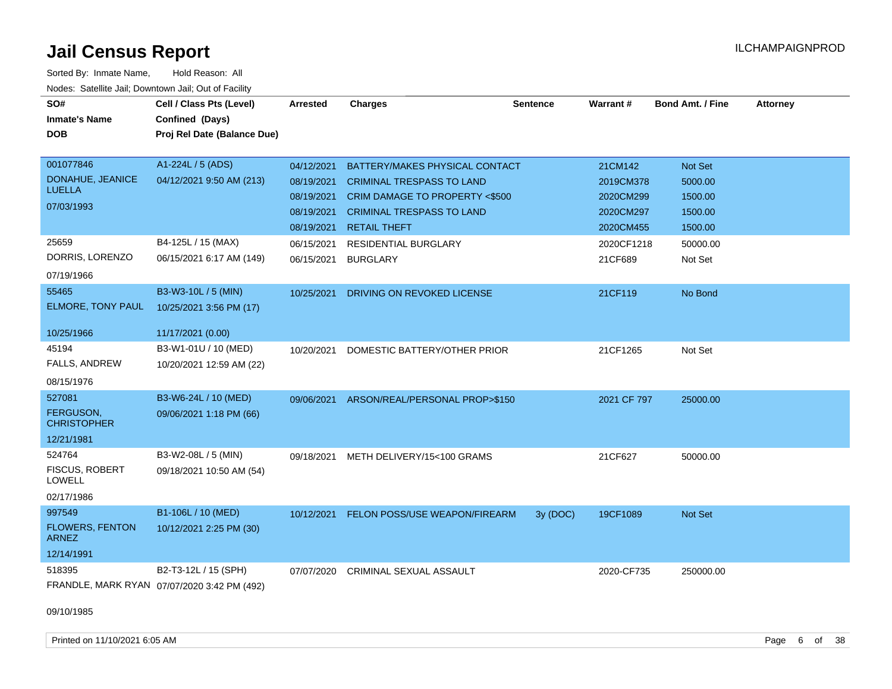# Jail Census Report

ILCHAMPAIGNPROD

Sorted By: Inmate Name, Hold Reason: All

Nodes: Satellite Jail; Downtown Jail; Out of Facility

| SO# / Inmate's Name / DOB | Cell / Class Pts (Level) / Confined (Days) / Proj Rel Date (Balance Due) | Arrested | Charges | Sentence | Warrant # | Bond Amt. / Fine | Attorney |
|---|---|---|---|---|---|---|---|
| 001077846<br>DONAHUE, JEANICE LUELLA<br>07/03/1993 | A1-224L / 5 (ADS)<br>04/12/2021 9:50 AM (213) | 04/12/2021 | BATTERY/MAKES PHYSICAL CONTACT | | 21CM142 | Not Set | |
| | | 08/19/2021 | CRIMINAL TRESPASS TO LAND | | 2019CM378 | 5000.00 | |
| | | 08/19/2021 | CRIM DAMAGE TO PROPERTY <$500 | | 2020CM299 | 1500.00 | |
| | | 08/19/2021 | CRIMINAL TRESPASS TO LAND | | 2020CM297 | 1500.00 | |
| | | 08/19/2021 | RETAIL THEFT | | 2020CM455 | 1500.00 | |
| 25659<br>DORRIS, LORENZO<br>07/19/1966 | B4-125L / 15 (MAX)<br>06/15/2021 6:17 AM (149) | 06/15/2021 | RESIDENTIAL BURGLARY | | 2020CF1218 | 50000.00 | |
| | | 06/15/2021 | BURGLARY | | 21CF689 | Not Set | |
| 55465<br>ELMORE, TONY PAUL<br>10/25/1966 | B3-W3-10L / 5 (MIN)<br>10/25/2021 3:56 PM (17)<br>11/17/2021 (0.00) | 10/25/2021 | DRIVING ON REVOKED LICENSE | | 21CF119 | No Bond | |
| 45194<br>FALLS, ANDREW<br>08/15/1976 | B3-W1-01U / 10 (MED)<br>10/20/2021 12:59 AM (22) | 10/20/2021 | DOMESTIC BATTERY/OTHER PRIOR | | 21CF1265 | Not Set | |
| 527081<br>FERGUSON, CHRISTOPHER<br>12/21/1981 | B3-W6-24L / 10 (MED)<br>09/06/2021 1:18 PM (66) | 09/06/2021 | ARSON/REAL/PERSONAL PROP>$150 | | 2021 CF 797 | 25000.00 | |
| 524764<br>FISCUS, ROBERT LOWELL<br>02/17/1986 | B3-W2-08L / 5 (MIN)<br>09/18/2021 10:50 AM (54) | 09/18/2021 | METH DELIVERY/15<100 GRAMS | | 21CF627 | 50000.00 | |
| 997549<br>FLOWERS, FENTON ARNEZ<br>12/14/1991 | B1-106L / 10 (MED)<br>10/12/2021 2:25 PM (30) | 10/12/2021 | FELON POSS/USE WEAPON/FIREARM | 3y (DOC) | 19CF1089 | Not Set | |
| 518395<br>FRANDLE, MARK RYAN<br>09/10/1985 | B2-T3-12L / 15 (SPH)<br>07/07/2020 3:42 PM (492) | 07/07/2020 | CRIMINAL SEXUAL ASSAULT | | 2020-CF735 | 250000.00 | |

Printed on 11/10/2021 6:05 AM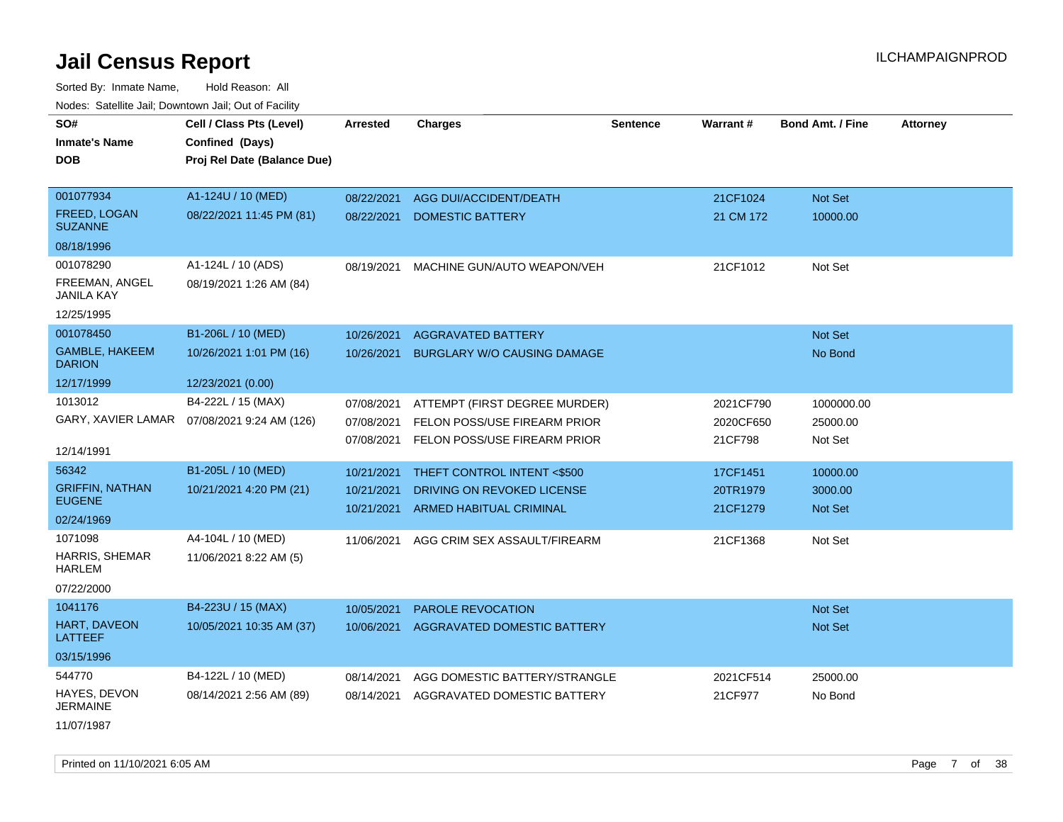# Jail Census Report

ILCHAMPAIGNPROD

Sorted By: Inmate Name, Hold Reason: All

Nodes: Satellite Jail; Downtown Jail; Out of Facility

| SO# / Inmate's Name / DOB | Cell / Class Pts (Level) / Confined (Days) / Proj Rel Date (Balance Due) | Arrested | Charges | Sentence | Warrant # | Bond Amt. / Fine | Attorney |
|---|---|---|---|---|---|---|---|
| 001077934 / FREED, LOGAN SUZANNE / 08/18/1996 | A1-124U / 10 (MED) / 08/22/2021 11:45 PM (81) | 08/22/2021 | AGG DUI/ACCIDENT/DEATH | | 21CF1024 | Not Set | |
| | | 08/22/2021 | DOMESTIC BATTERY | | 21 CM 172 | 10000.00 | |
| 001078290 / FREEMAN, ANGEL JANILA KAY / 12/25/1995 | A1-124L / 10 (ADS) / 08/19/2021 1:26 AM (84) | 08/19/2021 | MACHINE GUN/AUTO WEAPON/VEH | | 21CF1012 | Not Set | |
| 001078450 / GAMBLE, HAKEEM DARION / 12/17/1999 | B1-206L / 10 (MED) / 10/26/2021 1:01 PM (16) / 12/23/2021 (0.00) | 10/26/2021 | AGGRAVATED BATTERY | | | Not Set | |
| | | 10/26/2021 | BURGLARY W/O CAUSING DAMAGE | | | No Bond | |
| 1013012 / GARY, XAVIER LAMAR / 12/14/1991 | B4-222L / 15 (MAX) / 07/08/2021 9:24 AM (126) | 07/08/2021 | ATTEMPT (FIRST DEGREE MURDER) | | 2021CF790 | 1000000.00 | |
| | | 07/08/2021 | FELON POSS/USE FIREARM PRIOR | | 2020CF650 | 25000.00 | |
| | | 07/08/2021 | FELON POSS/USE FIREARM PRIOR | | 21CF798 | Not Set | |
| 56342 / GRIFFIN, NATHAN EUGENE / 02/24/1969 | B1-205L / 10 (MED) / 10/21/2021 4:20 PM (21) | 10/21/2021 | THEFT CONTROL INTENT <$500 | | 17CF1451 | 10000.00 | |
| | | 10/21/2021 | DRIVING ON REVOKED LICENSE | | 20TR1979 | 3000.00 | |
| | | 10/21/2021 | ARMED HABITUAL CRIMINAL | | 21CF1279 | Not Set | |
| 1071098 / HARRIS, SHEMAR HARLEM / 07/22/2000 | A4-104L / 10 (MED) / 11/06/2021 8:22 AM (5) | 11/06/2021 | AGG CRIM SEX ASSAULT/FIREARM | | 21CF1368 | Not Set | |
| 1041176 / HART, DAVEON LATTEEF / 03/15/1996 | B4-223U / 15 (MAX) / 10/05/2021 10:35 AM (37) | 10/05/2021 | PAROLE REVOCATION | | | Not Set | |
| | | 10/06/2021 | AGGRAVATED DOMESTIC BATTERY | | | Not Set | |
| 544770 / HAYES, DEVON JERMAINE / 11/07/1987 | B4-122L / 10 (MED) / 08/14/2021 2:56 AM (89) | 08/14/2021 | AGG DOMESTIC BATTERY/STRANGLE | | 2021CF514 | 25000.00 | |
| | | 08/14/2021 | AGGRAVATED DOMESTIC BATTERY | | 21CF977 | No Bond | |

Printed on 11/10/2021 6:05 AM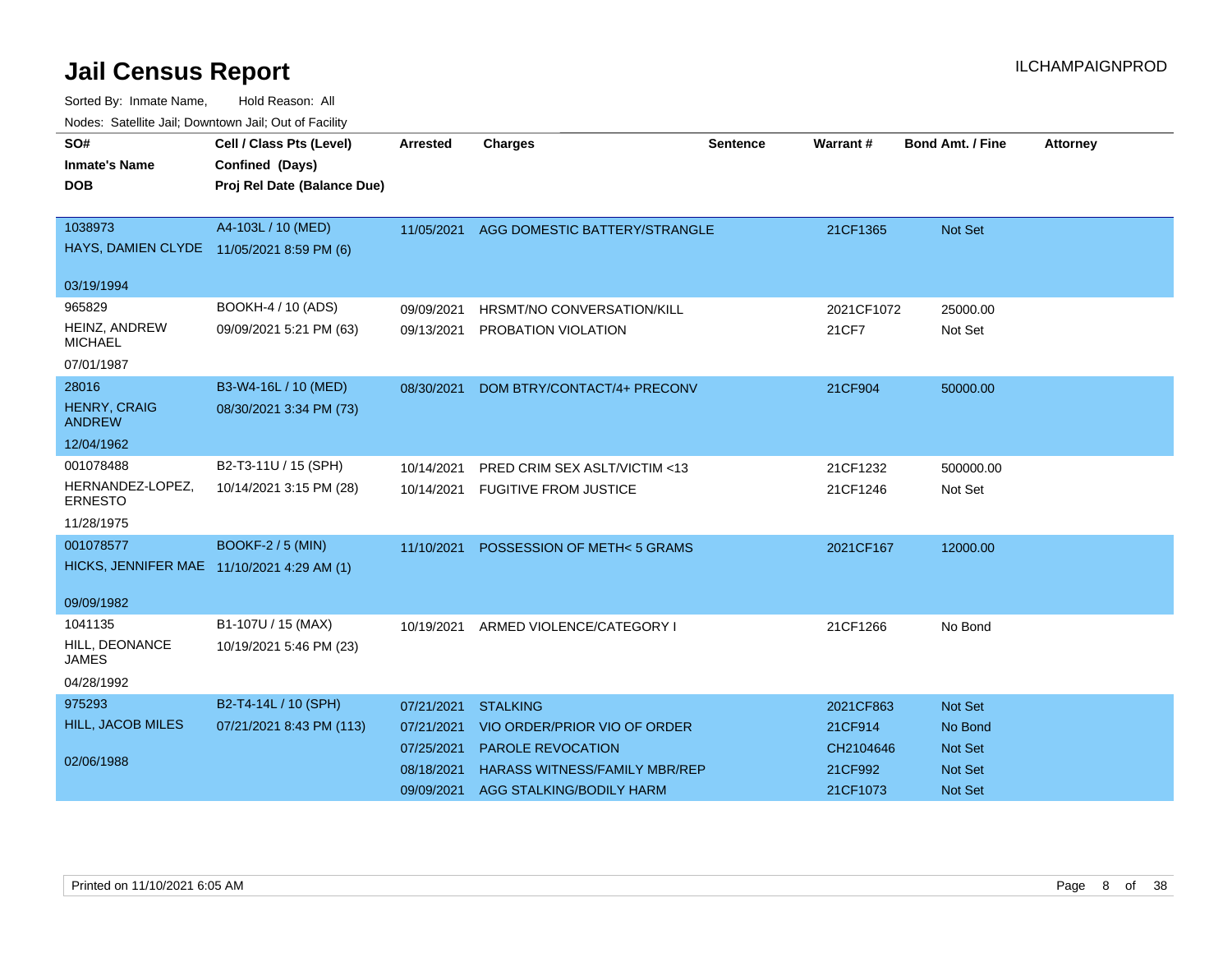# Jail Census Report

ILCHAMPAIGNPROD

Sorted By: Inmate Name, Hold Reason: All

Nodes: Satellite Jail; Downtown Jail; Out of Facility

| SO# / Inmate's Name / DOB | Cell / Class Pts (Level) / Confined (Days) / Proj Rel Date (Balance Due) | Arrested | Charges | Sentence | Warrant # | Bond Amt. / Fine | Attorney |
|---|---|---|---|---|---|---|---|
| 1038973<br>HAYS, DAMIEN CLYDE<br>03/19/1994 | A4-103L / 10 (MED)<br>11/05/2021 8:59 PM (6) | 11/05/2021 | AGG DOMESTIC BATTERY/STRANGLE | | 21CF1365 | Not Set | |
| 965829<br>HEINZ, ANDREW MICHAEL<br>07/01/1987 | BOOKH-4 / 10 (ADS)<br>09/09/2021 5:21 PM (63) | 09/09/2021 | HRSMT/NO CONVERSATION/KILL | | 2021CF1072 | 25000.00 | |
| | | 09/13/2021 | PROBATION VIOLATION | | 21CF7 | Not Set | |
| 28016<br>HENRY, CRAIG ANDREW<br>12/04/1962 | B3-W4-16L / 10 (MED)<br>08/30/2021 3:34 PM (73) | 08/30/2021 | DOM BTRY/CONTACT/4+ PRECONV | | 21CF904 | 50000.00 | |
| 001078488<br>HERNANDEZ-LOPEZ, ERNESTO<br>11/28/1975 | B2-T3-11U / 15 (SPH)<br>10/14/2021 3:15 PM (28) | 10/14/2021 | PRED CRIM SEX ASLT/VICTIM <13 | | 21CF1232 | 500000.00 | |
| | | 10/14/2021 | FUGITIVE FROM JUSTICE | | 21CF1246 | Not Set | |
| 001078577<br>HICKS, JENNIFER MAE<br>09/09/1982 | BOOKF-2 / 5 (MIN)<br>11/10/2021 4:29 AM (1) | 11/10/2021 | POSSESSION OF METH< 5 GRAMS | | 2021CF167 | 12000.00 | |
| 1041135<br>HILL, DEONANCE JAMES<br>04/28/1992 | B1-107U / 15 (MAX)<br>10/19/2021 5:46 PM (23) | 10/19/2021 | ARMED VIOLENCE/CATEGORY I | | 21CF1266 | No Bond | |
| 975293<br>HILL, JACOB MILES<br>02/06/1988 | B2-T4-14L / 10 (SPH)<br>07/21/2021 8:43 PM (113) | 07/21/2021 | STALKING | | 2021CF863 | Not Set | |
| | | 07/21/2021 | VIO ORDER/PRIOR VIO OF ORDER | | 21CF914 | No Bond | |
| | | 07/25/2021 | PAROLE REVOCATION | | CH2104646 | Not Set | |
| | | 08/18/2021 | HARASS WITNESS/FAMILY MBR/REP | | 21CF992 | Not Set | |
| | | 09/09/2021 | AGG STALKING/BODILY HARM | | 21CF1073 | Not Set | |

Printed on 11/10/2021 6:05 AM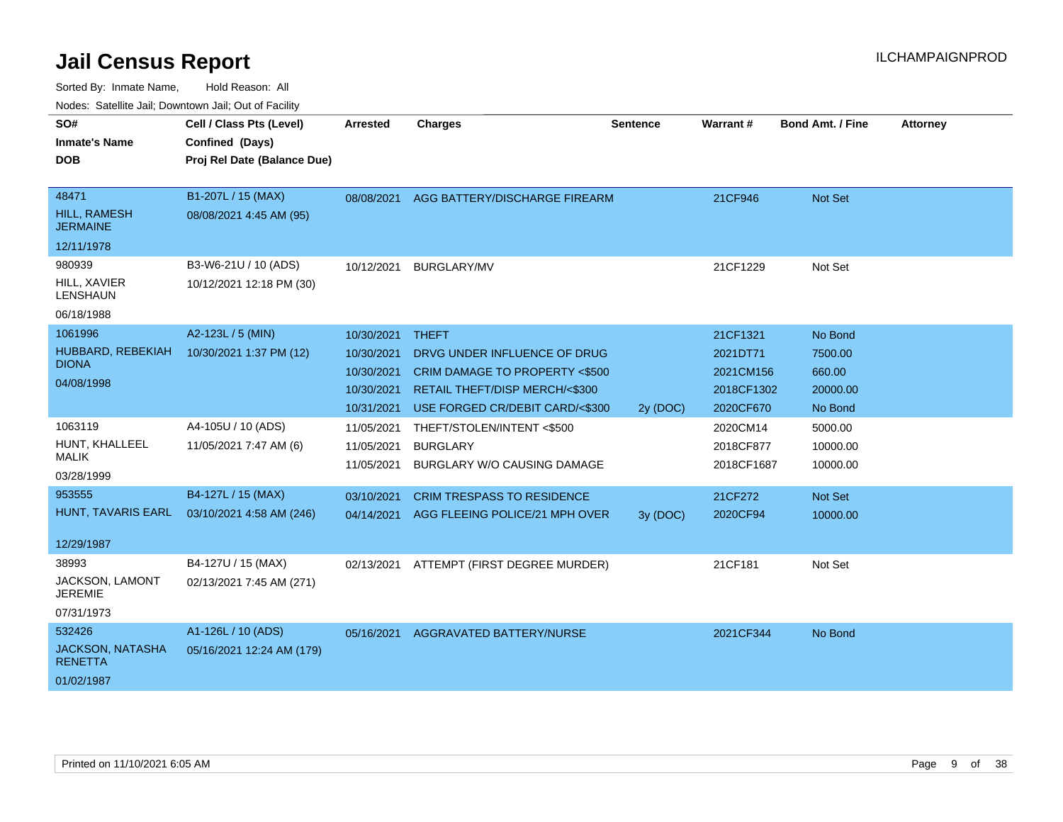# Jail Census Report

ILCHAMPAIGNPROD

Sorted By: Inmate Name, Hold Reason: All

Nodes: Satellite Jail; Downtown Jail; Out of Facility

| SO# / Inmate's Name / DOB | Cell / Class Pts (Level) / Confined (Days) / Proj Rel Date (Balance Due) | Arrested | Charges | Sentence | Warrant # | Bond Amt. / Fine | Attorney |
|---|---|---|---|---|---|---|---|
| 48471 HILL, RAMESH JERMAINE 12/11/1978 | B1-207L / 15 (MAX) 08/08/2021 4:45 AM (95) | 08/08/2021 | AGG BATTERY/DISCHARGE FIREARM | | 21CF946 | Not Set | |
| 980939 HILL, XAVIER LENSHAUN 06/18/1988 | B3-W6-21U / 10 (ADS) 10/12/2021 12:18 PM (30) | 10/12/2021 | BURGLARY/MV | | 21CF1229 | Not Set | |
| 1061996 HUBBARD, REBEKIAH DIONA 04/08/1998 | A2-123L / 5 (MIN) 10/30/2021 1:37 PM (12) | 10/30/2021 | THEFT | | 21CF1321 | No Bond | |
| | | 10/30/2021 | DRVG UNDER INFLUENCE OF DRUG | | 2021DT71 | 7500.00 | |
| | | 10/30/2021 | CRIM DAMAGE TO PROPERTY <$500 | | 2021CM156 | 660.00 | |
| | | 10/30/2021 | RETAIL THEFT/DISP MERCH/<$300 | | 2018CF1302 | 20000.00 | |
| | | 10/31/2021 | USE FORGED CR/DEBIT CARD/<$300 | 2y (DOC) | 2020CF670 | No Bond | |
| 1063119 HUNT, KHALLEEL MALIK 03/28/1999 | A4-105U / 10 (ADS) 11/05/2021 7:47 AM (6) | 11/05/2021 | THEFT/STOLEN/INTENT <$500 | | 2020CM14 | 5000.00 | |
| | | 11/05/2021 | BURGLARY | | 2018CF877 | 10000.00 | |
| | | 11/05/2021 | BURGLARY W/O CAUSING DAMAGE | | 2018CF1687 | 10000.00 | |
| 953555 HUNT, TAVARIS EARL 12/29/1987 | B4-127L / 15 (MAX) 03/10/2021 4:58 AM (246) | 03/10/2021 | CRIM TRESPASS TO RESIDENCE | | 21CF272 | Not Set | |
| | | 04/14/2021 | AGG FLEEING POLICE/21 MPH OVER | 3y (DOC) | 2020CF94 | 10000.00 | |
| 38993 JACKSON, LAMONT JEREMIE 07/31/1973 | B4-127U / 15 (MAX) 02/13/2021 7:45 AM (271) | 02/13/2021 | ATTEMPT (FIRST DEGREE MURDER) | | 21CF181 | Not Set | |
| 532426 JACKSON, NATASHA RENETTA 01/02/1987 | A1-126L / 10 (ADS) 05/16/2021 12:24 AM (179) | 05/16/2021 | AGGRAVATED BATTERY/NURSE | | 2021CF344 | No Bond | |

Printed on 11/10/2021 6:05 AM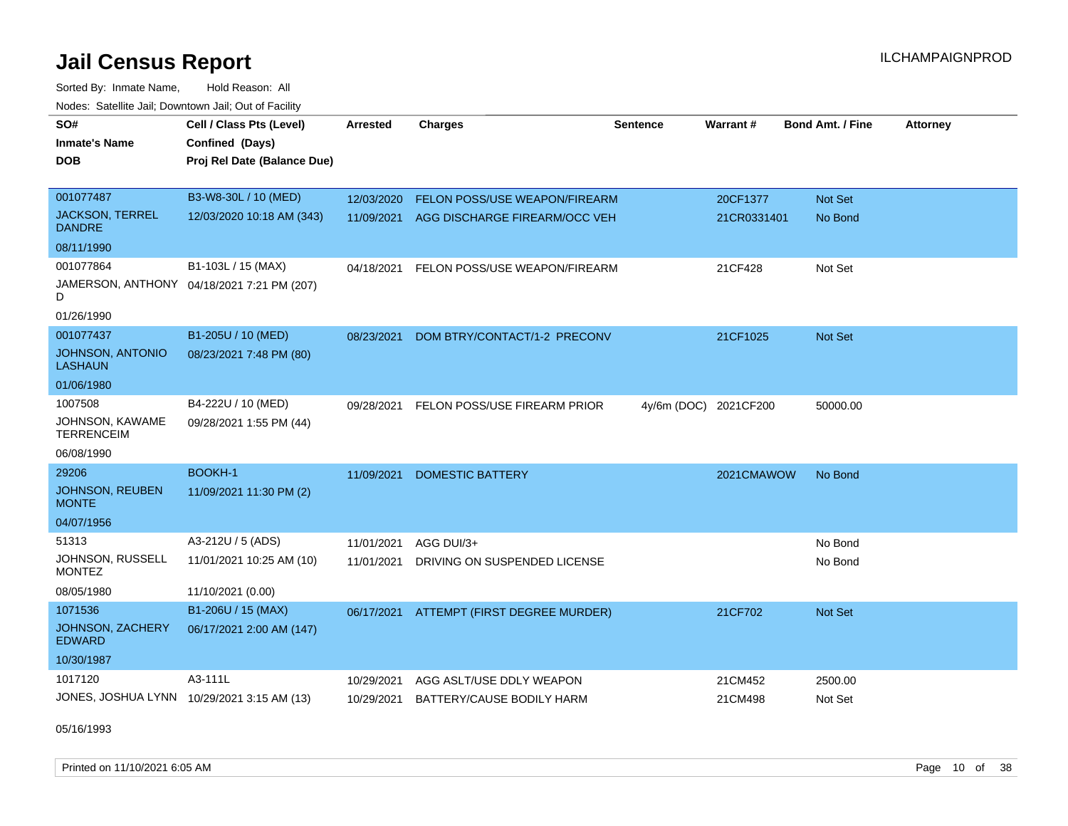# Jail Census Report

ILCHAMPAIGNPROD

Sorted By: Inmate Name, Hold Reason: All

Nodes: Satellite Jail; Downtown Jail; Out of Facility

| SO# / Inmate's Name / DOB | Cell / Class Pts (Level) / Confined (Days) / Proj Rel Date (Balance Due) | Arrested | Charges | Sentence | Warrant # | Bond Amt. / Fine | Attorney |
|---|---|---|---|---|---|---|---|
| 001077487<br>JACKSON, TERREL DANDRE<br>08/11/1990 | B3-W8-30L / 10 (MED)<br>12/03/2020 10:18 AM (343) | 12/03/2020<br>11/09/2021 | FELON POSS/USE WEAPON/FIREARM<br>AGG DISCHARGE FIREARM/OCC VEH | | 20CF1377<br>21CR0331401 | Not Set<br>No Bond | |
| 001077864<br>JAMERSON, ANTHONY D<br>01/26/1990 | B1-103L / 15 (MAX)<br>04/18/2021 7:21 PM (207) | 04/18/2021 | FELON POSS/USE WEAPON/FIREARM | | 21CF428 | Not Set | |
| 001077437<br>JOHNSON, ANTONIO LASHAUN<br>01/06/1980 | B1-205U / 10 (MED)<br>08/23/2021 7:48 PM (80) | 08/23/2021 | DOM BTRY/CONTACT/1-2 PRECONV | | 21CF1025 | Not Set | |
| 1007508<br>JOHNSON, KAWAME TERRENCEIM<br>06/08/1990 | B4-222U / 10 (MED)<br>09/28/2021 1:55 PM (44) | 09/28/2021 | FELON POSS/USE FIREARM PRIOR | 4y/6m (DOC) | 2021CF200 | 50000.00 | |
| 29206<br>JOHNSON, REUBEN MONTE<br>04/07/1956 | BOOKH-1<br>11/09/2021 11:30 PM (2) | 11/09/2021 | DOMESTIC BATTERY | | 2021CMAWOW | No Bond | |
| 51313<br>JOHNSON, RUSSELL MONTEZ<br>08/05/1980 | A3-212U / 5 (ADS)<br>11/01/2021 10:25 AM (10)<br>11/10/2021 (0.00) | 11/01/2021<br>11/01/2021 | AGG DUI/3+<br>DRIVING ON SUSPENDED LICENSE | | | No Bond<br>No Bond | |
| 1071536<br>JOHNSON, ZACHERY EDWARD<br>10/30/1987 | B1-206U / 15 (MAX)<br>06/17/2021 2:00 AM (147) | 06/17/2021 | ATTEMPT (FIRST DEGREE MURDER) | | 21CF702 | Not Set | |
| 1017120<br>JONES, JOSHUA LYNN<br>05/16/1993 | A3-111L<br>10/29/2021 3:15 AM (13) | 10/29/2021<br>10/29/2021 | AGG ASLT/USE DDLY WEAPON<br>BATTERY/CAUSE BODILY HARM | | 21CM452<br>21CM498 | 2500.00<br>Not Set | |

Printed on 11/10/2021 6:05 AM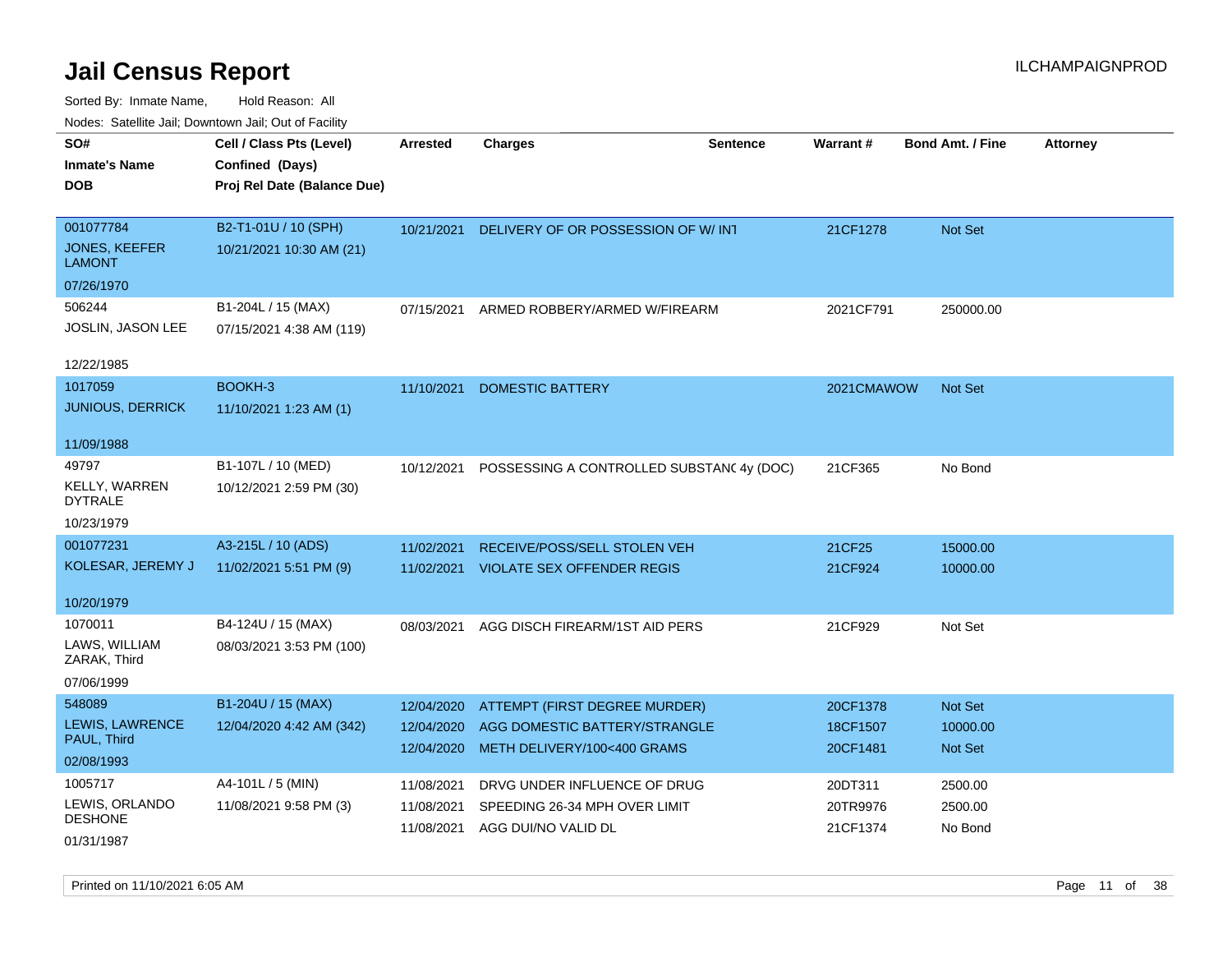# Jail Census Report

ILCHAMPAIGNPROD

Sorted By: Inmate Name, Hold Reason: All

Nodes: Satellite Jail; Downtown Jail; Out of Facility

| SO# / Inmate's Name / DOB | Cell / Class Pts (Level) / Confined (Days) / Proj Rel Date (Balance Due) | Arrested | Charges | Sentence | Warrant # | Bond Amt. / Fine | Attorney |
|---|---|---|---|---|---|---|---|
| 001077784 JONES, KEEFER LAMONT 07/26/1970 | B2-T1-01U / 10 (SPH) 10/21/2021 10:30 AM (21) | 10/21/2021 | DELIVERY OF OR POSSESSION OF W/ INT | | 21CF1278 | Not Set | |
| 506244 JOSLIN, JASON LEE 12/22/1985 | B1-204L / 15 (MAX) 07/15/2021 4:38 AM (119) | 07/15/2021 | ARMED ROBBERY/ARMED W/FIREARM | | 2021CF791 | 250000.00 | |
| 1017059 JUNIOUS, DERRICK 11/09/1988 | BOOKH-3 11/10/2021 1:23 AM (1) | 11/10/2021 | DOMESTIC BATTERY | | 2021CMAWOW | Not Set | |
| 49797 KELLY, WARREN DYTRALE 10/23/1979 | B1-107L / 10 (MED) 10/12/2021 2:59 PM (30) | 10/12/2021 | POSSESSING A CONTROLLED SUBSTANC | 4y (DOC) | 21CF365 | No Bond | |
| 001077231 KOLESAR, JEREMY J 10/20/1979 | A3-215L / 10 (ADS) 11/02/2021 5:51 PM (9) | 11/02/2021 | RECEIVE/POSS/SELL STOLEN VEH | | 21CF25 | 15000.00 | |
| | | 11/02/2021 | VIOLATE SEX OFFENDER REGIS | | 21CF924 | 10000.00 | |
| 1070011 LAWS, WILLIAM ZARAK, Third 07/06/1999 | B4-124U / 15 (MAX) 08/03/2021 3:53 PM (100) | 08/03/2021 | AGG DISCH FIREARM/1ST AID PERS | | 21CF929 | Not Set | |
| 548089 LEWIS, LAWRENCE PAUL, Third 02/08/1993 | B1-204U / 15 (MAX) 12/04/2020 4:42 AM (342) | 12/04/2020 | ATTEMPT (FIRST DEGREE MURDER) | | 20CF1378 | Not Set | |
| | | 12/04/2020 | AGG DOMESTIC BATTERY/STRANGLE | | 18CF1507 | 10000.00 | |
| | | 12/04/2020 | METH DELIVERY/100<400 GRAMS | | 20CF1481 | Not Set | |
| 1005717 LEWIS, ORLANDO DESHONE 01/31/1987 | A4-101L / 5 (MIN) 11/08/2021 9:58 PM (3) | 11/08/2021 | DRVG UNDER INFLUENCE OF DRUG | | 20DT311 | 2500.00 | |
| | | 11/08/2021 | SPEEDING 26-34 MPH OVER LIMIT | | 20TR9976 | 2500.00 | |
| | | 11/08/2021 | AGG DUI/NO VALID DL | | 21CF1374 | No Bond | |

Printed on 11/10/2021 6:05 AM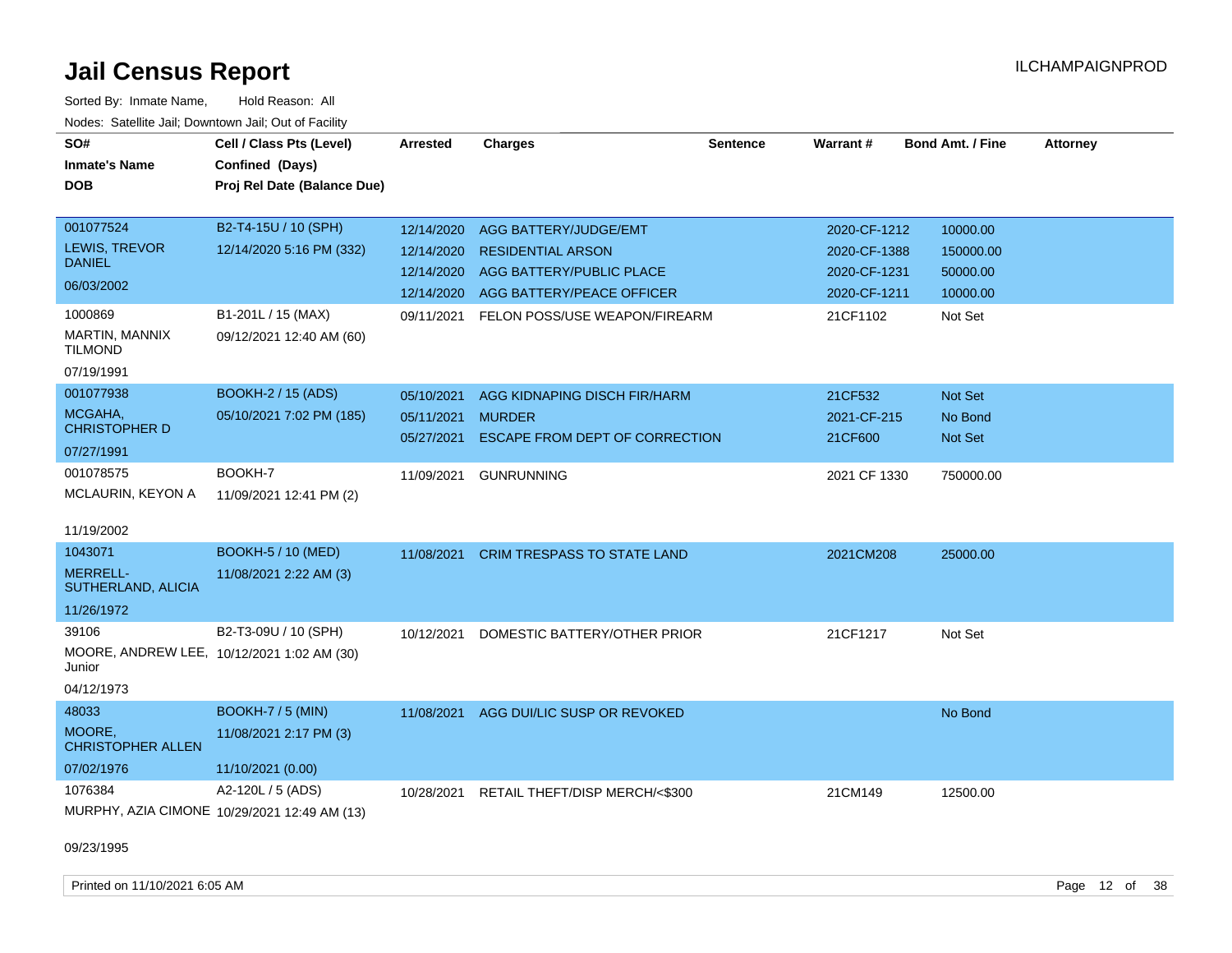# Jail Census Report

Sorted By: Inmate Name, Hold Reason: All

Nodes: Satellite Jail; Downtown Jail; Out of Facility

| SO# / Inmate's Name / DOB | Cell / Class Pts (Level) / Confined (Days) / Proj Rel Date (Balance Due) | Arrested | Charges | Sentence | Warrant # | Bond Amt. / Fine | Attorney |
|---|---|---|---|---|---|---|---|
| 001077524<br>LEWIS, TREVOR DANIEL<br>06/03/2002 | B2-T4-15U / 10 (SPH)<br>12/14/2020 5:16 PM (332) | 12/14/2020 | AGG BATTERY/JUDGE/EMT | | 2020-CF-1212 | 10000.00 | |
| | | 12/14/2020 | RESIDENTIAL ARSON | | 2020-CF-1388 | 150000.00 | |
| | | 12/14/2020 | AGG BATTERY/PUBLIC PLACE | | 2020-CF-1231 | 50000.00 | |
| | | 12/14/2020 | AGG BATTERY/PEACE OFFICER | | 2020-CF-1211 | 10000.00 | |
| 1000869<br>MARTIN, MANNIX TILMOND<br>07/19/1991 | B1-201L / 15 (MAX)<br>09/12/2021 12:40 AM (60) | 09/11/2021 | FELON POSS/USE WEAPON/FIREARM | | 21CF1102 | Not Set | |
| 001077938<br>MCGAHA, CHRISTOPHER D<br>07/27/1991 | BOOKH-2 / 15 (ADS)<br>05/10/2021 7:02 PM (185) | 05/10/2021 | AGG KIDNAPING DISCH FIR/HARM | | 21CF532 | Not Set | |
| | | 05/11/2021 | MURDER | | 2021-CF-215 | No Bond | |
| | | 05/27/2021 | ESCAPE FROM DEPT OF CORRECTION | | 21CF600 | Not Set | |
| 001078575<br>MCLAURIN, KEYON A<br>11/19/2002 | BOOKH-7<br>11/09/2021 12:41 PM (2) | 11/09/2021 | GUNRUNNING | | 2021 CF 1330 | 750000.00 | |
| 1043071<br>MERRELL-SUTHERLAND, ALICIA<br>11/26/1972 | BOOKH-5 / 10 (MED)<br>11/08/2021 2:22 AM (3) | 11/08/2021 | CRIM TRESPASS TO STATE LAND | | 2021CM208 | 25000.00 | |
| 39106<br>MOORE, ANDREW LEE, Junior<br>04/12/1973 | B2-T3-09U / 10 (SPH)<br>10/12/2021 1:02 AM (30) | 10/12/2021 | DOMESTIC BATTERY/OTHER PRIOR | | 21CF1217 | Not Set | |
| 48033<br>MOORE, CHRISTOPHER ALLEN<br>07/02/1976 | BOOKH-7 / 5 (MIN)<br>11/08/2021 2:17 PM (3)<br>11/10/2021 (0.00) | 11/08/2021 | AGG DUI/LIC SUSP OR REVOKED | | | No Bond | |
| 1076384<br>MURPHY, AZIA CIMONE<br>09/23/1995 | A2-120L / 5 (ADS)<br>10/29/2021 12:49 AM (13) | 10/28/2021 | RETAIL THEFT/DISP MERCH/<$300 | | 21CM149 | 12500.00 | |

Printed on 11/10/2021 6:05 AM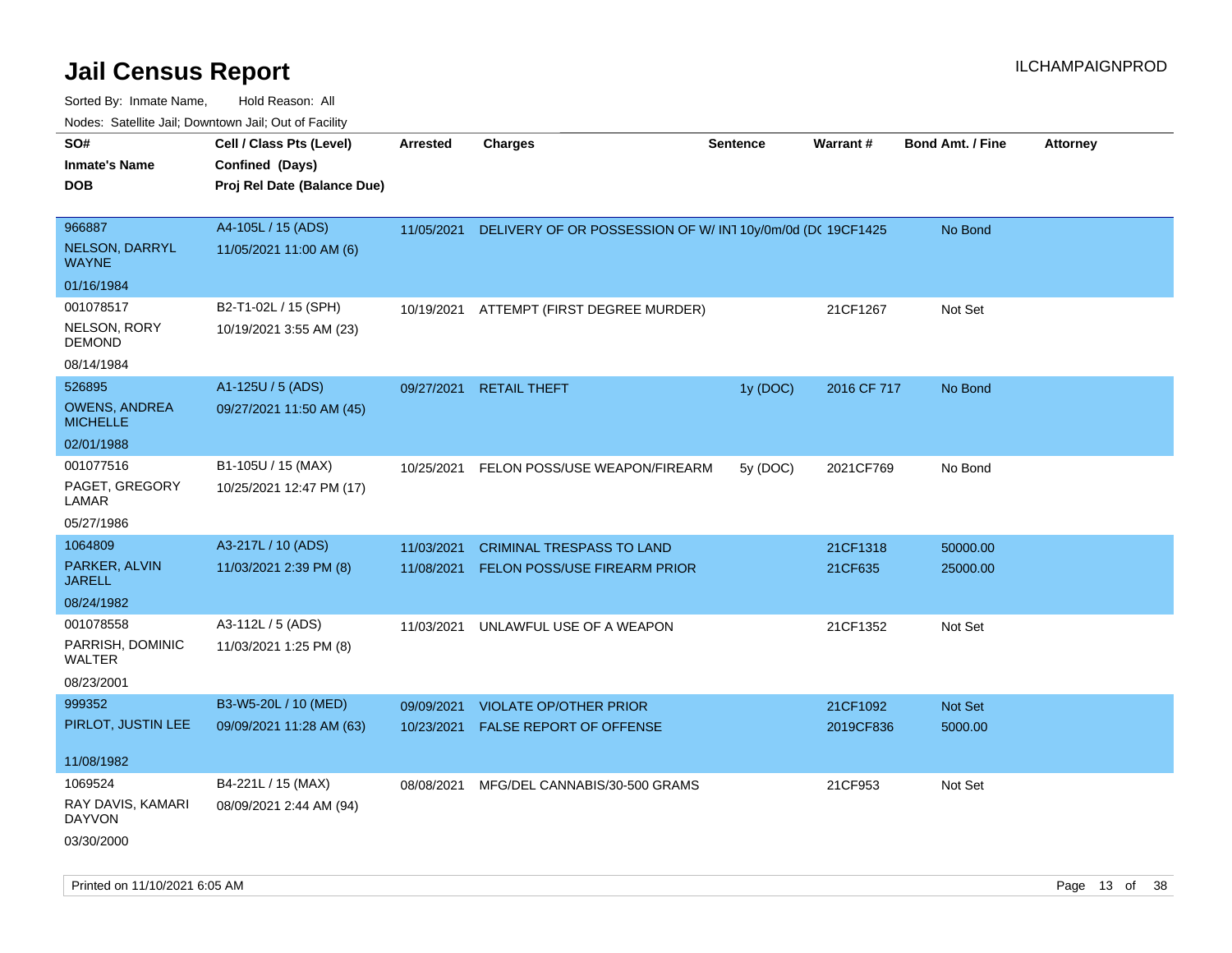# Jail Census Report

ILCHAMPAIGNPROD

Sorted By: Inmate Name, Hold Reason: All

Nodes: Satellite Jail; Downtown Jail; Out of Facility

| SO# / Inmate's Name / DOB | Cell / Class Pts (Level) / Confined (Days) / Proj Rel Date (Balance Due) | Arrested | Charges | Sentence | Warrant # | Bond Amt. / Fine | Attorney |
|---|---|---|---|---|---|---|---|
| 966887<br>NELSON, DARRYL WAYNE<br>01/16/1984 | A4-105L / 15 (ADS)<br>11/05/2021 11:00 AM (6) | 11/05/2021 | DELIVERY OF OR POSSESSION OF W/ INT | 10y/0m/0d (DC | 19CF1425 | No Bond | |
| 001078517<br>NELSON, RORY DEMOND<br>08/14/1984 | B2-T1-02L / 15 (SPH)<br>10/19/2021 3:55 AM (23) | 10/19/2021 | ATTEMPT (FIRST DEGREE MURDER) | | 21CF1267 | Not Set | |
| 526895<br>OWENS, ANDREA MICHELLE<br>02/01/1988 | A1-125U / 5 (ADS)<br>09/27/2021 11:50 AM (45) | 09/27/2021 | RETAIL THEFT | 1y (DOC) | 2016 CF 717 | No Bond | |
| 001077516<br>PAGET, GREGORY LAMAR<br>05/27/1986 | B1-105U / 15 (MAX)<br>10/25/2021 12:47 PM (17) | 10/25/2021 | FELON POSS/USE WEAPON/FIREARM | 5y (DOC) | 2021CF769 | No Bond | |
| 1064809<br>PARKER, ALVIN JARELL<br>08/24/1982 | A3-217L / 10 (ADS)<br>11/03/2021 2:39 PM (8) | 11/03/2021<br>11/08/2021 | CRIMINAL TRESPASS TO LAND<br>FELON POSS/USE FIREARM PRIOR | | 21CF1318<br>21CF635 | 50000.00<br>25000.00 | |
| 001078558<br>PARRISH, DOMINIC WALTER<br>08/23/2001 | A3-112L / 5 (ADS)<br>11/03/2021 1:25 PM (8) | 11/03/2021 | UNLAWFUL USE OF A WEAPON | | 21CF1352 | Not Set | |
| 999352<br>PIRLOT, JUSTIN LEE<br>11/08/1982 | B3-W5-20L / 10 (MED)<br>09/09/2021 11:28 AM (63) | 09/09/2021<br>10/23/2021 | VIOLATE OP/OTHER PRIOR<br>FALSE REPORT OF OFFENSE | | 21CF1092<br>2019CF836 | Not Set<br>5000.00 | |
| 1069524<br>RAY DAVIS, KAMARI DAYVON<br>03/30/2000 | B4-221L / 15 (MAX)<br>08/09/2021 2:44 AM (94) | 08/08/2021 | MFG/DEL CANNABIS/30-500 GRAMS | | 21CF953 | Not Set | |

Printed on 11/10/2021 6:05 AM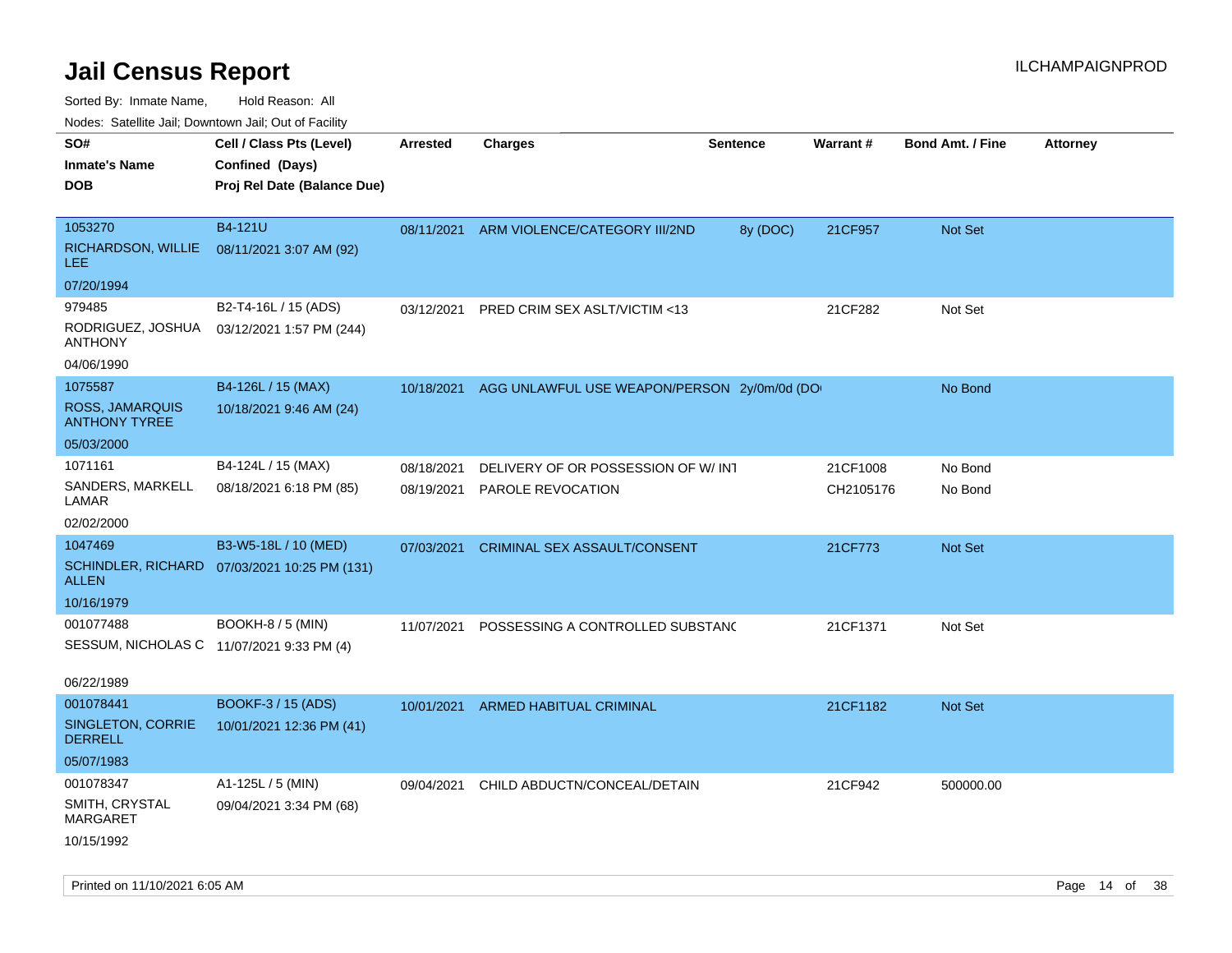# Jail Census Report

ILCHAMPAIGNPROD

Sorted By: Inmate Name, Hold Reason: All

Nodes: Satellite Jail; Downtown Jail; Out of Facility

| SO# / Inmate's Name / DOB | Cell / Class Pts (Level) / Confined (Days) / Proj Rel Date (Balance Due) | Arrested | Charges | Sentence | Warrant # | Bond Amt. / Fine | Attorney |
|---|---|---|---|---|---|---|---|
| 1053270<br>RICHARDSON, WILLIE LEE<br>07/20/1994 | B4-121U<br>08/11/2021 3:07 AM (92) | 08/11/2021 | ARM VIOLENCE/CATEGORY III/2ND | 8y (DOC) | 21CF957 | Not Set | |
| 979485<br>RODRIGUEZ, JOSHUA ANTHONY<br>04/06/1990 | B2-T4-16L / 15 (ADS)<br>03/12/2021 1:57 PM (244) | 03/12/2021 | PRED CRIM SEX ASLT/VICTIM <13 | | 21CF282 | Not Set | |
| 1075587<br>ROSS, JAMARQUIS ANTHONY TYREE<br>05/03/2000 | B4-126L / 15 (MAX)<br>10/18/2021 9:46 AM (24) | 10/18/2021 | AGG UNLAWFUL USE WEAPON/PERSON | 2y/0m/0d (DO | | No Bond | |
| 1071161<br>SANDERS, MARKELL LAMAR<br>02/02/2000 | B4-124L / 15 (MAX)<br>08/18/2021 6:18 PM (85) | 08/18/2021<br>08/19/2021 | DELIVERY OF OR POSSESSION OF W/ INT<br>PAROLE REVOCATION | | 21CF1008<br>CH2105176 | No Bond<br>No Bond | |
| 1047469<br>SCHINDLER, RICHARD ALLEN<br>10/16/1979 | B3-W5-18L / 10 (MED)<br>07/03/2021 10:25 PM (131) | 07/03/2021 | CRIMINAL SEX ASSAULT/CONSENT | | 21CF773 | Not Set | |
| 001077488<br>SESSUM, NICHOLAS C<br>06/22/1989 | BOOKH-8 / 5 (MIN)<br>11/07/2021 9:33 PM (4) | 11/07/2021 | POSSESSING A CONTROLLED SUBSTANC | | 21CF1371 | Not Set | |
| 001078441<br>SINGLETON, CORRIE DERRELL<br>05/07/1983 | BOOKF-3 / 15 (ADS)<br>10/01/2021 12:36 PM (41) | 10/01/2021 | ARMED HABITUAL CRIMINAL | | 21CF1182 | Not Set | |
| 001078347<br>SMITH, CRYSTAL MARGARET<br>10/15/1992 | A1-125L / 5 (MIN)<br>09/04/2021 3:34 PM (68) | 09/04/2021 | CHILD ABDUCTN/CONCEAL/DETAIN | | 21CF942 | 500000.00 | |

Printed on 11/10/2021 6:05 AM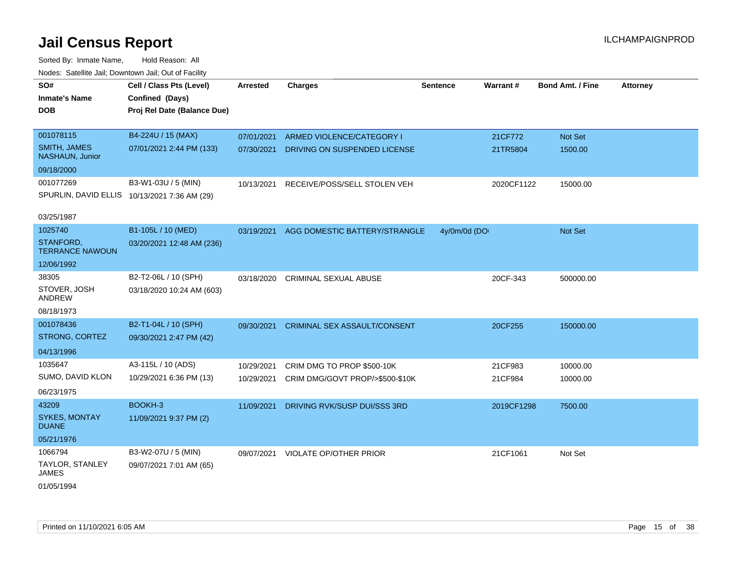# Jail Census Report

Sorted By: Inmate Name, Hold Reason: All

Nodes: Satellite Jail; Downtown Jail; Out of Facility

| SO# / Inmate's Name / DOB | Cell / Class Pts (Level) / Confined (Days) / Proj Rel Date (Balance Due) | Arrested | Charges | Sentence | Warrant # | Bond Amt. / Fine | Attorney |
|---|---|---|---|---|---|---|---|
| 001078115 SMITH, JAMES NASHAUN, Junior 09/18/2000 | B4-224U / 15 (MAX) 07/01/2021 2:44 PM (133) | 07/01/2021 | ARMED VIOLENCE/CATEGORY I | | 21CF772 | Not Set | |
| | | 07/30/2021 | DRIVING ON SUSPENDED LICENSE | | 21TR5804 | 1500.00 | |
| 001077269 SPURLIN, DAVID ELLIS 03/25/1987 | B3-W1-03U / 5 (MIN) 10/13/2021 7:36 AM (29) | 10/13/2021 | RECEIVE/POSS/SELL STOLEN VEH | | 2020CF1122 | 15000.00 | |
| 1025740 STANFORD, TERRANCE NAWOUN 12/06/1992 | B1-105L / 10 (MED) 03/20/2021 12:48 AM (236) | 03/19/2021 | AGG DOMESTIC BATTERY/STRANGLE | 4y/0m/0d (DO | | Not Set | |
| 38305 STOVER, JOSH ANDREW 08/18/1973 | B2-T2-06L / 10 (SPH) 03/18/2020 10:24 AM (603) | 03/18/2020 | CRIMINAL SEXUAL ABUSE | | 20CF-343 | 500000.00 | |
| 001078436 STRONG, CORTEZ 04/13/1996 | B2-T1-04L / 10 (SPH) 09/30/2021 2:47 PM (42) | 09/30/2021 | CRIMINAL SEX ASSAULT/CONSENT | | 20CF255 | 150000.00 | |
| 1035647 SUMO, DAVID KLON 06/23/1975 | A3-115L / 10 (ADS) 10/29/2021 6:36 PM (13) | 10/29/2021 | CRIM DMG TO PROP $500-10K | | 21CF983 | 10000.00 | |
| | | 10/29/2021 | CRIM DMG/GOVT PROP/>$500-$10K | | 21CF984 | 10000.00 | |
| 43209 SYKES, MONTAY DUANE 05/21/1976 | BOOKH-3 11/09/2021 9:37 PM (2) | 11/09/2021 | DRIVING RVK/SUSP DUI/SSS 3RD | | 2019CF1298 | 7500.00 | |
| 1066794 TAYLOR, STANLEY JAMES 01/05/1994 | B3-W2-07U / 5 (MIN) 09/07/2021 7:01 AM (65) | 09/07/2021 | VIOLATE OP/OTHER PRIOR | | 21CF1061 | Not Set | |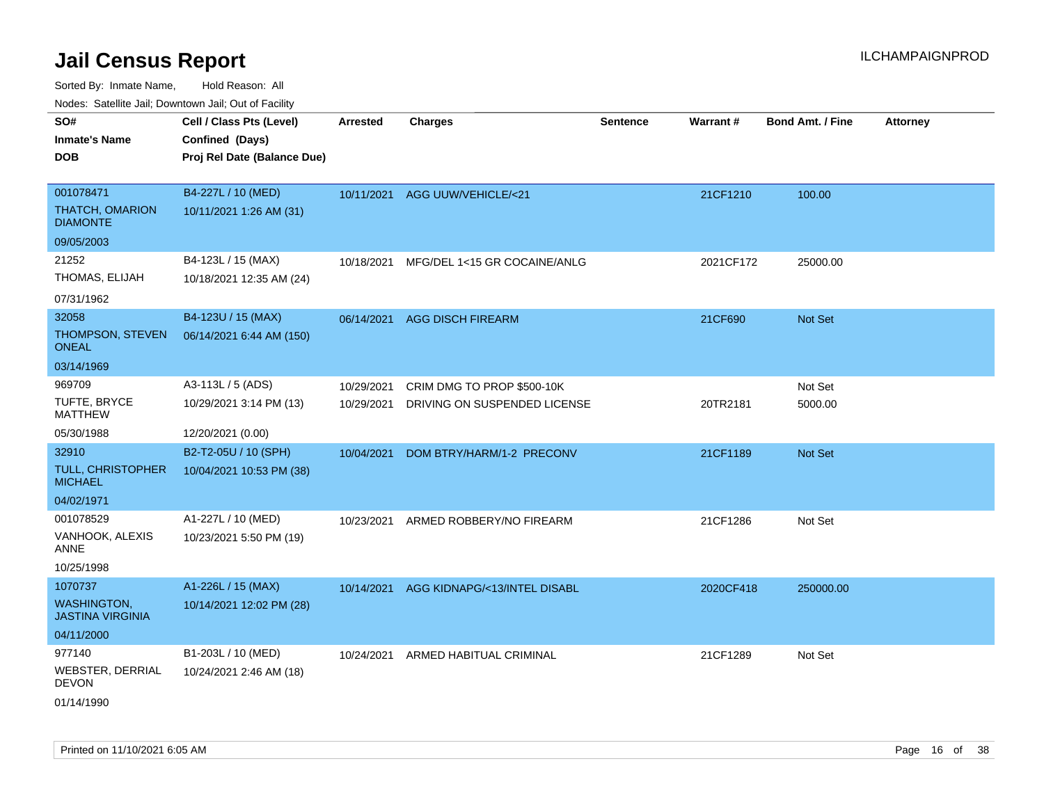# Jail Census Report

ILCHAMPAIGNPROD

Sorted By: Inmate Name, Hold Reason: All

Nodes: Satellite Jail; Downtown Jail; Out of Facility

| SO# / Inmate's Name / DOB | Cell / Class Pts (Level) / Confined (Days) / Proj Rel Date (Balance Due) | Arrested | Charges | Sentence | Warrant # | Bond Amt. / Fine | Attorney |
|---|---|---|---|---|---|---|---|
| 001078471<br>THATCH, OMARION DIAMONTE<br>09/05/2003 | B4-227L / 10 (MED)<br>10/11/2021 1:26 AM (31) | 10/11/2021 | AGG UUW/VEHICLE/<21 | | 21CF1210 | 100.00 | |
| 21252<br>THOMAS, ELIJAH<br>07/31/1962 | B4-123L / 15 (MAX)<br>10/18/2021 12:35 AM (24) | 10/18/2021 | MFG/DEL 1<15 GR COCAINE/ANLG | | 2021CF172 | 25000.00 | |
| 32058<br>THOMPSON, STEVEN ONEAL<br>03/14/1969 | B4-123U / 15 (MAX)<br>06/14/2021 6:44 AM (150) | 06/14/2021 | AGG DISCH FIREARM | | 21CF690 | Not Set | |
| 969709<br>TUFTE, BRYCE MATTHEW<br>05/30/1988 | A3-113L / 5 (ADS)<br>10/29/2021 3:14 PM (13)<br>12/20/2021 (0.00) | 10/29/2021<br>10/29/2021 | CRIM DMG TO PROP $500-10K<br>DRIVING ON SUSPENDED LICENSE | | <br>20TR2181 | Not Set<br>5000.00 | |
| 32910<br>TULL, CHRISTOPHER MICHAEL<br>04/02/1971 | B2-T2-05U / 10 (SPH)<br>10/04/2021 10:53 PM (38) | 10/04/2021 | DOM BTRY/HARM/1-2 PRECONV | | 21CF1189 | Not Set | |
| 001078529<br>VANHOOK, ALEXIS ANNE<br>10/25/1998 | A1-227L / 10 (MED)<br>10/23/2021 5:50 PM (19) | 10/23/2021 | ARMED ROBBERY/NO FIREARM | | 21CF1286 | Not Set | |
| 1070737<br>WASHINGTON, JASTINA VIRGINIA<br>04/11/2000 | A1-226L / 15 (MAX)<br>10/14/2021 12:02 PM (28) | 10/14/2021 | AGG KIDNAPG/<13/INTEL DISABL | | 2020CF418 | 250000.00 | |
| 977140<br>WEBSTER, DERRIAL DEVON<br>01/14/1990 | B1-203L / 10 (MED)<br>10/24/2021 2:46 AM (18) | 10/24/2021 | ARMED HABITUAL CRIMINAL | | 21CF1289 | Not Set | |

Printed on 11/10/2021 6:05 AM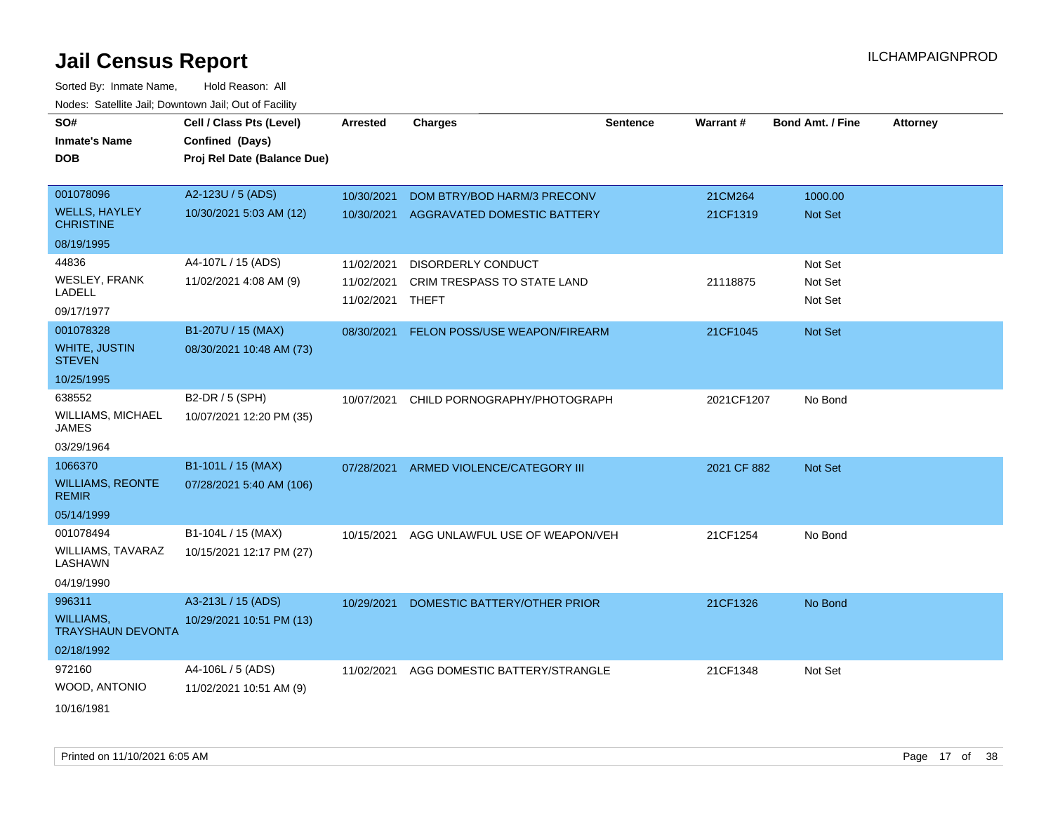# Jail Census Report

ILCHAMPAIGNPROD

Sorted By: Inmate Name, Hold Reason: All

Nodes: Satellite Jail; Downtown Jail; Out of Facility

| SO# / Inmate's Name / DOB | Cell / Class Pts (Level) / Confined (Days) / Proj Rel Date (Balance Due) | Arrested | Charges | Sentence | Warrant # | Bond Amt. / Fine | Attorney |
|---|---|---|---|---|---|---|---|
| 001078096 WELLS, HAYLEY CHRISTINE 08/19/1995 | A2-123U / 5 (ADS) 10/30/2021 5:03 AM (12) | 10/30/2021 | DOM BTRY/BOD HARM/3 PRECONV | | 21CM264 | 1000.00 | |
| | | 10/30/2021 | AGGRAVATED DOMESTIC BATTERY | | 21CF1319 | Not Set | |
| 44836 WESLEY, FRANK LADELL 09/17/1977 | A4-107L / 15 (ADS) 11/02/2021 4:08 AM (9) | 11/02/2021 | DISORDERLY CONDUCT | | | Not Set | |
| | | 11/02/2021 | CRIM TRESPASS TO STATE LAND | | 21118875 | Not Set | |
| | | 11/02/2021 | THEFT | | | Not Set | |
| 001078328 WHITE, JUSTIN STEVEN 10/25/1995 | B1-207U / 15 (MAX) 08/30/2021 10:48 AM (73) | 08/30/2021 | FELON POSS/USE WEAPON/FIREARM | | 21CF1045 | Not Set | |
| 638552 WILLIAMS, MICHAEL JAMES 03/29/1964 | B2-DR / 5 (SPH) 10/07/2021 12:20 PM (35) | 10/07/2021 | CHILD PORNOGRAPHY/PHOTOGRAPH | | 2021CF1207 | No Bond | |
| 1066370 WILLIAMS, REONTE REMIR 05/14/1999 | B1-101L / 15 (MAX) 07/28/2021 5:40 AM (106) | 07/28/2021 | ARMED VIOLENCE/CATEGORY III | | 2021 CF 882 | Not Set | |
| 001078494 WILLIAMS, TAVARAZ LASHAWN 04/19/1990 | B1-104L / 15 (MAX) 10/15/2021 12:17 PM (27) | 10/15/2021 | AGG UNLAWFUL USE OF WEAPON/VEH | | 21CF1254 | No Bond | |
| 996311 WILLIAMS, TRAYSHAUN DEVONTA 02/18/1992 | A3-213L / 15 (ADS) 10/29/2021 10:51 PM (13) | 10/29/2021 | DOMESTIC BATTERY/OTHER PRIOR | | 21CF1326 | No Bond | |
| 972160 WOOD, ANTONIO 10/16/1981 | A4-106L / 5 (ADS) 11/02/2021 10:51 AM (9) | 11/02/2021 | AGG DOMESTIC BATTERY/STRANGLE | | 21CF1348 | Not Set | |

Printed on 11/10/2021 6:05 AM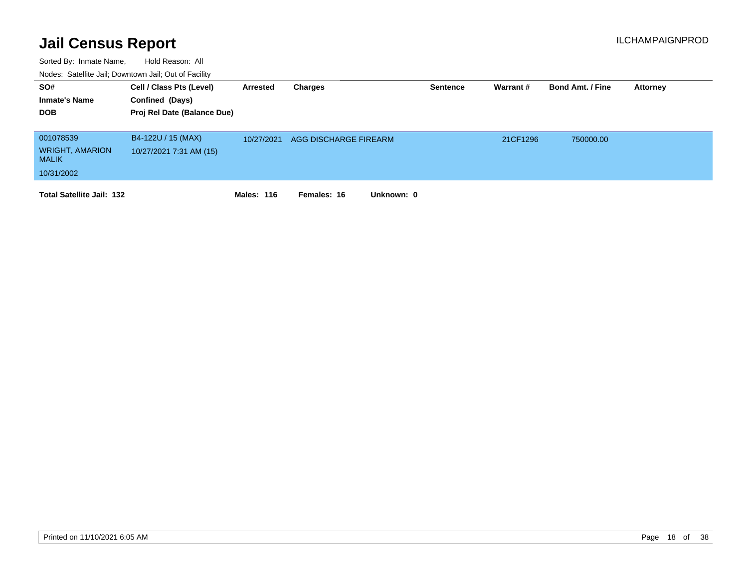# Jail Census Report

ILCHAMPAIGNPROD

Sorted By: Inmate Name, Hold Reason: All

Nodes: Satellite Jail; Downtown Jail; Out of Facility

| SO# / Inmate's Name / DOB | Cell / Class Pts (Level) / Confined (Days) / Proj Rel Date (Balance Due) | Arrested | Charges | Sentence | Warrant # | Bond Amt. / Fine | Attorney |
|---|---|---|---|---|---|---|---|
| 001078539 WRIGHT, AMARION MALIK 10/31/2002 | B4-122U / 15 (MAX) 10/27/2021 7:31 AM (15) | 10/27/2021 | AGG DISCHARGE FIREARM | | 21CF1296 | 750000.00 | |

**Total Satellite Jail: 132** **Males: 116** **Females: 16** **Unknown: 0**

Printed on 11/10/2021 6:05 AM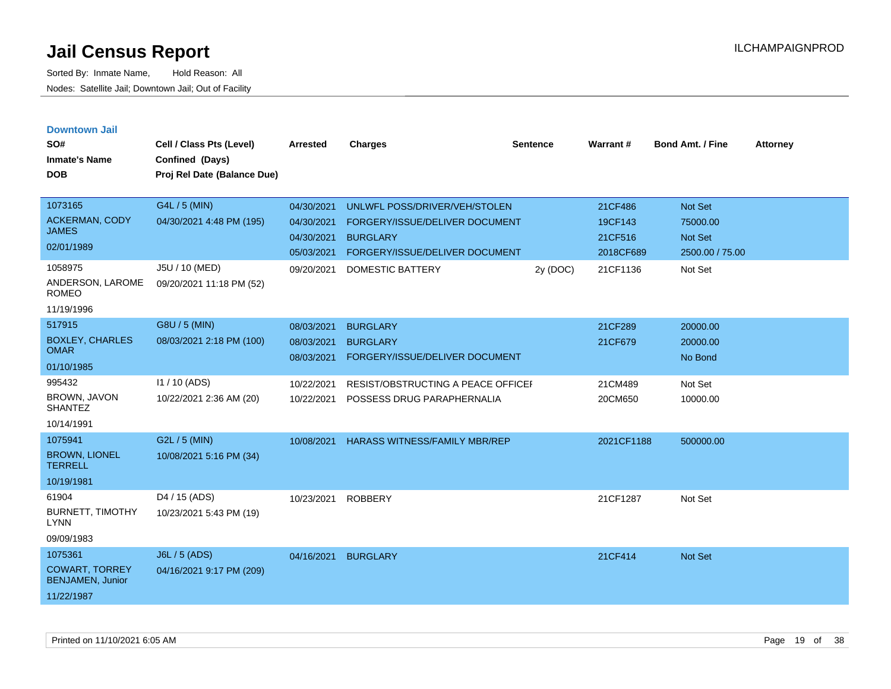# Jail Census Report

Sorted By: Inmate Name, Hold Reason: All

Nodes: Satellite Jail; Downtown Jail; Out of Facility

ILCHAMPAIGNPROD

## Downtown Jail

| SO# / Inmate's Name / DOB | Cell / Class Pts (Level) / Confined (Days) / Proj Rel Date (Balance Due) | Arrested | Charges | Sentence | Warrant # | Bond Amt. / Fine | Attorney |
|---|---|---|---|---|---|---|---|
| 1073165 ACKERMAN, CODY JAMES 02/01/1989 | G4L / 5 (MIN) 04/30/2021 4:48 PM (195) | 04/30/2021 | UNLWFL POSS/DRIVER/VEH/STOLEN | | 21CF486 | Not Set | |
| | | 04/30/2021 | FORGERY/ISSUE/DELIVER DOCUMENT | | 19CF143 | 75000.00 | |
| | | 04/30/2021 | BURGLARY | | 21CF516 | Not Set | |
| | | 05/03/2021 | FORGERY/ISSUE/DELIVER DOCUMENT | | 2018CF689 | 2500.00 / 75.00 | |
| 1058975 ANDERSON, LAROME ROMEO 11/19/1996 | J5U / 10 (MED) 09/20/2021 11:18 PM (52) | 09/20/2021 | DOMESTIC BATTERY | 2y (DOC) | 21CF1136 | Not Set | |
| 517915 BOXLEY, CHARLES OMAR 01/10/1985 | G8U / 5 (MIN) 08/03/2021 2:18 PM (100) | 08/03/2021 | BURGLARY | | 21CF289 | 20000.00 | |
| | | 08/03/2021 | BURGLARY | | 21CF679 | 20000.00 | |
| | | 08/03/2021 | FORGERY/ISSUE/DELIVER DOCUMENT | | | No Bond | |
| 995432 BROWN, JAVON SHANTEZ 10/14/1991 | I1 / 10 (ADS) 10/22/2021 2:36 AM (20) | 10/22/2021 | RESIST/OBSTRUCTING A PEACE OFFICEI | | 21CM489 | Not Set | |
| | | 10/22/2021 | POSSESS DRUG PARAPHERNALIA | | 20CM650 | 10000.00 | |
| 1075941 BROWN, LIONEL TERRELL 10/19/1981 | G2L / 5 (MIN) 10/08/2021 5:16 PM (34) | 10/08/2021 | HARASS WITNESS/FAMILY MBR/REP | | 2021CF1188 | 500000.00 | |
| 61904 BURNETT, TIMOTHY LYNN 09/09/1983 | D4 / 15 (ADS) 10/23/2021 5:43 PM (19) | 10/23/2021 | ROBBERY | | 21CF1287 | Not Set | |
| 1075361 COWART, TORREY BENJAMEN, Junior 11/22/1987 | J6L / 5 (ADS) 04/16/2021 9:17 PM (209) | 04/16/2021 | BURGLARY | | 21CF414 | Not Set | |

Printed on 11/10/2021 6:05 AM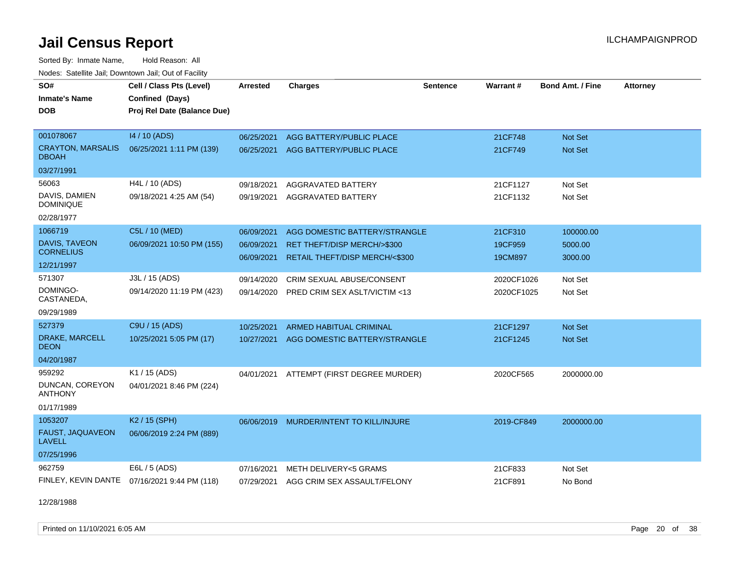# Jail Census Report

ILCHAMPAIGNPROD

Sorted By: Inmate Name, Hold Reason: All

Nodes: Satellite Jail; Downtown Jail; Out of Facility

| SO# / Inmate's Name / DOB | Cell / Class Pts (Level) / Confined (Days) / Proj Rel Date (Balance Due) | Arrested | Charges | Sentence | Warrant # | Bond Amt. / Fine | Attorney |
|---|---|---|---|---|---|---|---|
| 001078067 CRAYTON, MARSALIS DBOAH 03/27/1991 | I4 / 10 (ADS) 06/25/2021 1:11 PM (139) | 06/25/2021 | AGG BATTERY/PUBLIC PLACE | | 21CF748 | Not Set | |
| | | 06/25/2021 | AGG BATTERY/PUBLIC PLACE | | 21CF749 | Not Set | |
| 56063 DAVIS, DAMIEN DOMINIQUE 02/28/1977 | H4L / 10 (ADS) 09/18/2021 4:25 AM (54) | 09/18/2021 | AGGRAVATED BATTERY | | 21CF1127 | Not Set | |
| | | 09/19/2021 | AGGRAVATED BATTERY | | 21CF1132 | Not Set | |
| 1066719 DAVIS, TAVEON CORNELIUS 12/21/1997 | C5L / 10 (MED) 06/09/2021 10:50 PM (155) | 06/09/2021 | AGG DOMESTIC BATTERY/STRANGLE | | 21CF310 | 100000.00 | |
| | | 06/09/2021 | RET THEFT/DISP MERCH/>$300 | | 19CF959 | 5000.00 | |
| | | 06/09/2021 | RETAIL THEFT/DISP MERCH/<$300 | | 19CM897 | 3000.00 | |
| 571307 DOMINGO-CASTANEDA, 09/29/1989 | J3L / 15 (ADS) 09/14/2020 11:19 PM (423) | 09/14/2020 | CRIM SEXUAL ABUSE/CONSENT | | 2020CF1026 | Not Set | |
| | | 09/14/2020 | PRED CRIM SEX ASLT/VICTIM <13 | | 2020CF1025 | Not Set | |
| 527379 DRAKE, MARCELL DEON 04/20/1987 | C9U / 15 (ADS) 10/25/2021 5:05 PM (17) | 10/25/2021 | ARMED HABITUAL CRIMINAL | | 21CF1297 | Not Set | |
| | | 10/27/2021 | AGG DOMESTIC BATTERY/STRANGLE | | 21CF1245 | Not Set | |
| 959292 DUNCAN, COREYON ANTHONY 01/17/1989 | K1 / 15 (ADS) 04/01/2021 8:46 PM (224) | 04/01/2021 | ATTEMPT (FIRST DEGREE MURDER) | | 2020CF565 | 2000000.00 | |
| 1053207 FAUST, JAQUAVEON LAVELL 07/25/1996 | K2 / 15 (SPH) 06/06/2019 2:24 PM (889) | 06/06/2019 | MURDER/INTENT TO KILL/INJURE | | 2019-CF849 | 2000000.00 | |
| 962759 FINLEY, KEVIN DANTE 12/28/1988 | E6L / 5 (ADS) 07/16/2021 9:44 PM (118) | 07/16/2021 | METH DELIVERY<5 GRAMS | | 21CF833 | Not Set | |
| | | 07/29/2021 | AGG CRIM SEX ASSAULT/FELONY | | 21CF891 | No Bond | |

Printed on 11/10/2021 6:05 AM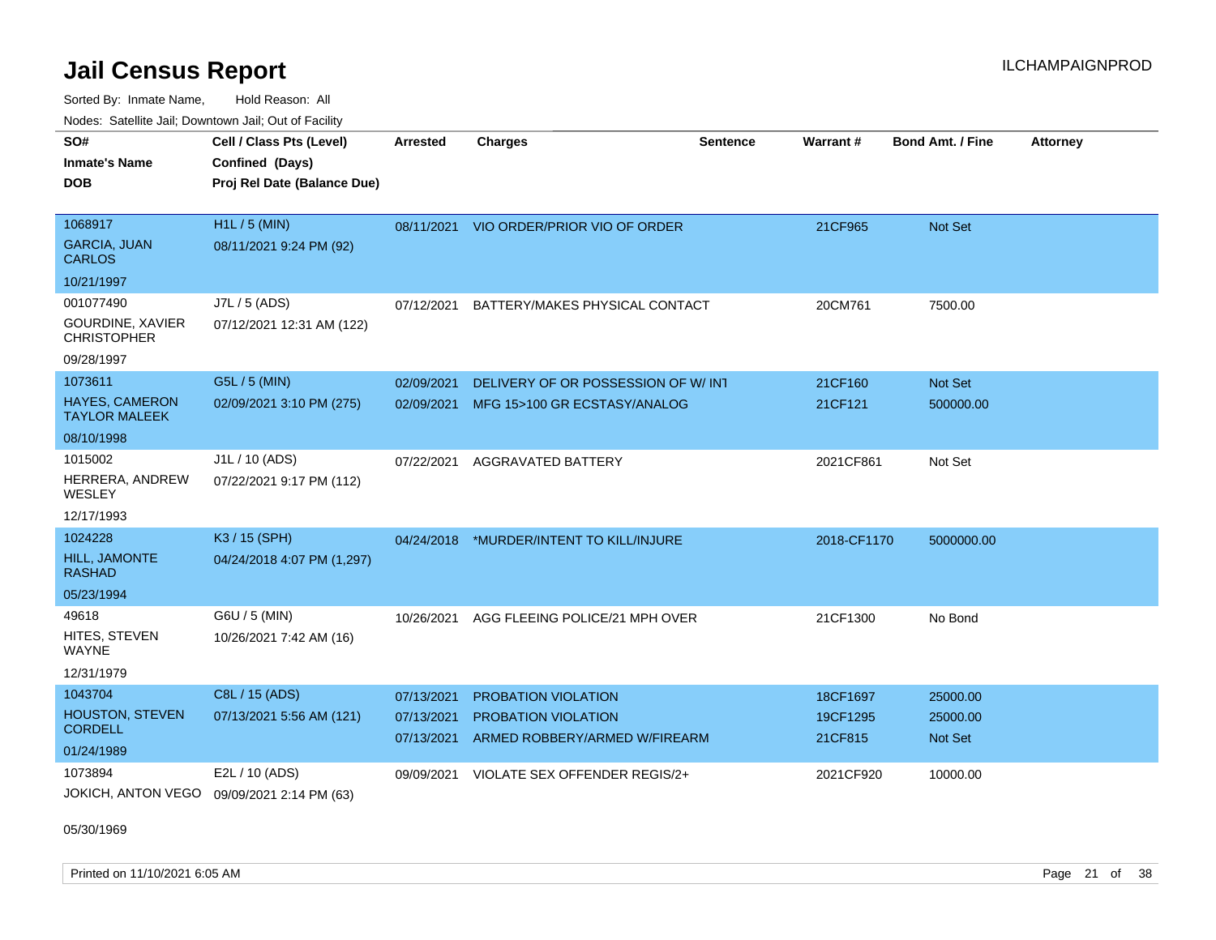# Jail Census Report

ILCHAMPAIGNPROD

Sorted By: Inmate Name, Hold Reason: All

Nodes: Satellite Jail; Downtown Jail; Out of Facility

| SO# / Inmate's Name / DOB | Cell / Class Pts (Level) / Confined (Days) / Proj Rel Date (Balance Due) | Arrested | Charges | Sentence | Warrant # | Bond Amt. / Fine | Attorney |
|---|---|---|---|---|---|---|---|
| 1068917<br>GARCIA, JUAN CARLOS<br>10/21/1997 | H1L / 5 (MIN)<br>08/11/2021 9:24 PM (92) | 08/11/2021 | VIO ORDER/PRIOR VIO OF ORDER | | 21CF965 | Not Set | |
| 001077490<br>GOURDINE, XAVIER CHRISTOPHER<br>09/28/1997 | J7L / 5 (ADS)<br>07/12/2021 12:31 AM (122) | 07/12/2021 | BATTERY/MAKES PHYSICAL CONTACT | | 20CM761 | 7500.00 | |
| 1073611<br>HAYES, CAMERON TAYLOR MALEEK<br>08/10/1998 | G5L / 5 (MIN)<br>02/09/2021 3:10 PM (275) | 02/09/2021<br>02/09/2021 | DELIVERY OF OR POSSESSION OF W/ INT<br>MFG 15>100 GR ECSTASY/ANALOG | | 21CF160<br>21CF121 | Not Set<br>500000.00 | |
| 1015002<br>HERRERA, ANDREW WESLEY<br>12/17/1993 | J1L / 10 (ADS)<br>07/22/2021 9:17 PM (112) | 07/22/2021 | AGGRAVATED BATTERY | | 2021CF861 | Not Set | |
| 1024228<br>HILL, JAMONTE RASHAD<br>05/23/1994 | K3 / 15 (SPH)<br>04/24/2018 4:07 PM (1,297) | 04/24/2018 | *MURDER/INTENT TO KILL/INJURE | | 2018-CF1170 | 5000000.00 | |
| 49618<br>HITES, STEVEN WAYNE<br>12/31/1979 | G6U / 5 (MIN)<br>10/26/2021 7:42 AM (16) | 10/26/2021 | AGG FLEEING POLICE/21 MPH OVER | | 21CF1300 | No Bond | |
| 1043704<br>HOUSTON, STEVEN CORDELL<br>01/24/1989 | C8L / 15 (ADS)<br>07/13/2021 5:56 AM (121) | 07/13/2021<br>07/13/2021<br>07/13/2021 | PROBATION VIOLATION<br>PROBATION VIOLATION<br>ARMED ROBBERY/ARMED W/FIREARM | | 18CF1697<br>19CF1295<br>21CF815 | 25000.00<br>25000.00<br>Not Set | |
| 1073894<br>JOKICH, ANTON VEGO<br>05/30/1969 | E2L / 10 (ADS)<br>09/09/2021 2:14 PM (63) | 09/09/2021 | VIOLATE SEX OFFENDER REGIS/2+ | | 2021CF920 | 10000.00 | |

Printed on 11/10/2021 6:05 AM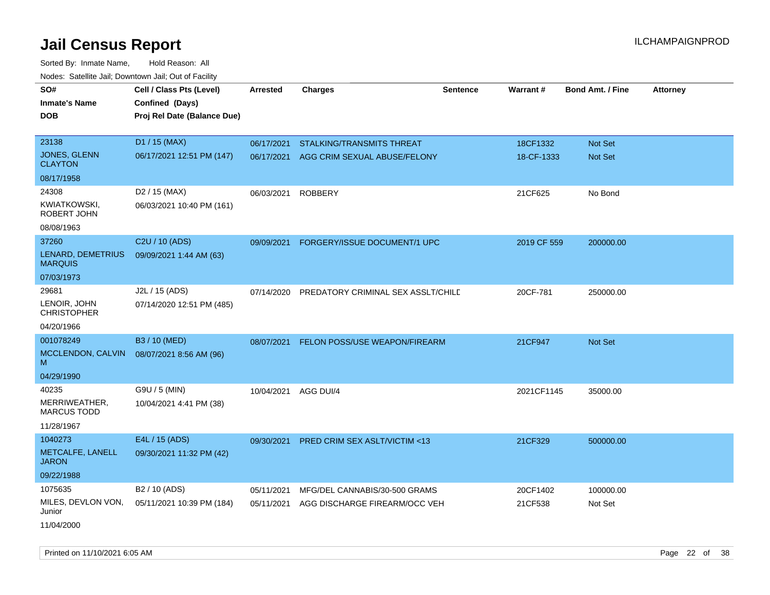# Jail Census Report

ILCHAMPAIGNPROD

Sorted By: Inmate Name, Hold Reason: All

Nodes: Satellite Jail; Downtown Jail; Out of Facility

| SO# / Inmate's Name / DOB | Cell / Class Pts (Level) / Confined (Days) / Proj Rel Date (Balance Due) | Arrested | Charges | Sentence | Warrant # | Bond Amt. / Fine | Attorney |
|---|---|---|---|---|---|---|---|
| 23138<br>JONES, GLENN CLAYTON<br>08/17/1958 | D1 / 15 (MAX)<br>06/17/2021 12:51 PM (147) | 06/17/2021<br>06/17/2021 | STALKING/TRANSMITS THREAT<br>AGG CRIM SEXUAL ABUSE/FELONY | | 18CF1332<br>18-CF-1333 | Not Set<br>Not Set | |
| 24308<br>KWIATKOWSKI, ROBERT JOHN<br>08/08/1963 | D2 / 15 (MAX)<br>06/03/2021 10:40 PM (161) | 06/03/2021 | ROBBERY | | 21CF625 | No Bond | |
| 37260<br>LENARD, DEMETRIUS MARQUIS<br>07/03/1973 | C2U / 10 (ADS)<br>09/09/2021 1:44 AM (63) | 09/09/2021 | FORGERY/ISSUE DOCUMENT/1 UPC | | 2019 CF 559 | 200000.00 | |
| 29681<br>LENOIR, JOHN CHRISTOPHER<br>04/20/1966 | J2L / 15 (ADS)<br>07/14/2020 12:51 PM (485) | 07/14/2020 | PREDATORY CRIMINAL SEX ASSLT/CHILD | | 20CF-781 | 250000.00 | |
| 001078249<br>MCCLENDON, CALVIN M<br>04/29/1990 | B3 / 10 (MED)<br>08/07/2021 8:56 AM (96) | 08/07/2021 | FELON POSS/USE WEAPON/FIREARM | | 21CF947 | Not Set | |
| 40235<br>MERRIWEATHER, MARCUS TODD<br>11/28/1967 | G9U / 5 (MIN)<br>10/04/2021 4:41 PM (38) | 10/04/2021 | AGG DUI/4 | | 2021CF1145 | 35000.00 | |
| 1040273<br>METCALFE, LANELL JARON<br>09/22/1988 | E4L / 15 (ADS)<br>09/30/2021 11:32 PM (42) | 09/30/2021 | PRED CRIM SEX ASLT/VICTIM <13 | | 21CF329 | 500000.00 | |
| 1075635<br>MILES, DEVLON VON, Junior<br>11/04/2000 | B2 / 10 (ADS)<br>05/11/2021 10:39 PM (184) | 05/11/2021<br>05/11/2021 | MFG/DEL CANNABIS/30-500 GRAMS<br>AGG DISCHARGE FIREARM/OCC VEH | | 20CF1402<br>21CF538 | 100000.00<br>Not Set | |

Printed on 11/10/2021 6:05 AM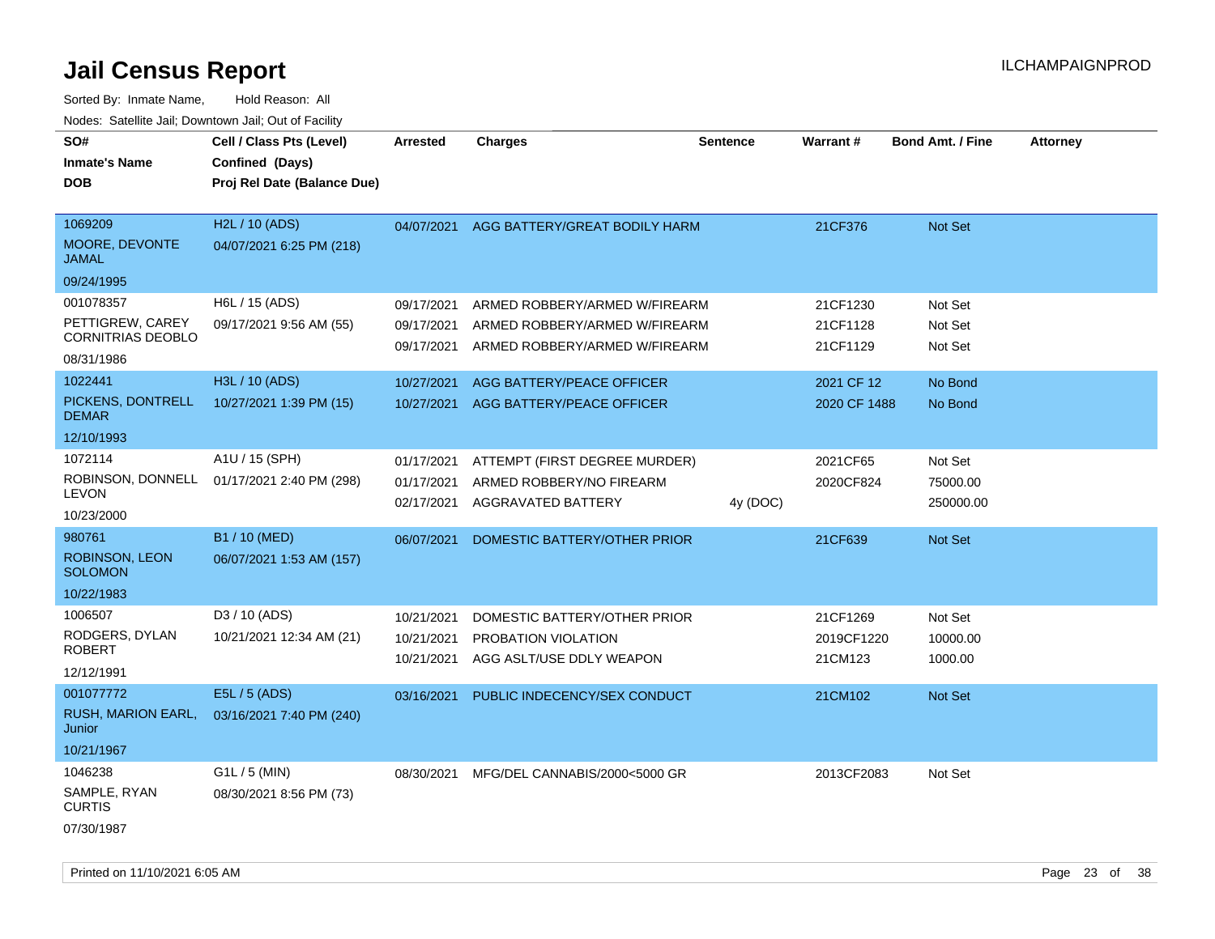# Jail Census Report

ILCHAMPAIGNPROD

Sorted By: Inmate Name, Hold Reason: All

Nodes: Satellite Jail; Downtown Jail; Out of Facility

| SO# / Inmate's Name / DOB | Cell / Class Pts (Level) / Confined (Days) / Proj Rel Date (Balance Due) | Arrested | Charges | Sentence | Warrant # | Bond Amt. / Fine | Attorney |
|---|---|---|---|---|---|---|---|
| 1069209<br>MOORE, DEVONTE JAMAL<br>09/24/1995 | H2L / 10 (ADS)<br>04/07/2021 6:25 PM (218) | 04/07/2021 | AGG BATTERY/GREAT BODILY HARM | | 21CF376 | Not Set | |
| 001078357<br>PETTIGREW, CAREY CORNITRIAS DEOBLO<br>08/31/1986 | H6L / 15 (ADS)<br>09/17/2021 9:56 AM (55) | 09/17/2021 | ARMED ROBBERY/ARMED W/FIREARM | | 21CF1230 | Not Set | |
| | | 09/17/2021 | ARMED ROBBERY/ARMED W/FIREARM | | 21CF1128 | Not Set | |
| | | 09/17/2021 | ARMED ROBBERY/ARMED W/FIREARM | | 21CF1129 | Not Set | |
| 1022441<br>PICKENS, DONTRELL DEMAR<br>12/10/1993 | H3L / 10 (ADS)<br>10/27/2021 1:39 PM (15) | 10/27/2021 | AGG BATTERY/PEACE OFFICER | | 2021 CF 12 | No Bond | |
| | | 10/27/2021 | AGG BATTERY/PEACE OFFICER | | 2020 CF 1488 | No Bond | |
| 1072114<br>ROBINSON, DONNELL LEVON<br>10/23/2000 | A1U / 15 (SPH)<br>01/17/2021 2:40 PM (298) | 01/17/2021 | ATTEMPT (FIRST DEGREE MURDER) | | 2021CF65 | Not Set | |
| | | 01/17/2021 | ARMED ROBBERY/NO FIREARM | | 2020CF824 | 75000.00 | |
| | | 02/17/2021 | AGGRAVATED BATTERY | 4y (DOC) | | 250000.00 | |
| 980761<br>ROBINSON, LEON SOLOMON<br>10/22/1983 | B1 / 10 (MED)<br>06/07/2021 1:53 AM (157) | 06/07/2021 | DOMESTIC BATTERY/OTHER PRIOR | | 21CF639 | Not Set | |
| 1006507<br>RODGERS, DYLAN ROBERT<br>12/12/1991 | D3 / 10 (ADS)<br>10/21/2021 12:34 AM (21) | 10/21/2021 | DOMESTIC BATTERY/OTHER PRIOR | | 21CF1269 | Not Set | |
| | | 10/21/2021 | PROBATION VIOLATION | | 2019CF1220 | 10000.00 | |
| | | 10/21/2021 | AGG ASLT/USE DDLY WEAPON | | 21CM123 | 1000.00 | |
| 001077772<br>RUSH, MARION EARL, Junior<br>10/21/1967 | E5L / 5 (ADS)<br>03/16/2021 7:40 PM (240) | 03/16/2021 | PUBLIC INDECENCY/SEX CONDUCT | | 21CM102 | Not Set | |
| 1046238<br>SAMPLE, RYAN CURTIS<br>07/30/1987 | G1L / 5 (MIN)<br>08/30/2021 8:56 PM (73) | 08/30/2021 | MFG/DEL CANNABIS/2000<5000 GR | | 2013CF2083 | Not Set | |

Printed on 11/10/2021 6:05 AM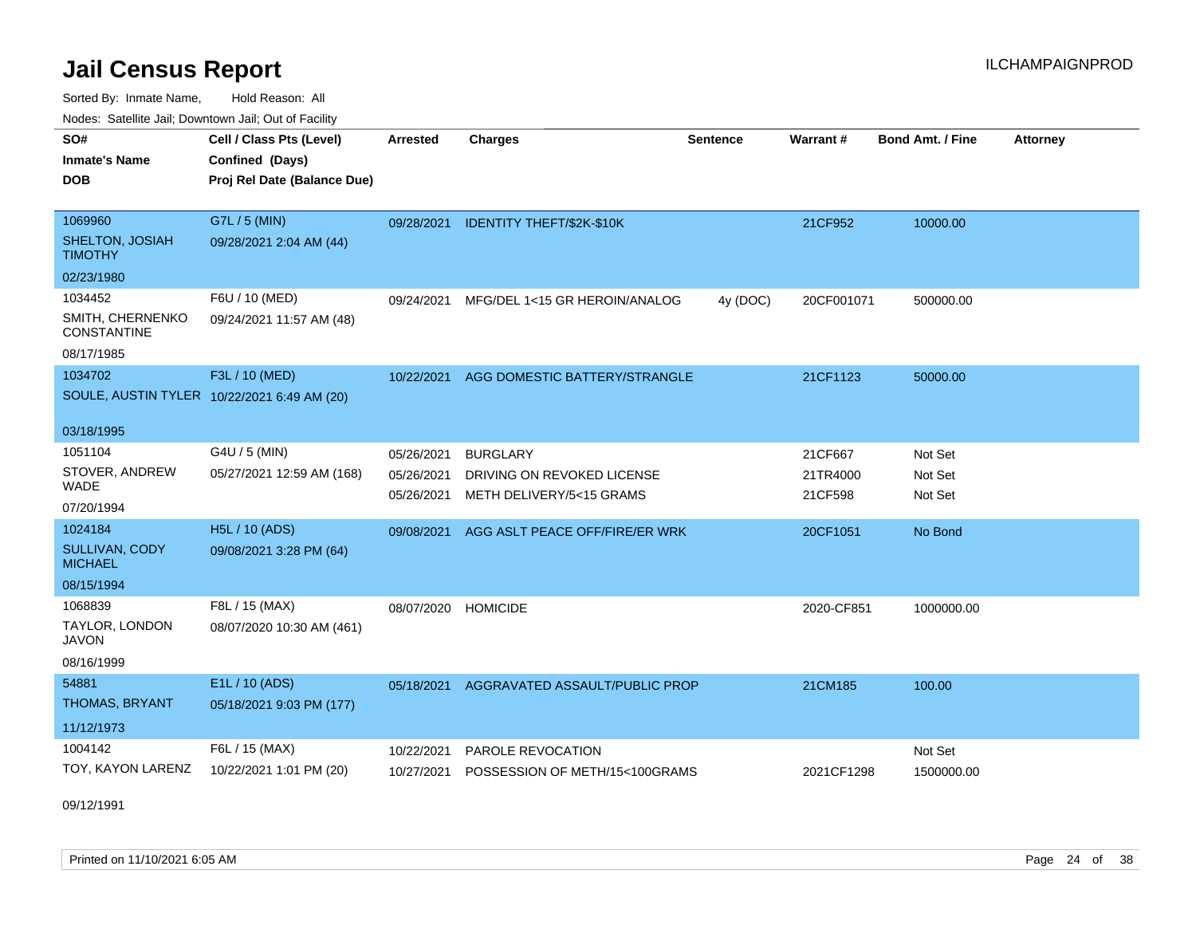# Jail Census Report

ILCHAMPAIGNPROD

Sorted By: Inmate Name, Hold Reason: All

Nodes: Satellite Jail; Downtown Jail; Out of Facility

| SO# / Inmate's Name / DOB | Cell / Class Pts (Level) / Confined (Days) / Proj Rel Date (Balance Due) | Arrested | Charges | Sentence | Warrant # | Bond Amt. / Fine | Attorney |
|---|---|---|---|---|---|---|---|
| 1069960 SHELTON, JOSIAH TIMOTHY 02/23/1980 | G7L / 5 (MIN) 09/28/2021 2:04 AM (44) | 09/28/2021 | IDENTITY THEFT/$2K-$10K | | 21CF952 | 10000.00 | |
| 1034452 SMITH, CHERNENKO CONSTANTINE 08/17/1985 | F6U / 10 (MED) 09/24/2021 11:57 AM (48) | 09/24/2021 | MFG/DEL 1<15 GR HEROIN/ANALOG | 4y (DOC) | 20CF001071 | 500000.00 | |
| 1034702 SOULE, AUSTIN TYLER 03/18/1995 | F3L / 10 (MED) 10/22/2021 6:49 AM (20) | 10/22/2021 | AGG DOMESTIC BATTERY/STRANGLE | | 21CF1123 | 50000.00 | |
| 1051104 STOVER, ANDREW WADE 07/20/1994 | G4U / 5 (MIN) 05/27/2021 12:59 AM (168) | 05/26/2021 | BURGLARY | | 21CF667 | Not Set | |
| | | 05/26/2021 | DRIVING ON REVOKED LICENSE | | 21TR4000 | Not Set | |
| | | 05/26/2021 | METH DELIVERY/5<15 GRAMS | | 21CF598 | Not Set | |
| 1024184 SULLIVAN, CODY MICHAEL 08/15/1994 | H5L / 10 (ADS) 09/08/2021 3:28 PM (64) | 09/08/2021 | AGG ASLT PEACE OFF/FIRE/ER WRK | | 20CF1051 | No Bond | |
| 1068839 TAYLOR, LONDON JAVON 08/16/1999 | F8L / 15 (MAX) 08/07/2020 10:30 AM (461) | 08/07/2020 | HOMICIDE | | 2020-CF851 | 1000000.00 | |
| 54881 THOMAS, BRYANT 11/12/1973 | E1L / 10 (ADS) 05/18/2021 9:03 PM (177) | 05/18/2021 | AGGRAVATED ASSAULT/PUBLIC PROP | | 21CM185 | 100.00 | |
| 1004142 TOY, KAYON LARENZ 09/12/1991 | F6L / 15 (MAX) 10/22/2021 1:01 PM (20) | 10/22/2021 | PAROLE REVOCATION | | | Not Set | |
| | | 10/27/2021 | POSSESSION OF METH/15<100GRAMS | | 2021CF1298 | 1500000.00 | |

Printed on 11/10/2021 6:05 AM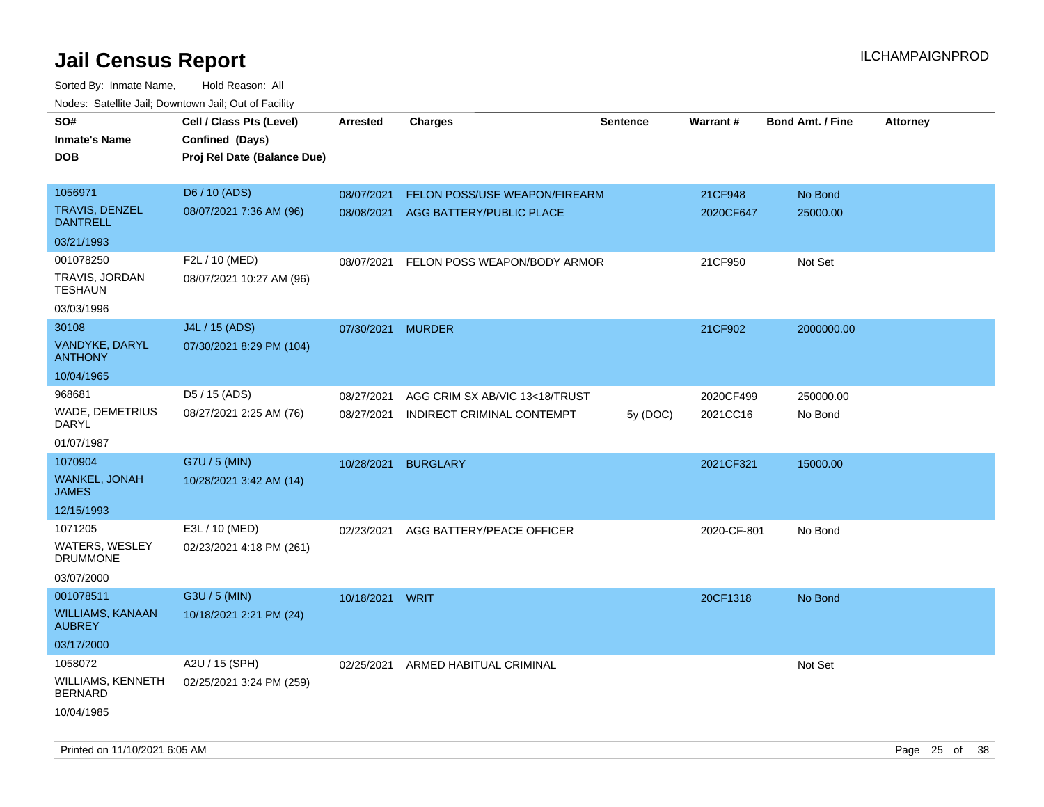# Jail Census Report

Sorted By: Inmate Name, Hold Reason: All

Nodes: Satellite Jail; Downtown Jail; Out of Facility

| SO# / Inmate's Name / DOB | Cell / Class Pts (Level) / Confined (Days) / Proj Rel Date (Balance Due) | Arrested | Charges | Sentence | Warrant # | Bond Amt. / Fine | Attorney |
|---|---|---|---|---|---|---|---|
| 1056971 TRAVIS, DENZEL DANTRELL 03/21/1993 | D6 / 10 (ADS) 08/07/2021 7:36 AM (96) | 08/07/2021 | FELON POSS/USE WEAPON/FIREARM | | 21CF948 | No Bond | |
| | | 08/08/2021 | AGG BATTERY/PUBLIC PLACE | | 2020CF647 | 25000.00 | |
| 001078250 TRAVIS, JORDAN TESHAUN 03/03/1996 | F2L / 10 (MED) 08/07/2021 10:27 AM (96) | 08/07/2021 | FELON POSS WEAPON/BODY ARMOR | | 21CF950 | Not Set | |
| 30108 VANDYKE, DARYL ANTHONY 10/04/1965 | J4L / 15 (ADS) 07/30/2021 8:29 PM (104) | 07/30/2021 | MURDER | | 21CF902 | 2000000.00 | |
| 968681 WADE, DEMETRIUS DARYL 01/07/1987 | D5 / 15 (ADS) 08/27/2021 2:25 AM (76) | 08/27/2021 | AGG CRIM SX AB/VIC 13<18/TRUST | | 2020CF499 | 250000.00 | |
| | | 08/27/2021 | INDIRECT CRIMINAL CONTEMPT | 5y (DOC) | 2021CC16 | No Bond | |
| 1070904 WANKEL, JONAH JAMES 12/15/1993 | G7U / 5 (MIN) 10/28/2021 3:42 AM (14) | 10/28/2021 | BURGLARY | | 2021CF321 | 15000.00 | |
| 1071205 WATERS, WESLEY DRUMMONE 03/07/2000 | E3L / 10 (MED) 02/23/2021 4:18 PM (261) | 02/23/2021 | AGG BATTERY/PEACE OFFICER | | 2020-CF-801 | No Bond | |
| 001078511 WILLIAMS, KANAAN AUBREY 03/17/2000 | G3U / 5 (MIN) 10/18/2021 2:21 PM (24) | 10/18/2021 | WRIT | | 20CF1318 | No Bond | |
| 1058072 WILLIAMS, KENNETH BERNARD 10/04/1985 | A2U / 15 (SPH) 02/25/2021 3:24 PM (259) | 02/25/2021 | ARMED HABITUAL CRIMINAL | | | Not Set | |

Printed on 11/10/2021 6:05 AM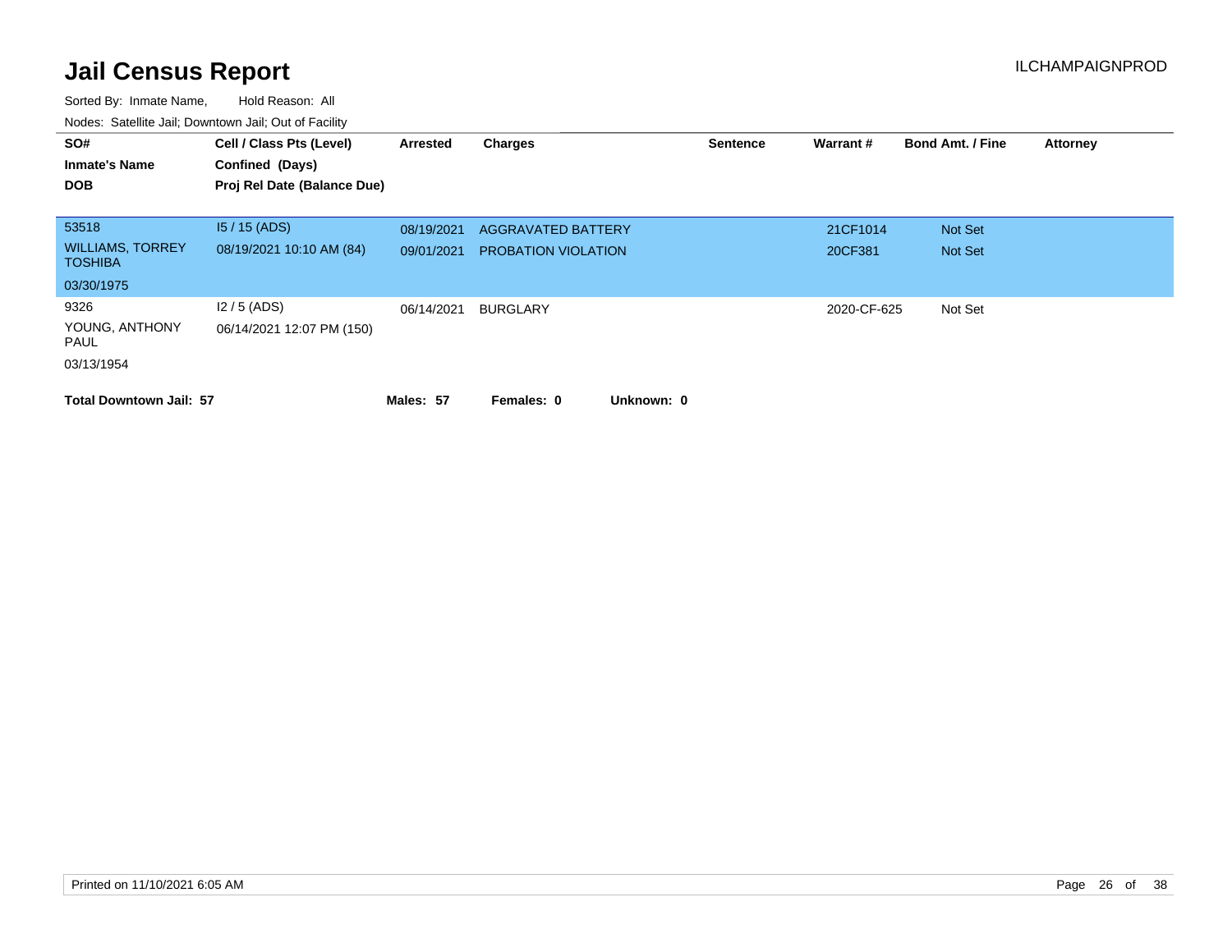# Jail Census Report

ILCHAMPAIGNPROD

Sorted By: Inmate Name, Hold Reason: All

Nodes: Satellite Jail; Downtown Jail; Out of Facility

| SO# / Inmate's Name / DOB | Cell / Class Pts (Level) / Confined (Days) / Proj Rel Date (Balance Due) | Arrested | Charges | Sentence | Warrant # | Bond Amt. / Fine | Attorney |
|---|---|---|---|---|---|---|---|
| 53518<br>WILLIAMS, TORREY TOSHIBA<br>03/30/1975 | I5 / 15 (ADS)<br>08/19/2021 10:10 AM (84) | 08/19/2021 | AGGRAVATED BATTERY | | 21CF1014 | Not Set | |
| | | 09/01/2021 | PROBATION VIOLATION | | 20CF381 | Not Set | |
| 9326<br>YOUNG, ANTHONY PAUL<br>03/13/1954 | I2 / 5 (ADS)<br>06/14/2021 12:07 PM (150) | 06/14/2021 | BURGLARY | | 2020-CF-625 | Not Set | |

**Total Downtown Jail: 57** **Males: 57** **Females: 0** **Unknown: 0**

Printed on 11/10/2021 6:05 AM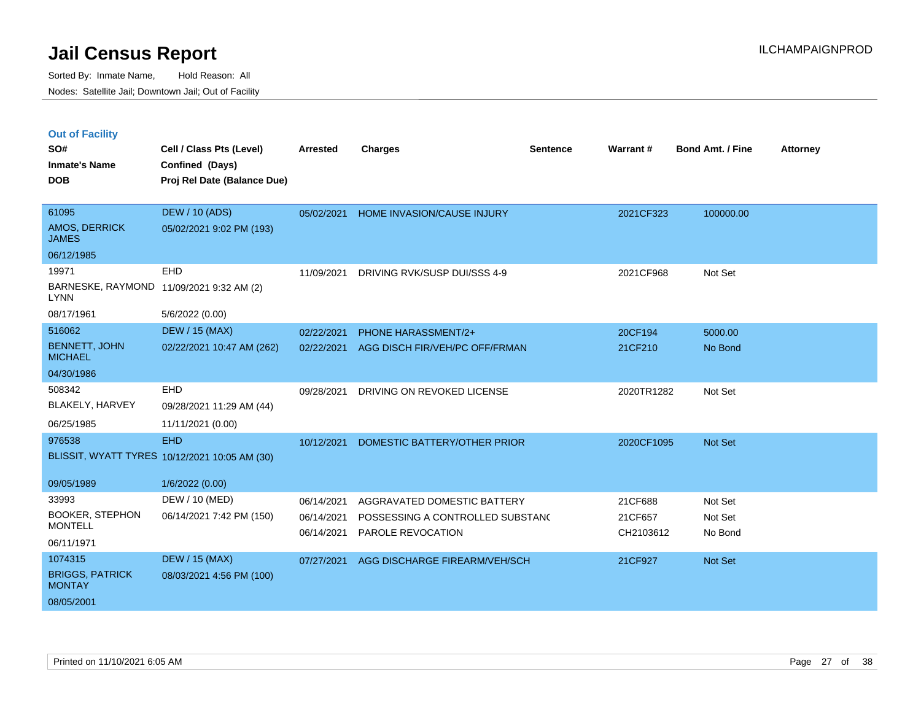# Jail Census Report

Sorted By: Inmate Name, Hold Reason: All

Nodes: Satellite Jail; Downtown Jail; Out of Facility

ILCHAMPAIGNPROD

## Out of Facility

| SO# / Inmate's Name / DOB | Cell / Class Pts (Level) / Confined (Days) / Proj Rel Date (Balance Due) | Arrested | Charges | Sentence | Warrant # | Bond Amt. / Fine | Attorney |
|---|---|---|---|---|---|---|---|
| 61095<br>AMOS, DERRICK JAMES<br>06/12/1985 | DEW / 10 (ADS)<br>05/02/2021 9:02 PM (193) | 05/02/2021 | HOME INVASION/CAUSE INJURY | | 2021CF323 | 100000.00 | |
| 19971<br>BARNESKE, RAYMOND LYNN<br>08/17/1961 | EHD<br>11/09/2021 9:32 AM (2)<br>5/6/2022 (0.00) | 11/09/2021 | DRIVING RVK/SUSP DUI/SSS 4-9 | | 2021CF968 | Not Set | |
| 516062<br>BENNETT, JOHN MICHAEL<br>04/30/1986 | DEW / 15 (MAX)<br>02/22/2021 10:47 AM (262) | 02/22/2021<br>02/22/2021 | PHONE HARASSMENT/2+<br>AGG DISCH FIR/VEH/PC OFF/FRMAN | | 20CF194<br>21CF210 | 5000.00<br>No Bond | |
| 508342<br>BLAKELY, HARVEY<br>06/25/1985 | EHD<br>09/28/2021 11:29 AM (44)<br>11/11/2021 (0.00) | 09/28/2021 | DRIVING ON REVOKED LICENSE | | 2020TR1282 | Not Set | |
| 976538<br>BLISSIT, WYATT TYRES<br>09/05/1989 | EHD<br>10/12/2021 10:05 AM (30)<br>1/6/2022 (0.00) | 10/12/2021 | DOMESTIC BATTERY/OTHER PRIOR | | 2020CF1095 | Not Set | |
| 33993<br>BOOKER, STEPHON MONTELL<br>06/11/1971 | DEW / 10 (MED)<br>06/14/2021 7:42 PM (150) | 06/14/2021<br>06/14/2021<br>06/14/2021 | AGGRAVATED DOMESTIC BATTERY<br>POSSESSING A CONTROLLED SUBSTANC<br>PAROLE REVOCATION | | 21CF688<br>21CF657<br>CH2103612 | Not Set<br>Not Set<br>No Bond | |
| 1074315<br>BRIGGS, PATRICK MONTAY<br>08/05/2001 | DEW / 15 (MAX)<br>08/03/2021 4:56 PM (100) | 07/27/2021 | AGG DISCHARGE FIREARM/VEH/SCH | | 21CF927 | Not Set | |

Printed on 11/10/2021 6:05 AM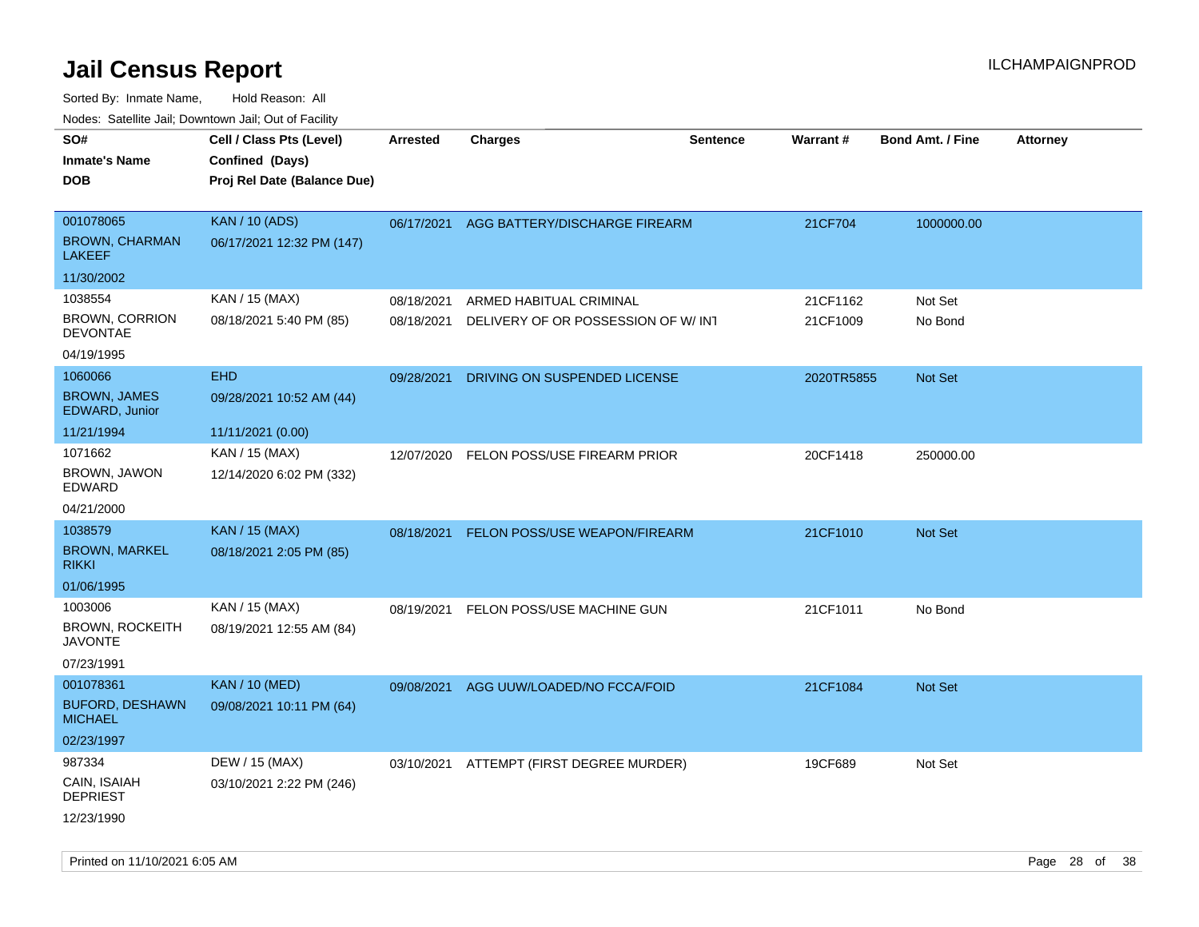# Jail Census Report

ILCHAMPAIGNPROD

Sorted By: Inmate Name, Hold Reason: All

Nodes: Satellite Jail; Downtown Jail; Out of Facility

| SO# / Inmate's Name / DOB | Cell / Class Pts (Level) / Confined (Days) / Proj Rel Date (Balance Due) | Arrested | Charges | Sentence | Warrant # | Bond Amt. / Fine | Attorney |
|---|---|---|---|---|---|---|---|
| 001078065<br>BROWN, CHARMAN LAKEEF<br>11/30/2002 | KAN / 10 (ADS)<br>06/17/2021 12:32 PM (147) | 06/17/2021 | AGG BATTERY/DISCHARGE FIREARM | | 21CF704 | 1000000.00 | |
| 1038554<br>BROWN, CORRION DEVONTAE<br>04/19/1995 | KAN / 15 (MAX)<br>08/18/2021 5:40 PM (85) | 08/18/2021<br>08/18/2021 | ARMED HABITUAL CRIMINAL<br>DELIVERY OF OR POSSESSION OF W/ INT | | 21CF1162<br>21CF1009 | Not Set<br>No Bond | |
| 1060066<br>BROWN, JAMES EDWARD, Junior<br>11/21/1994 | EHD<br>09/28/2021 10:52 AM (44)<br>11/11/2021 (0.00) | 09/28/2021 | DRIVING ON SUSPENDED LICENSE | | 2020TR5855 | Not Set | |
| 1071662<br>BROWN, JAWON EDWARD<br>04/21/2000 | KAN / 15 (MAX)<br>12/14/2020 6:02 PM (332) | 12/07/2020 | FELON POSS/USE FIREARM PRIOR | | 20CF1418 | 250000.00 | |
| 1038579<br>BROWN, MARKEL RIKKI<br>01/06/1995 | KAN / 15 (MAX)<br>08/18/2021 2:05 PM (85) | 08/18/2021 | FELON POSS/USE WEAPON/FIREARM | | 21CF1010 | Not Set | |
| 1003006<br>BROWN, ROCKEITH JAVONTE<br>07/23/1991 | KAN / 15 (MAX)<br>08/19/2021 12:55 AM (84) | 08/19/2021 | FELON POSS/USE MACHINE GUN | | 21CF1011 | No Bond | |
| 001078361<br>BUFORD, DESHAWN MICHAEL<br>02/23/1997 | KAN / 10 (MED)<br>09/08/2021 10:11 PM (64) | 09/08/2021 | AGG UUW/LOADED/NO FCCA/FOID | | 21CF1084 | Not Set | |
| 987334<br>CAIN, ISAIAH DEPRIEST<br>12/23/1990 | DEW / 15 (MAX)<br>03/10/2021 2:22 PM (246) | 03/10/2021 | ATTEMPT (FIRST DEGREE MURDER) | | 19CF689 | Not Set | |

Printed on 11/10/2021 6:05 AM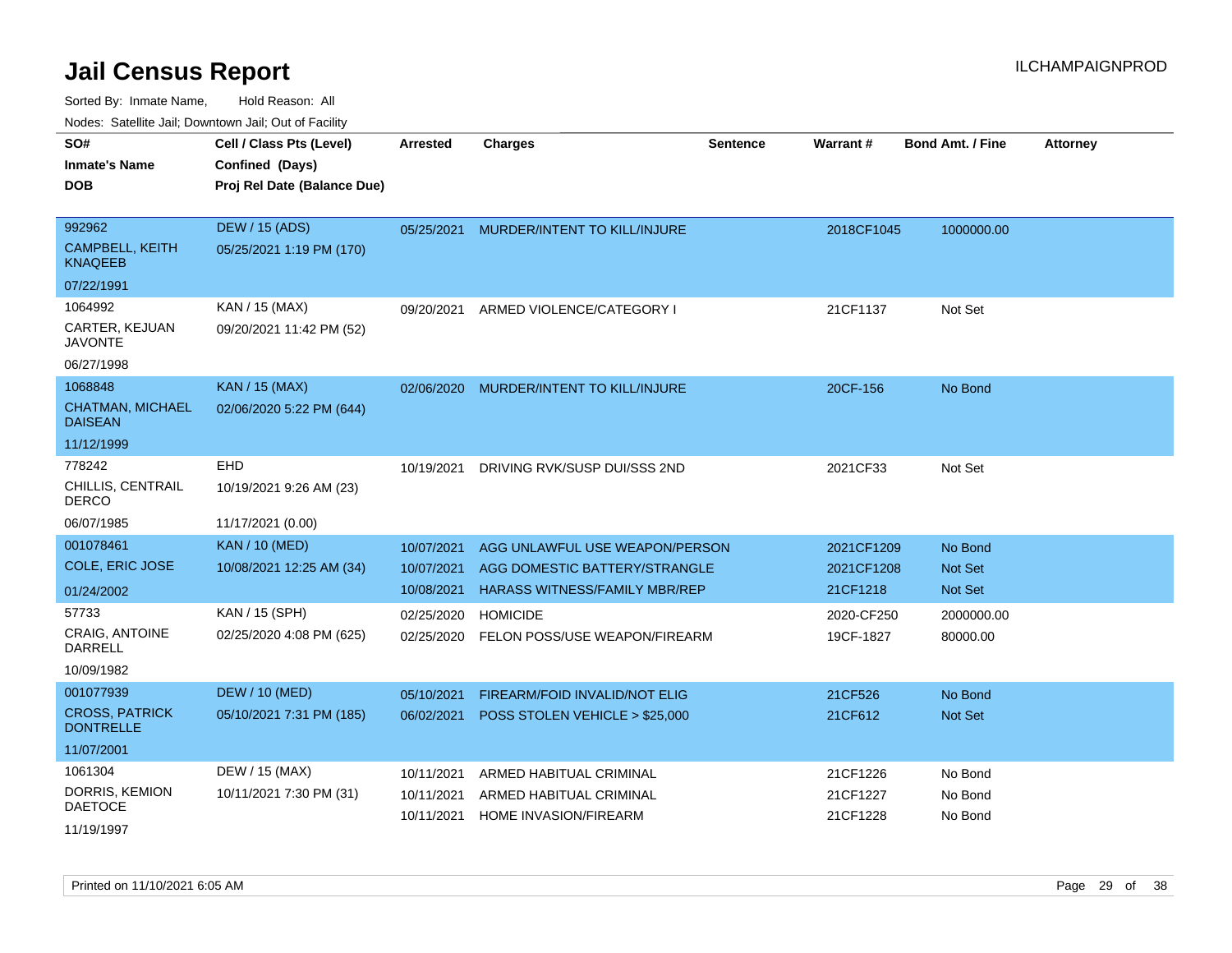# Jail Census Report

ILCHAMPAIGNPROD

Sorted By: Inmate Name, Hold Reason: All

Nodes: Satellite Jail; Downtown Jail; Out of Facility

| SO# / Inmate's Name / DOB | Cell / Class Pts (Level) / Confined (Days) / Proj Rel Date (Balance Due) | Arrested | Charges | Sentence | Warrant # | Bond Amt. / Fine | Attorney |
|---|---|---|---|---|---|---|---|
| 992962<br>CAMPBELL, KEITH KNAQEEB<br>07/22/1991 | DEW / 15 (ADS)<br>05/25/2021 1:19 PM (170) | 05/25/2021 | MURDER/INTENT TO KILL/INJURE | | 2018CF1045 | 1000000.00 | |
| 1064992<br>CARTER, KEJUAN JAVONTE<br>06/27/1998 | KAN / 15 (MAX)<br>09/20/2021 11:42 PM (52) | 09/20/2021 | ARMED VIOLENCE/CATEGORY I | | 21CF1137 | Not Set | |
| 1068848<br>CHATMAN, MICHAEL DAISEAN<br>11/12/1999 | KAN / 15 (MAX)<br>02/06/2020 5:22 PM (644) | 02/06/2020 | MURDER/INTENT TO KILL/INJURE | | 20CF-156 | No Bond | |
| 778242<br>CHILLIS, CENTRAIL DERCO<br>06/07/1985 | EHD<br>10/19/2021 9:26 AM (23)<br>11/17/2021 (0.00) | 10/19/2021 | DRIVING RVK/SUSP DUI/SSS 2ND | | 2021CF33 | Not Set | |
| 001078461<br>COLE, ERIC JOSE<br>01/24/2002 | KAN / 10 (MED)<br>10/08/2021 12:25 AM (34) | 10/07/2021 | AGG UNLAWFUL USE WEAPON/PERSON | | 2021CF1209 | No Bond | |
| | | 10/07/2021 | AGG DOMESTIC BATTERY/STRANGLE | | 2021CF1208 | Not Set | |
| | | 10/08/2021 | HARASS WITNESS/FAMILY MBR/REP | | 21CF1218 | Not Set | |
| 57733<br>CRAIG, ANTOINE DARRELL<br>10/09/1982 | KAN / 15 (SPH)<br>02/25/2020 4:08 PM (625) | 02/25/2020 | HOMICIDE | | 2020-CF250 | 2000000.00 | |
| | | 02/25/2020 | FELON POSS/USE WEAPON/FIREARM | | 19CF-1827 | 80000.00 | |
| 001077939<br>CROSS, PATRICK DONTRELLE<br>11/07/2001 | DEW / 10 (MED)<br>05/10/2021 7:31 PM (185) | 05/10/2021 | FIREARM/FOID INVALID/NOT ELIG | | 21CF526 | No Bond | |
| | | 06/02/2021 | POSS STOLEN VEHICLE > $25,000 | | 21CF612 | Not Set | |
| 1061304<br>DORRIS, KEMION DAETOCE<br>11/19/1997 | DEW / 15 (MAX)<br>10/11/2021 7:30 PM (31) | 10/11/2021 | ARMED HABITUAL CRIMINAL | | 21CF1226 | No Bond | |
| | | 10/11/2021 | ARMED HABITUAL CRIMINAL | | 21CF1227 | No Bond | |
| | | 10/11/2021 | HOME INVASION/FIREARM | | 21CF1228 | No Bond | |

Printed on 11/10/2021 6:05 AM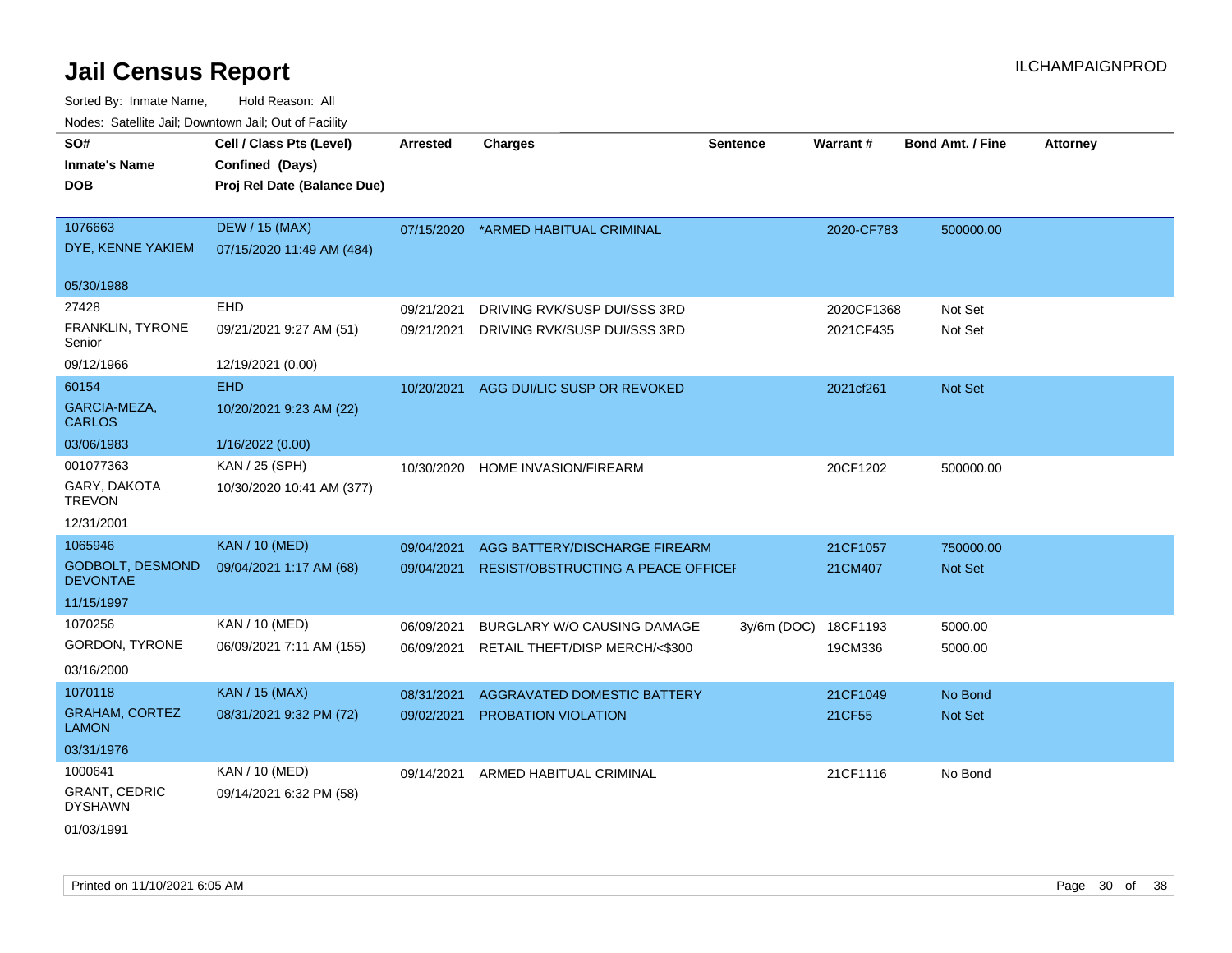# Jail Census Report

ILCHAMPAIGNPROD

Sorted By: Inmate Name, Hold Reason: All

Nodes: Satellite Jail; Downtown Jail; Out of Facility

| SO#<br>Inmate's Name<br>DOB | Cell / Class Pts (Level)<br>Confined (Days)<br>Proj Rel Date (Balance Due) | Arrested | Charges | Sentence | Warrant # | Bond Amt. / Fine | Attorney |
|---|---|---|---|---|---|---|---|
| 1076663<br>DYE, KENNE YAKIEM<br>05/30/1988 | DEW / 15 (MAX)<br>07/15/2020 11:49 AM (484) | 07/15/2020 | *ARMED HABITUAL CRIMINAL | | 2020-CF783 | 500000.00 | |
| 27428<br>FRANKLIN, TYRONE Senior<br>09/12/1966 | EHD<br>09/21/2021 9:27 AM (51)<br>12/19/2021 (0.00) | 09/21/2021<br>09/21/2021 | DRIVING RVK/SUSP DUI/SSS 3RD<br>DRIVING RVK/SUSP DUI/SSS 3RD | | 2020CF1368<br>2021CF435 | Not Set<br>Not Set | |
| 60154<br>GARCIA-MEZA, CARLOS<br>03/06/1983 | EHD<br>10/20/2021 9:23 AM (22)<br>1/16/2022 (0.00) | 10/20/2021 | AGG DUI/LIC SUSP OR REVOKED | | 2021cf261 | Not Set | |
| 001077363<br>GARY, DAKOTA TREVON<br>12/31/2001 | KAN / 25 (SPH)<br>10/30/2020 10:41 AM (377) | 10/30/2020 | HOME INVASION/FIREARM | | 20CF1202 | 500000.00 | |
| 1065946<br>GODBOLT, DESMOND DEVONTAE<br>11/15/1997 | KAN / 10 (MED)<br>09/04/2021 1:17 AM (68) | 09/04/2021<br>09/04/2021 | AGG BATTERY/DISCHARGE FIREARM<br>RESIST/OBSTRUCTING A PEACE OFFICEF | | 21CF1057<br>21CM407 | 750000.00<br>Not Set | |
| 1070256<br>GORDON, TYRONE<br>03/16/2000 | KAN / 10 (MED)<br>06/09/2021 7:11 AM (155) | 06/09/2021<br>06/09/2021 | BURGLARY W/O CAUSING DAMAGE<br>RETAIL THEFT/DISP MERCH/<$300 | 3y/6m (DOC) | 18CF1193<br>19CM336 | 5000.00<br>5000.00 | |
| 1070118<br>GRAHAM, CORTEZ LAMON<br>03/31/1976 | KAN / 15 (MAX)<br>08/31/2021 9:32 PM (72) | 08/31/2021<br>09/02/2021 | AGGRAVATED DOMESTIC BATTERY<br>PROBATION VIOLATION | | 21CF1049<br>21CF55 | No Bond<br>Not Set | |
| 1000641<br>GRANT, CEDRIC DYSHAWN<br>01/03/1991 | KAN / 10 (MED)<br>09/14/2021 6:32 PM (58) | 09/14/2021 | ARMED HABITUAL CRIMINAL | | 21CF1116 | No Bond | |

Printed on 11/10/2021 6:05 AM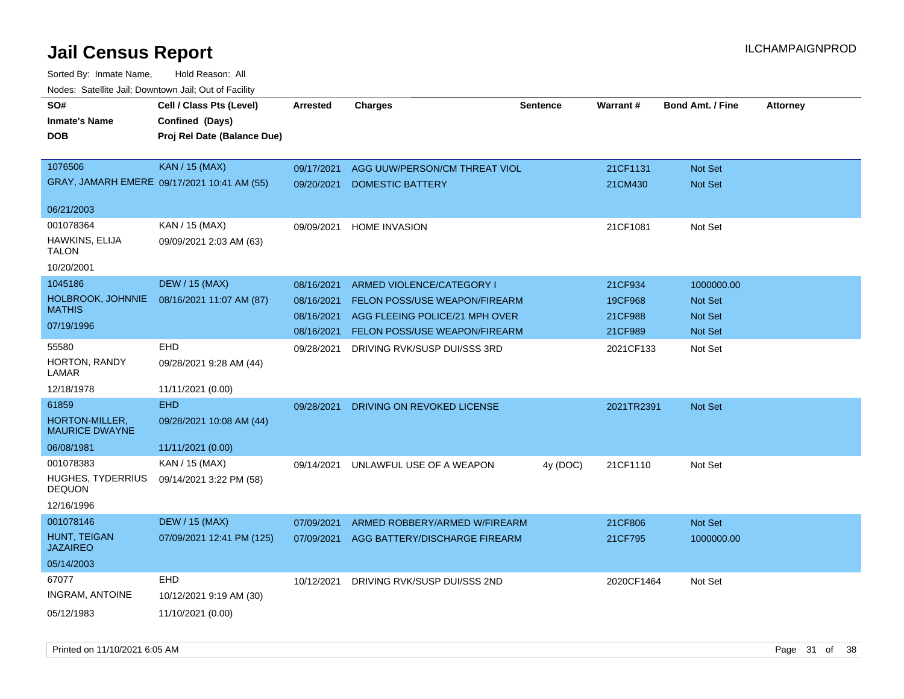# Jail Census Report

ILCHAMPAIGNPROD

Sorted By: Inmate Name, Hold Reason: All

Nodes: Satellite Jail; Downtown Jail; Out of Facility

| SO# / Inmate's Name / DOB | Cell / Class Pts (Level) / Confined (Days) / Proj Rel Date (Balance Due) | Arrested | Charges | Sentence | Warrant # | Bond Amt. / Fine | Attorney |
|---|---|---|---|---|---|---|---|
| 1076506<br>GRAY, JAMARH EMERE<br>06/21/2003 | KAN / 15 (MAX)<br>09/17/2021 10:41 AM (55) | 09/17/2021 | AGG UUW/PERSON/CM THREAT VIOL | | 21CF1131 | Not Set | |
| | | 09/20/2021 | DOMESTIC BATTERY | | 21CM430 | Not Set | |
| 001078364<br>HAWKINS, ELIJA TALON<br>10/20/2001 | KAN / 15 (MAX)<br>09/09/2021 2:03 AM (63) | 09/09/2021 | HOME INVASION | | 21CF1081 | Not Set | |
| 1045186<br>HOLBROOK, JOHNNIE MATHIS<br>07/19/1996 | DEW / 15 (MAX)<br>08/16/2021 11:07 AM (87) | 08/16/2021 | ARMED VIOLENCE/CATEGORY I | | 21CF934 | 1000000.00 | |
| | | 08/16/2021 | FELON POSS/USE WEAPON/FIREARM | | 19CF968 | Not Set | |
| | | 08/16/2021 | AGG FLEEING POLICE/21 MPH OVER | | 21CF988 | Not Set | |
| | | 08/16/2021 | FELON POSS/USE WEAPON/FIREARM | | 21CF989 | Not Set | |
| 55580<br>HORTON, RANDY LAMAR<br>12/18/1978 | EHD<br>09/28/2021 9:28 AM (44)<br>11/11/2021 (0.00) | 09/28/2021 | DRIVING RVK/SUSP DUI/SSS 3RD | | 2021CF133 | Not Set | |
| 61859<br>HORTON-MILLER, MAURICE DWAYNE<br>06/08/1981 | EHD<br>09/28/2021 10:08 AM (44)<br>11/11/2021 (0.00) | 09/28/2021 | DRIVING ON REVOKED LICENSE | | 2021TR2391 | Not Set | |
| 001078383<br>HUGHES, TYDERRIUS DEQUON<br>12/16/1996 | KAN / 15 (MAX)<br>09/14/2021 3:22 PM (58) | 09/14/2021 | UNLAWFUL USE OF A WEAPON | 4y (DOC) | 21CF1110 | Not Set | |
| 001078146<br>HUNT, TEIGAN JAZAIREO<br>05/14/2003 | DEW / 15 (MAX)<br>07/09/2021 12:41 PM (125) | 07/09/2021 | ARMED ROBBERY/ARMED W/FIREARM | | 21CF806 | Not Set | |
| | | 07/09/2021 | AGG BATTERY/DISCHARGE FIREARM | | 21CF795 | 1000000.00 | |
| 67077<br>INGRAM, ANTOINE<br>05/12/1983 | EHD<br>10/12/2021 9:19 AM (30)<br>11/10/2021 (0.00) | 10/12/2021 | DRIVING RVK/SUSP DUI/SSS 2ND | | 2020CF1464 | Not Set | |

Printed on 11/10/2021 6:05 AM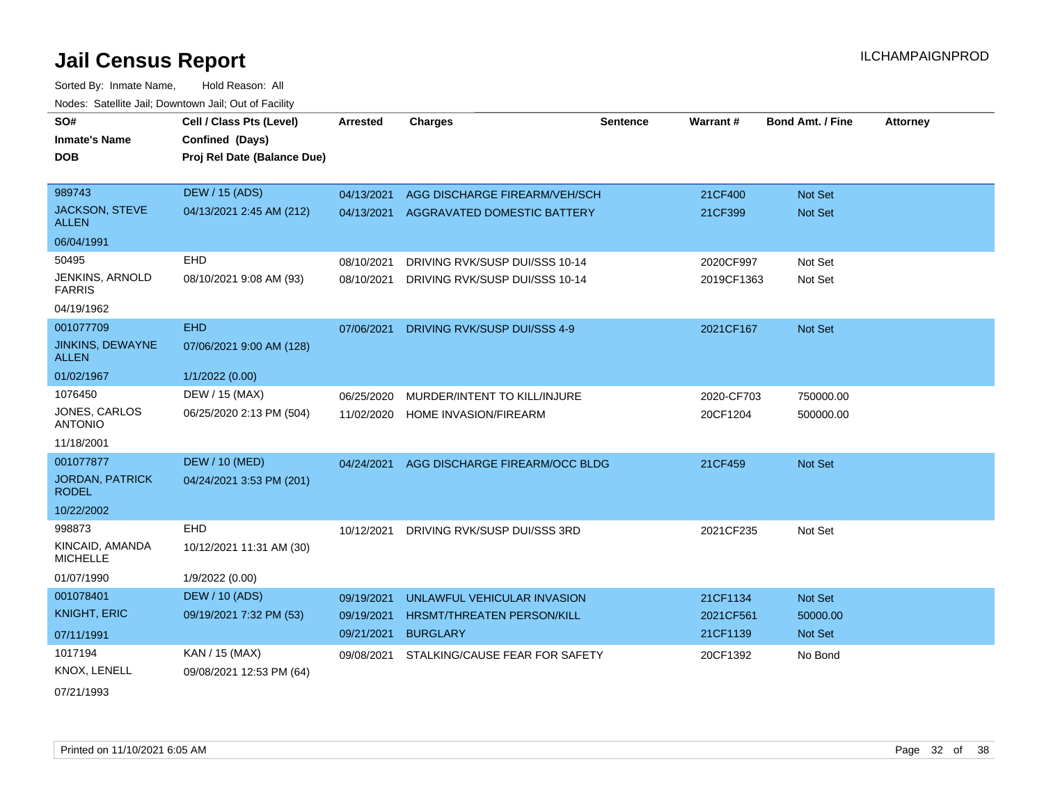# Jail Census Report

ILCHAMPAIGNPROD

Sorted By: Inmate Name, Hold Reason: All

Nodes: Satellite Jail; Downtown Jail; Out of Facility

| SO# / Inmate's Name / DOB | Cell / Class Pts (Level) / Confined (Days) / Proj Rel Date (Balance Due) | Arrested | Charges | Sentence | Warrant # | Bond Amt. / Fine | Attorney |
|---|---|---|---|---|---|---|---|
| 989743<br>JACKSON, STEVE ALLEN<br>06/04/1991 | DEW / 15 (ADS)<br>04/13/2021 2:45 AM (212) | 04/13/2021<br>04/13/2021 | AGG DISCHARGE FIREARM/VEH/SCH<br>AGGRAVATED DOMESTIC BATTERY | | 21CF400<br>21CF399 | Not Set<br>Not Set | |
| 50495<br>JENKINS, ARNOLD FARRIS<br>04/19/1962 | EHD<br>08/10/2021 9:08 AM (93) | 08/10/2021<br>08/10/2021 | DRIVING RVK/SUSP DUI/SSS 10-14<br>DRIVING RVK/SUSP DUI/SSS 10-14 | | 2020CF997<br>2019CF1363 | Not Set<br>Not Set | |
| 001077709<br>JINKINS, DEWAYNE ALLEN<br>01/02/1967 | EHD<br>07/06/2021 9:00 AM (128)<br>1/1/2022 (0.00) | 07/06/2021 | DRIVING RVK/SUSP DUI/SSS 4-9 | | 2021CF167 | Not Set | |
| 1076450<br>JONES, CARLOS ANTONIO<br>11/18/2001 | DEW / 15 (MAX)<br>06/25/2020 2:13 PM (504) | 06/25/2020<br>11/02/2020 | MURDER/INTENT TO KILL/INJURE<br>HOME INVASION/FIREARM | | 2020-CF703<br>20CF1204 | 750000.00<br>500000.00 | |
| 001077877<br>JORDAN, PATRICK RODEL<br>10/22/2002 | DEW / 10 (MED)<br>04/24/2021 3:53 PM (201) | 04/24/2021 | AGG DISCHARGE FIREARM/OCC BLDG | | 21CF459 | Not Set | |
| 998873<br>KINCAID, AMANDA MICHELLE<br>01/07/1990 | EHD<br>10/12/2021 11:31 AM (30)<br>1/9/2022 (0.00) | 10/12/2021 | DRIVING RVK/SUSP DUI/SSS 3RD | | 2021CF235 | Not Set | |
| 001078401<br>KNIGHT, ERIC<br>07/11/1991 | DEW / 10 (ADS)<br>09/19/2021 7:32 PM (53) | 09/19/2021<br>09/19/2021<br>09/21/2021 | UNLAWFUL VEHICULAR INVASION<br>HRSMT/THREATEN PERSON/KILL<br>BURGLARY | | 21CF1134<br>2021CF561<br>21CF1139 | Not Set<br>50000.00<br>Not Set | |
| 1017194<br>KNOX, LENELL<br>07/21/1993 | KAN / 15 (MAX)<br>09/08/2021 12:53 PM (64) | 09/08/2021 | STALKING/CAUSE FEAR FOR SAFETY | | 20CF1392 | No Bond | |

Printed on 11/10/2021 6:05 AM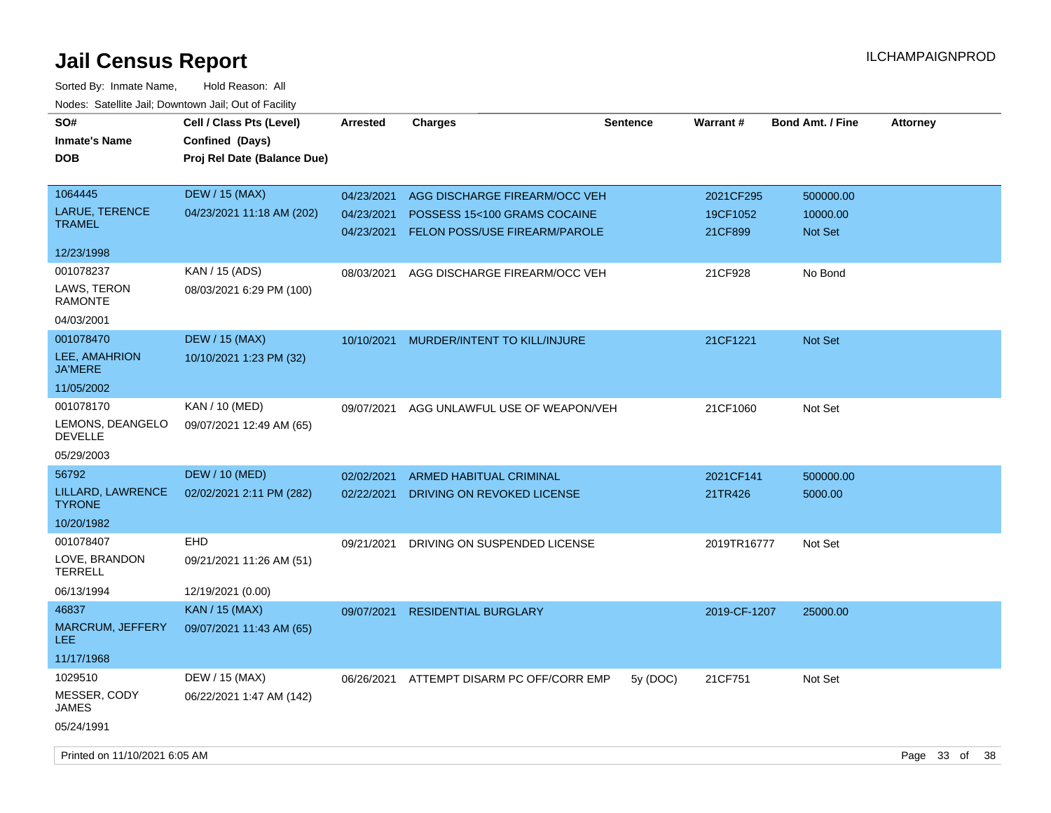# Jail Census Report

Sorted By: Inmate Name, Hold Reason: All

Nodes: Satellite Jail; Downtown Jail; Out of Facility

| SO#<br>Inmate's Name<br>DOB | Cell / Class Pts (Level)<br>Confined (Days)<br>Proj Rel Date (Balance Due) | Arrested | Charges | Sentence | Warrant # | Bond Amt. / Fine | Attorney |
|---|---|---|---|---|---|---|---|
| 1064445<br>LARUE, TERENCE TRAMEL<br>12/23/1998 | DEW / 15 (MAX)<br>04/23/2021 11:18 AM (202) | 04/23/2021<br>04/23/2021<br>04/23/2021 | AGG DISCHARGE FIREARM/OCC VEH<br>POSSESS 15<100 GRAMS COCAINE<br>FELON POSS/USE FIREARM/PAROLE | | 2021CF295<br>19CF1052<br>21CF899 | 500000.00<br>10000.00<br>Not Set | |
| 001078237<br>LAWS, TERON RAMONTE<br>04/03/2001 | KAN / 15 (ADS)<br>08/03/2021 6:29 PM (100) | 08/03/2021 | AGG DISCHARGE FIREARM/OCC VEH | | 21CF928 | No Bond | |
| 001078470<br>LEE, AMAHRION JA'MERE<br>11/05/2002 | DEW / 15 (MAX)<br>10/10/2021 1:23 PM (32) | 10/10/2021 | MURDER/INTENT TO KILL/INJURE | | 21CF1221 | Not Set | |
| 001078170<br>LEMONS, DEANGELO DEVELLE<br>05/29/2003 | KAN / 10 (MED)<br>09/07/2021 12:49 AM (65) | 09/07/2021 | AGG UNLAWFUL USE OF WEAPON/VEH | | 21CF1060 | Not Set | |
| 56792<br>LILLARD, LAWRENCE TYRONE<br>10/20/1982 | DEW / 10 (MED)<br>02/02/2021 2:11 PM (282) | 02/02/2021<br>02/22/2021 | ARMED HABITUAL CRIMINAL<br>DRIVING ON REVOKED LICENSE | | 2021CF141<br>21TR426 | 500000.00<br>5000.00 | |
| 001078407<br>LOVE, BRANDON TERRELL<br>06/13/1994 | EHD<br>09/21/2021 11:26 AM (51)<br>12/19/2021 (0.00) | 09/21/2021 | DRIVING ON SUSPENDED LICENSE | | 2019TR16777 | Not Set | |
| 46837<br>MARCRUM, JEFFERY LEE<br>11/17/1968 | KAN / 15 (MAX)<br>09/07/2021 11:43 AM (65) | 09/07/2021 | RESIDENTIAL BURGLARY | | 2019-CF-1207 | 25000.00 | |
| 1029510<br>MESSER, CODY JAMES<br>05/24/1991 | DEW / 15 (MAX)<br>06/22/2021 1:47 AM (142) | 06/26/2021 | ATTEMPT DISARM PC OFF/CORR EMP | 5y (DOC) | 21CF751 | Not Set | |

Printed on 11/10/2021 6:05 AM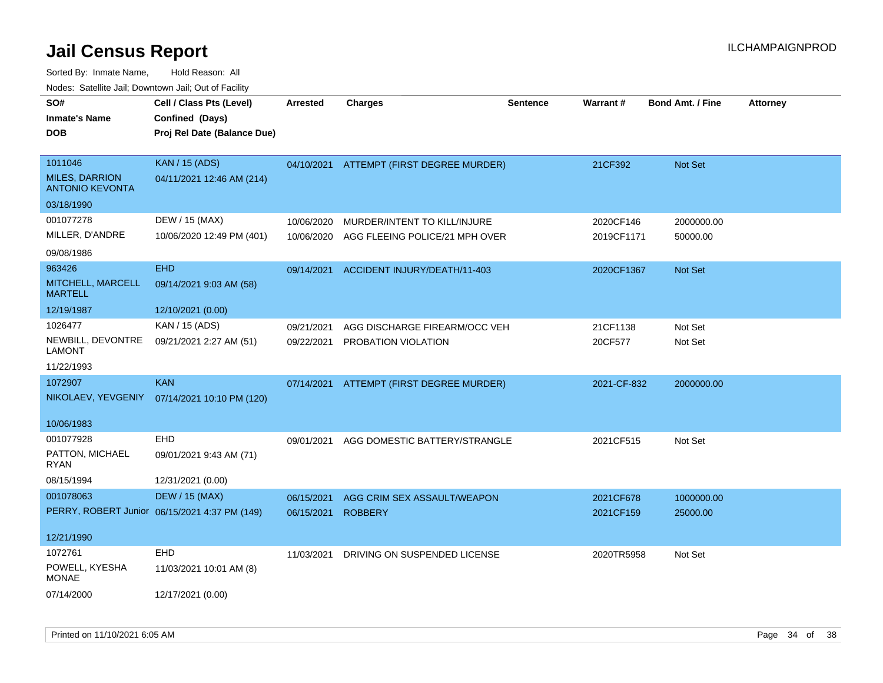# Jail Census Report

Sorted By: Inmate Name, Hold Reason: All

Nodes: Satellite Jail; Downtown Jail; Out of Facility

| SO# / Inmate's Name / DOB | Cell / Class Pts (Level) / Confined (Days) / Proj Rel Date (Balance Due) | Arrested | Charges | Sentence | Warrant # | Bond Amt. / Fine | Attorney |
|---|---|---|---|---|---|---|---|
| 1011046<br>MILES, DARRION ANTONIO KEVONTA<br>03/18/1990 | KAN / 15 (ADS)<br>04/11/2021 12:46 AM (214) | 04/10/2021 | ATTEMPT (FIRST DEGREE MURDER) | | 21CF392 | Not Set | |
| 001077278<br>MILLER, D'ANDRE<br>09/08/1986 | DEW / 15 (MAX)<br>10/06/2020 12:49 PM (401) | 10/06/2020<br>10/06/2020 | MURDER/INTENT TO KILL/INJURE<br>AGG FLEEING POLICE/21 MPH OVER | | 2020CF146<br>2019CF1171 | 2000000.00<br>50000.00 | |
| 963426<br>MITCHELL, MARCELL MARTELL<br>12/19/1987 | EHD<br>09/14/2021 9:03 AM (58)<br>12/10/2021 (0.00) | 09/14/2021 | ACCIDENT INJURY/DEATH/11-403 | | 2020CF1367 | Not Set | |
| 1026477<br>NEWBILL, DEVONTRE LAMONT<br>11/22/1993 | KAN / 15 (ADS)<br>09/21/2021 2:27 AM (51) | 09/21/2021<br>09/22/2021 | AGG DISCHARGE FIREARM/OCC VEH<br>PROBATION VIOLATION | | 21CF1138<br>20CF577 | Not Set<br>Not Set | |
| 1072907<br>NIKOLAEV, YEVGENIY<br>10/06/1983 | KAN<br>07/14/2021 10:10 PM (120) | 07/14/2021 | ATTEMPT (FIRST DEGREE MURDER) | | 2021-CF-832 | 2000000.00 | |
| 001077928<br>PATTON, MICHAEL RYAN<br>08/15/1994 | EHD<br>09/01/2021 9:43 AM (71)<br>12/31/2021 (0.00) | 09/01/2021 | AGG DOMESTIC BATTERY/STRANGLE | | 2021CF515 | Not Set | |
| 001078063<br>PERRY, ROBERT Junior<br>12/21/1990 | DEW / 15 (MAX)<br>06/15/2021 4:37 PM (149) | 06/15/2021<br>06/15/2021 | AGG CRIM SEX ASSAULT/WEAPON<br>ROBBERY | | 2021CF678<br>2021CF159 | 1000000.00<br>25000.00 | |
| 1072761<br>POWELL, KYESHA MONAE<br>07/14/2000 | EHD<br>11/03/2021 10:01 AM (8)<br>12/17/2021 (0.00) | 11/03/2021 | DRIVING ON SUSPENDED LICENSE | | 2020TR5958 | Not Set | |

Printed on 11/10/2021 6:05 AM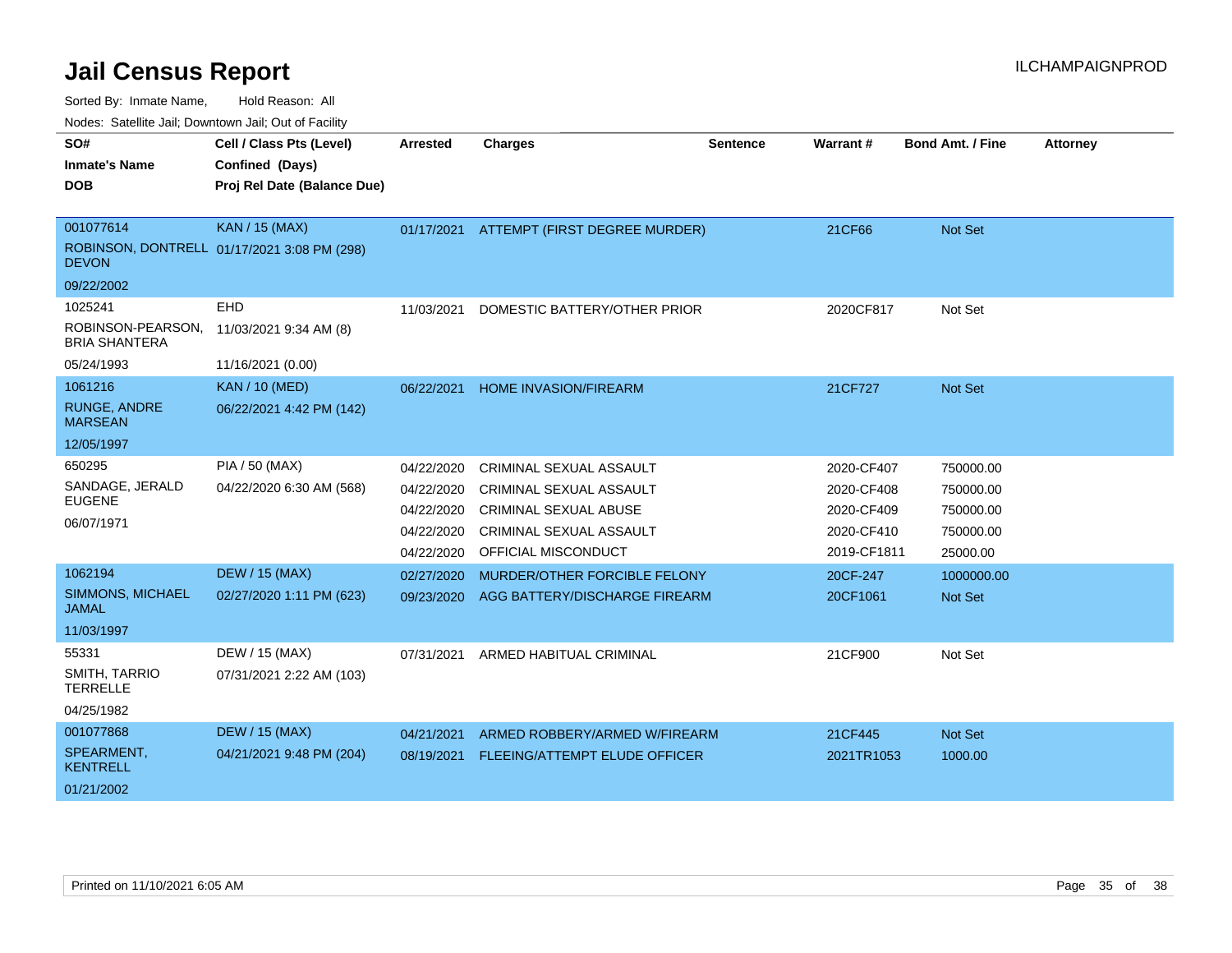# Jail Census Report

ILCHAMPAIGNPROD

Sorted By: Inmate Name, Hold Reason: All

Nodes: Satellite Jail; Downtown Jail; Out of Facility

| SO# / Inmate's Name / DOB | Cell / Class Pts (Level) / Confined (Days) / Proj Rel Date (Balance Due) | Arrested | Charges | Sentence | Warrant # | Bond Amt. / Fine | Attorney |
|---|---|---|---|---|---|---|---|
| 001077614<br>ROBINSON, DONTRELL DEVON<br>09/22/2002 | KAN / 15 (MAX)<br>01/17/2021 3:08 PM (298) | 01/17/2021 | ATTEMPT (FIRST DEGREE MURDER) | | 21CF66 | Not Set | |
| 1025241<br>ROBINSON-PEARSON, BRIA SHANTERA<br>05/24/1993 | EHD<br>11/03/2021 9:34 AM (8)<br>11/16/2021 (0.00) | 11/03/2021 | DOMESTIC BATTERY/OTHER PRIOR | | 2020CF817 | Not Set | |
| 1061216<br>RUNGE, ANDRE MARSEAN<br>12/05/1997 | KAN / 10 (MED)<br>06/22/2021 4:42 PM (142) | 06/22/2021 | HOME INVASION/FIREARM | | 21CF727 | Not Set | |
| 650295<br>SANDAGE, JERALD EUGENE<br>06/07/1971 | PIA / 50 (MAX)<br>04/22/2020 6:30 AM (568) | 04/22/2020 | CRIMINAL SEXUAL ASSAULT | | 2020-CF407 | 750000.00 | |
| | | 04/22/2020 | CRIMINAL SEXUAL ASSAULT | | 2020-CF408 | 750000.00 | |
| | | 04/22/2020 | CRIMINAL SEXUAL ABUSE | | 2020-CF409 | 750000.00 | |
| | | 04/22/2020 | CRIMINAL SEXUAL ASSAULT | | 2020-CF410 | 750000.00 | |
| | | 04/22/2020 | OFFICIAL MISCONDUCT | | 2019-CF1811 | 25000.00 | |
| 1062194<br>SIMMONS, MICHAEL JAMAL<br>11/03/1997 | DEW / 15 (MAX)<br>02/27/2020 1:11 PM (623) | 02/27/2020 | MURDER/OTHER FORCIBLE FELONY | | 20CF-247 | 1000000.00 | |
| | | 09/23/2020 | AGG BATTERY/DISCHARGE FIREARM | | 20CF1061 | Not Set | |
| 55331<br>SMITH, TARRIO TERRELLE<br>04/25/1982 | DEW / 15 (MAX)<br>07/31/2021 2:22 AM (103) | 07/31/2021 | ARMED HABITUAL CRIMINAL | | 21CF900 | Not Set | |
| 001077868<br>SPEARMENT, KENTRELL<br>01/21/2002 | DEW / 15 (MAX)<br>04/21/2021 9:48 PM (204) | 04/21/2021 | ARMED ROBBERY/ARMED W/FIREARM | | 21CF445 | Not Set | |
| | | 08/19/2021 | FLEEING/ATTEMPT ELUDE OFFICER | | 2021TR1053 | 1000.00 | |

Printed on 11/10/2021 6:05 AM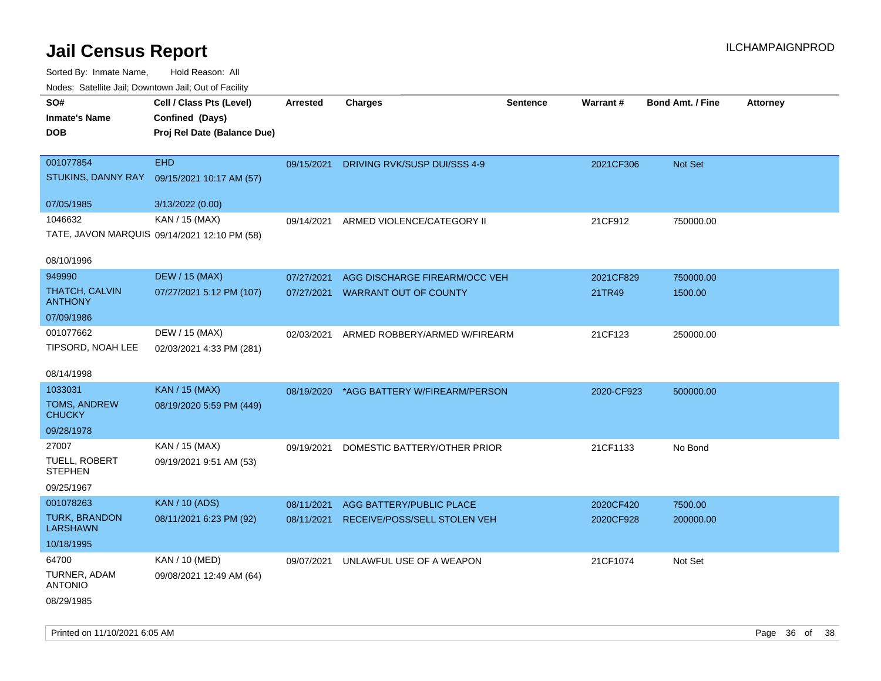# Jail Census Report

ILCHAMPAIGNPROD

Sorted By: Inmate Name, Hold Reason: All

Nodes: Satellite Jail; Downtown Jail; Out of Facility

| SO# / Inmate's Name / DOB | Cell / Class Pts (Level) / Confined (Days) / Proj Rel Date (Balance Due) | Arrested | Charges | Sentence | Warrant # | Bond Amt. / Fine | Attorney |
|---|---|---|---|---|---|---|---|
| 001077854<br>STUKINS, DANNY RAY<br>07/05/1985 | EHD<br>09/15/2021 10:17 AM (57)<br>3/13/2022 (0.00) | 09/15/2021 | DRIVING RVK/SUSP DUI/SSS 4-9 | | 2021CF306 | Not Set | |
| 1046632<br>TATE, JAVON MARQUIS<br>08/10/1996 | KAN / 15 (MAX)<br>09/14/2021 12:10 PM (58) | 09/14/2021 | ARMED VIOLENCE/CATEGORY II | | 21CF912 | 750000.00 | |
| 949990<br>THATCH, CALVIN ANTHONY<br>07/09/1986 | DEW / 15 (MAX)<br>07/27/2021 5:12 PM (107) | 07/27/2021 | AGG DISCHARGE FIREARM/OCC VEH | | 2021CF829 | 750000.00 | |
| | | 07/27/2021 | WARRANT OUT OF COUNTY | | 21TR49 | 1500.00 | |
| 001077662<br>TIPSORD, NOAH LEE<br>08/14/1998 | DEW / 15 (MAX)<br>02/03/2021 4:33 PM (281) | 02/03/2021 | ARMED ROBBERY/ARMED W/FIREARM | | 21CF123 | 250000.00 | |
| 1033031<br>TOMS, ANDREW CHUCKY<br>09/28/1978 | KAN / 15 (MAX)<br>08/19/2020 5:59 PM (449) | 08/19/2020 | *AGG BATTERY W/FIREARM/PERSON | | 2020-CF923 | 500000.00 | |
| 27007<br>TUELL, ROBERT STEPHEN<br>09/25/1967 | KAN / 15 (MAX)<br>09/19/2021 9:51 AM (53) | 09/19/2021 | DOMESTIC BATTERY/OTHER PRIOR | | 21CF1133 | No Bond | |
| 001078263<br>TURK, BRANDON LARSHAWN<br>10/18/1995 | KAN / 10 (ADS)<br>08/11/2021 6:23 PM (92) | 08/11/2021 | AGG BATTERY/PUBLIC PLACE | | 2020CF420 | 7500.00 | |
| | | 08/11/2021 | RECEIVE/POSS/SELL STOLEN VEH | | 2020CF928 | 200000.00 | |
| 64700<br>TURNER, ADAM ANTONIO<br>08/29/1985 | KAN / 10 (MED)<br>09/08/2021 12:49 AM (64) | 09/07/2021 | UNLAWFUL USE OF A WEAPON | | 21CF1074 | Not Set | |

Printed on 11/10/2021 6:05 AM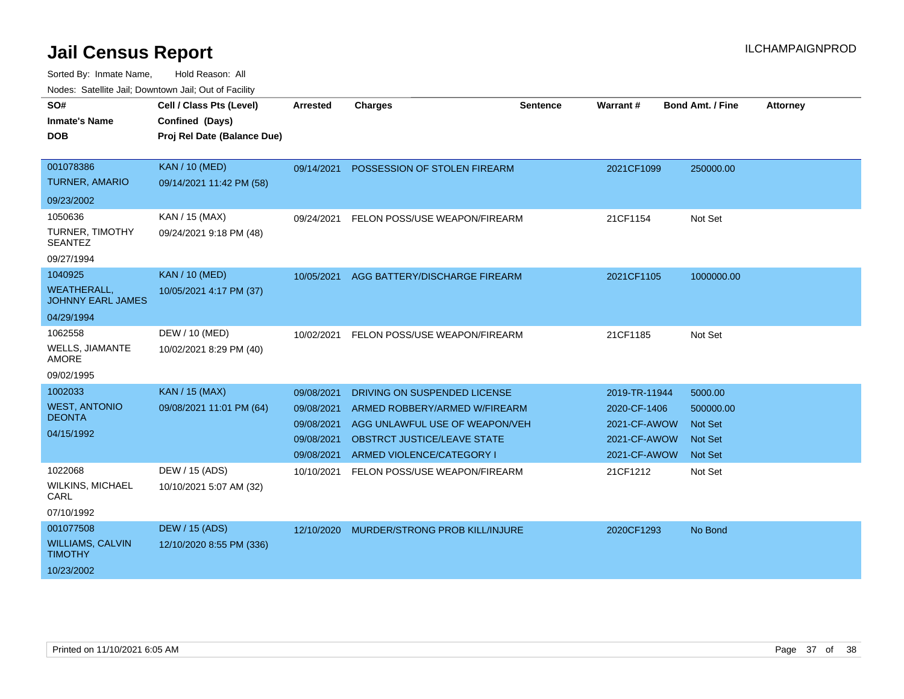# Jail Census Report

ILCHAMPAIGNPROD

Sorted By: Inmate Name, Hold Reason: All

Nodes: Satellite Jail; Downtown Jail; Out of Facility

| SO# / Inmate's Name / DOB | Cell / Class Pts (Level) / Confined (Days) / Proj Rel Date (Balance Due) | Arrested | Charges | Sentence | Warrant # | Bond Amt. / Fine | Attorney |
|---|---|---|---|---|---|---|---|
| 001078386<br>TURNER, AMARIO<br>09/23/2002 | KAN / 10 (MED)<br>09/14/2021 11:42 PM (58) | 09/14/2021 | POSSESSION OF STOLEN FIREARM | | 2021CF1099 | 250000.00 | |
| 1050636<br>TURNER, TIMOTHY SEANTEZ<br>09/27/1994 | KAN / 15 (MAX)<br>09/24/2021 9:18 PM (48) | 09/24/2021 | FELON POSS/USE WEAPON/FIREARM | | 21CF1154 | Not Set | |
| 1040925<br>WEATHERALL, JOHNNY EARL JAMES<br>04/29/1994 | KAN / 10 (MED)<br>10/05/2021 4:17 PM (37) | 10/05/2021 | AGG BATTERY/DISCHARGE FIREARM | | 2021CF1105 | 1000000.00 | |
| 1062558<br>WELLS, JIAMANTE AMORE<br>09/02/1995 | DEW / 10 (MED)<br>10/02/2021 8:29 PM (40) | 10/02/2021 | FELON POSS/USE WEAPON/FIREARM | | 21CF1185 | Not Set | |
| 1002033<br>WEST, ANTONIO DEONTA<br>04/15/1992 | KAN / 15 (MAX)<br>09/08/2021 11:01 PM (64) | 09/08/2021 | DRIVING ON SUSPENDED LICENSE | | 2019-TR-11944 | 5000.00 | |
| | | 09/08/2021 | ARMED ROBBERY/ARMED W/FIREARM | | 2020-CF-1406 | 500000.00 | |
| | | 09/08/2021 | AGG UNLAWFUL USE OF WEAPON/VEH | | 2021-CF-AWOW | Not Set | |
| | | 09/08/2021 | OBSTRCT JUSTICE/LEAVE STATE | | 2021-CF-AWOW | Not Set | |
| | | 09/08/2021 | ARMED VIOLENCE/CATEGORY I | | 2021-CF-AWOW | Not Set | |
| 1022068<br>WILKINS, MICHAEL CARL<br>07/10/1992 | DEW / 15 (ADS)<br>10/10/2021 5:07 AM (32) | 10/10/2021 | FELON POSS/USE WEAPON/FIREARM | | 21CF1212 | Not Set | |
| 001077508<br>WILLIAMS, CALVIN TIMOTHY<br>10/23/2002 | DEW / 15 (ADS)<br>12/10/2020 8:55 PM (336) | 12/10/2020 | MURDER/STRONG PROB KILL/INJURE | | 2020CF1293 | No Bond | |

Printed on 11/10/2021 6:05 AM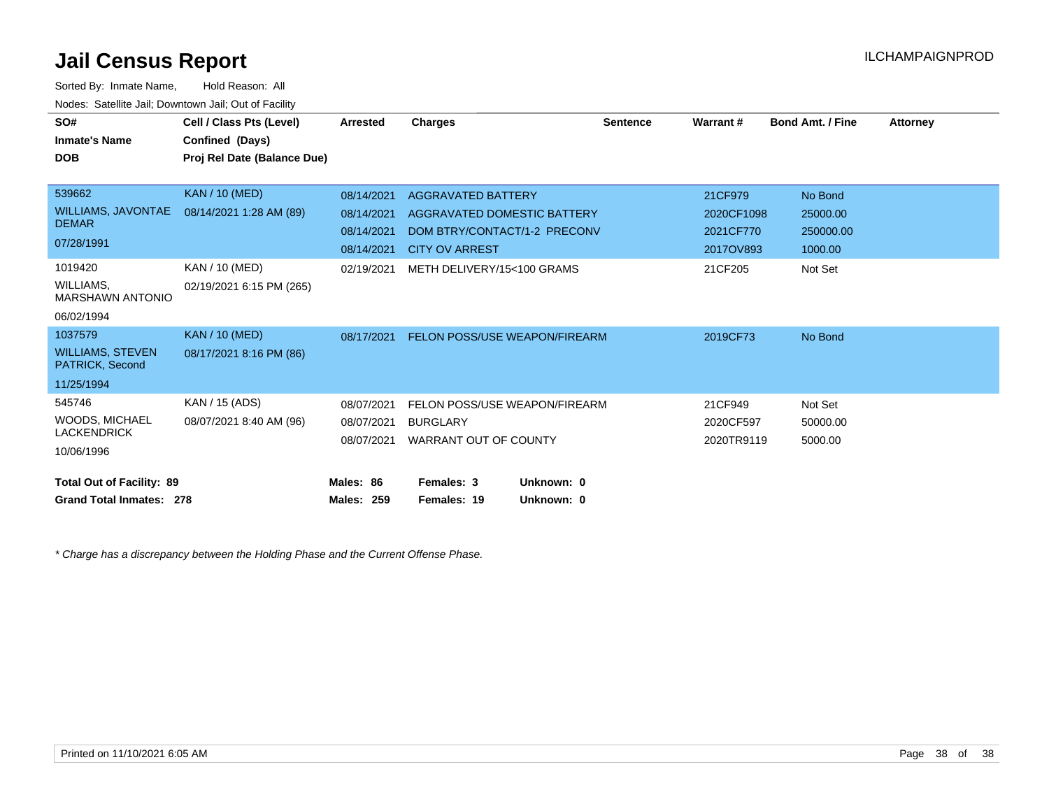# Jail Census Report

ILCHAMPAIGNPROD

Sorted By: Inmate Name, Hold Reason: All

Nodes: Satellite Jail; Downtown Jail; Out of Facility

| SO# / Inmate's Name / DOB | Cell / Class Pts (Level) / Confined (Days) / Proj Rel Date (Balance Due) | Arrested | Charges | Sentence | Warrant # | Bond Amt. / Fine | Attorney |
|---|---|---|---|---|---|---|---|
| 539662 | KAN / 10 (MED) | 08/14/2021 | AGGRAVATED BATTERY | | 21CF979 | No Bond | |
| WILLIAMS, JAVONTAE DEMAR | 08/14/2021 1:28 AM (89) | 08/14/2021 | AGGRAVATED DOMESTIC BATTERY | | 2020CF1098 | 25000.00 | |
| 07/28/1991 | | 08/14/2021 | DOM BTRY/CONTACT/1-2 PRECONV | | 2021CF770 | 250000.00 | |
| | | 08/14/2021 | CITY OV ARREST | | 2017OV893 | 1000.00 | |
| 1019420 | KAN / 10 (MED) | 02/19/2021 | METH DELIVERY/15<100 GRAMS | | 21CF205 | Not Set | |
| WILLIAMS, MARSHAWN ANTONIO | 02/19/2021 6:15 PM (265) | | | | | | |
| 06/02/1994 | | | | | | | |
| 1037579 | KAN / 10 (MED) | 08/17/2021 | FELON POSS/USE WEAPON/FIREARM | | 2019CF73 | No Bond | |
| WILLIAMS, STEVEN PATRICK, Second | 08/17/2021 8:16 PM (86) | | | | | | |
| 11/25/1994 | | | | | | | |
| 545746 | KAN / 15 (ADS) | 08/07/2021 | FELON POSS/USE WEAPON/FIREARM | | 21CF949 | Not Set | |
| WOODS, MICHAEL LACKENDRICK | 08/07/2021 8:40 AM (96) | 08/07/2021 | BURGLARY | | 2020CF597 | 50000.00 | |
| 10/06/1996 | | 08/07/2021 | WARRANT OUT OF COUNTY | | 2020TR9119 | 5000.00 | |

**Total Out of Facility: 89** **Males: 86** **Females: 3** **Unknown: 0**

**Grand Total Inmates: 278** **Males: 259** **Females: 19** **Unknown: 0**

*\* Charge has a discrepancy between the Holding Phase and the Current Offense Phase.*

Printed on 11/10/2021 6:05 AM